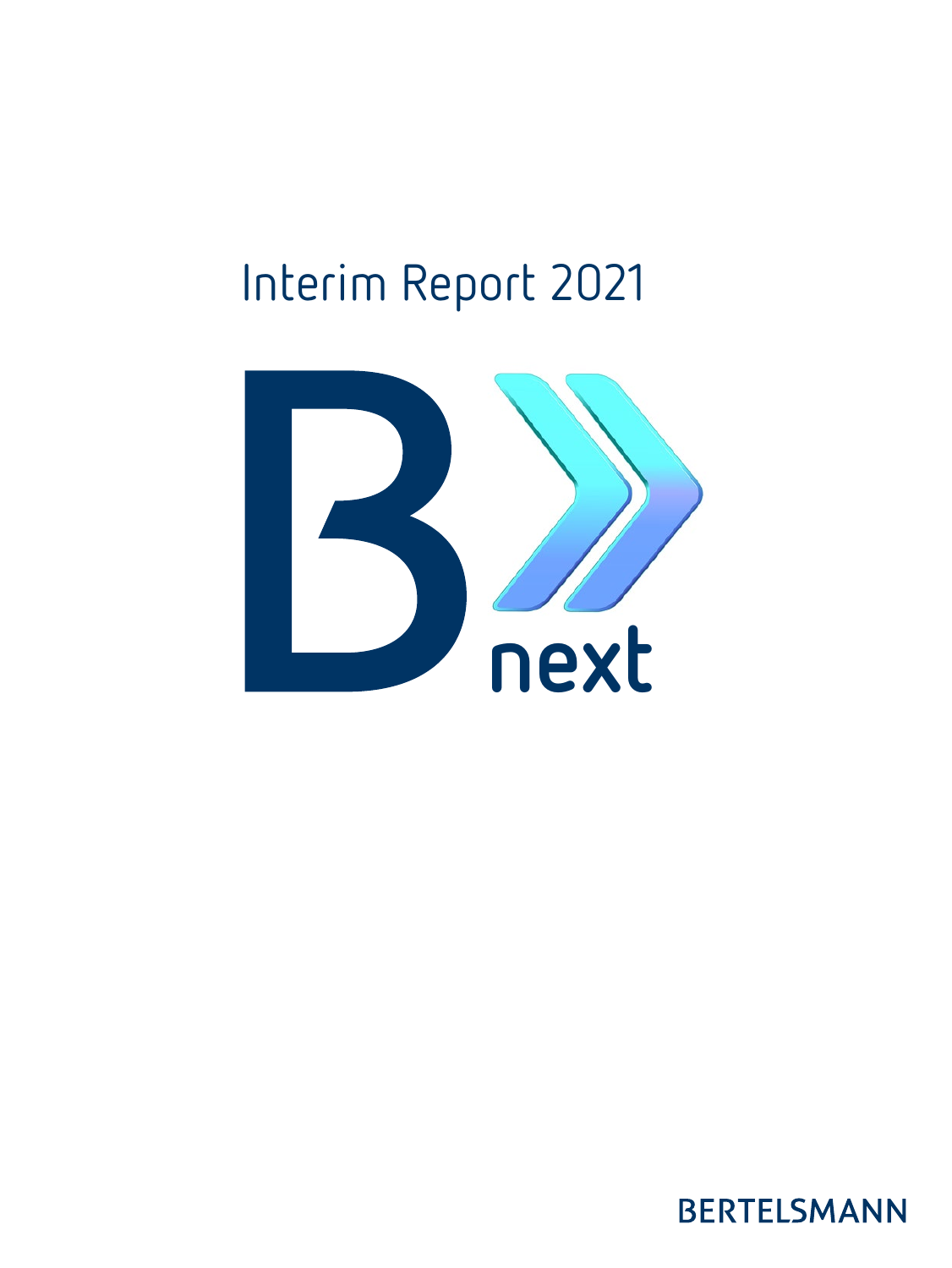# Interim Report 2021

B next

BERTELSMANN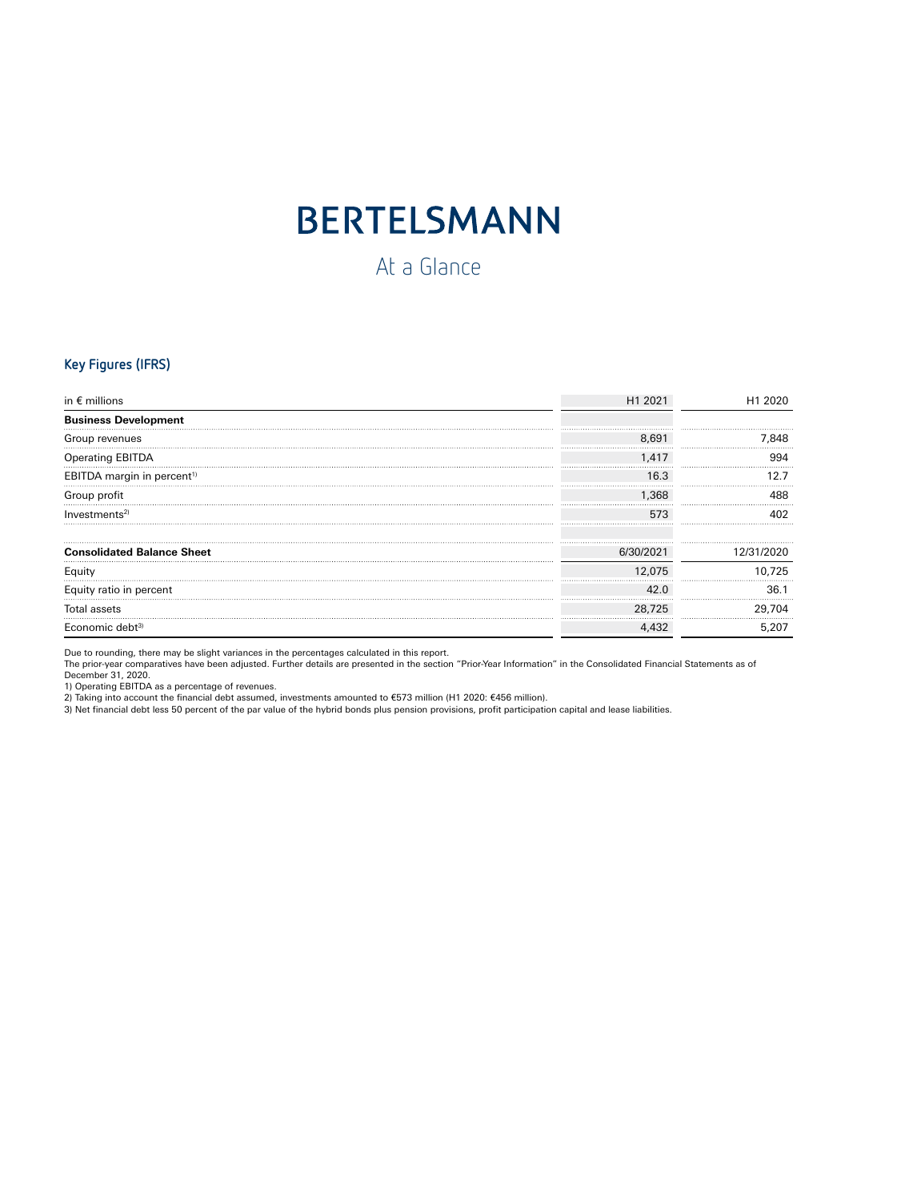# BERTELSMANN

## At a Glance

### Key Figures (IFRS)

| in € millions | H1 2021 | H1 2020 |
|---|---|---|
| **Business Development** | | |
| Group revenues | 8,691 | 7,848 |
| Operating EBITDA | 1,417 | 994 |
| EBITDA margin in percent[1)] | 16.3 | 12.7 |
| Group profit | 1,368 | 488 |
| Investments[2)] | 573 | 402 |
| | | |
| **Consolidated Balance Sheet** | 6/30/2021 | 12/31/2020 |
| Equity | 12,075 | 10,725 |
| Equity ratio in percent | 42.0 | 36.1 |
| Total assets | 28,725 | 29,704 |
| Economic debt[3)] | 4,432 | 5,207 |

Due to rounding, there may be slight variances in the percentages calculated in this report.
The prior-year comparatives have been adjusted. Further details are presented in the section "Prior-Year Information" in the Consolidated Financial Statements as of December 31, 2020.
1) Operating EBITDA as a percentage of revenues.
2) Taking into account the financial debt assumed, investments amounted to €573 million (H1 2020: €456 million).
3) Net financial debt less 50 percent of the par value of the hybrid bonds plus pension provisions, profit participation capital and lease liabilities.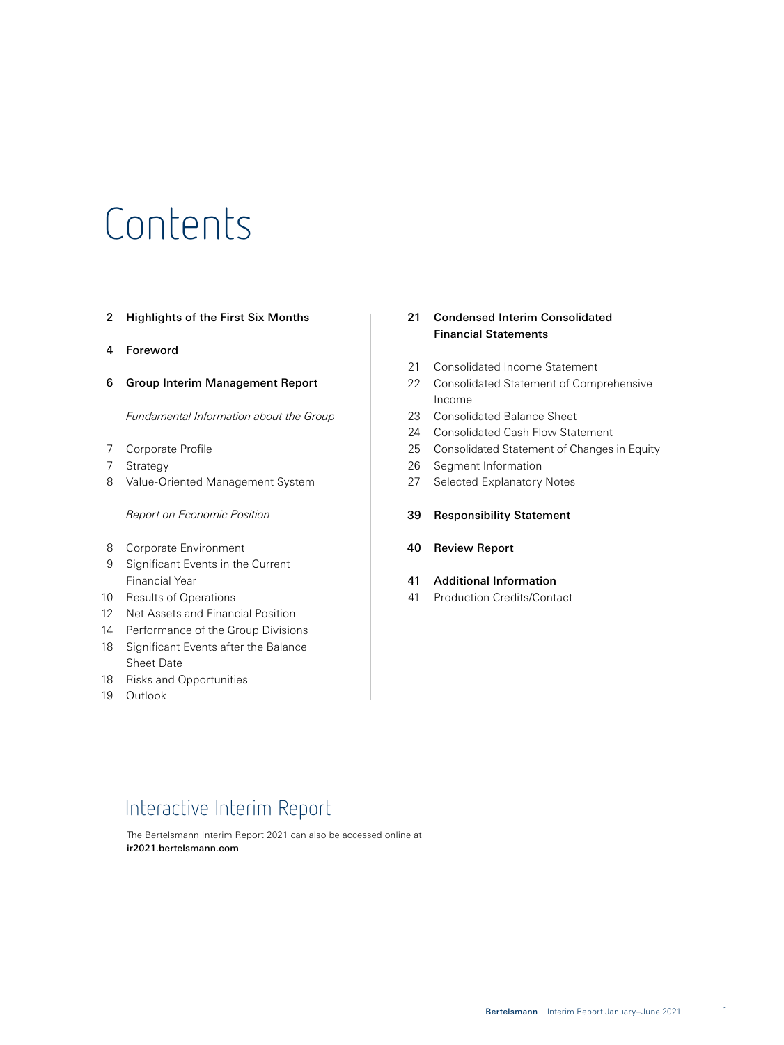# Contents

**2 Highlights of the First Six Months**

**4 Foreword**

**6 Group Interim Management Report**

*Fundamental Information about the Group*

7 Corporate Profile
7 Strategy
8 Value-Oriented Management System

*Report on Economic Position*

8 Corporate Environment
9 Significant Events in the Current Financial Year
10 Results of Operations
12 Net Assets and Financial Position
14 Performance of the Group Divisions
18 Significant Events after the Balance Sheet Date
18 Risks and Opportunities
19 Outlook

**21 Condensed Interim Consolidated Financial Statements**

21 Consolidated Income Statement
22 Consolidated Statement of Comprehensive Income
23 Consolidated Balance Sheet
24 Consolidated Cash Flow Statement
25 Consolidated Statement of Changes in Equity
26 Segment Information
27 Selected Explanatory Notes

**39 Responsibility Statement**

**40 Review Report**

**41 Additional Information**

41 Production Credits/Contact

## Interactive Interim Report

The Bertelsmann Interim Report 2021 can also be accessed online at **ir2021.bertelsmann.com**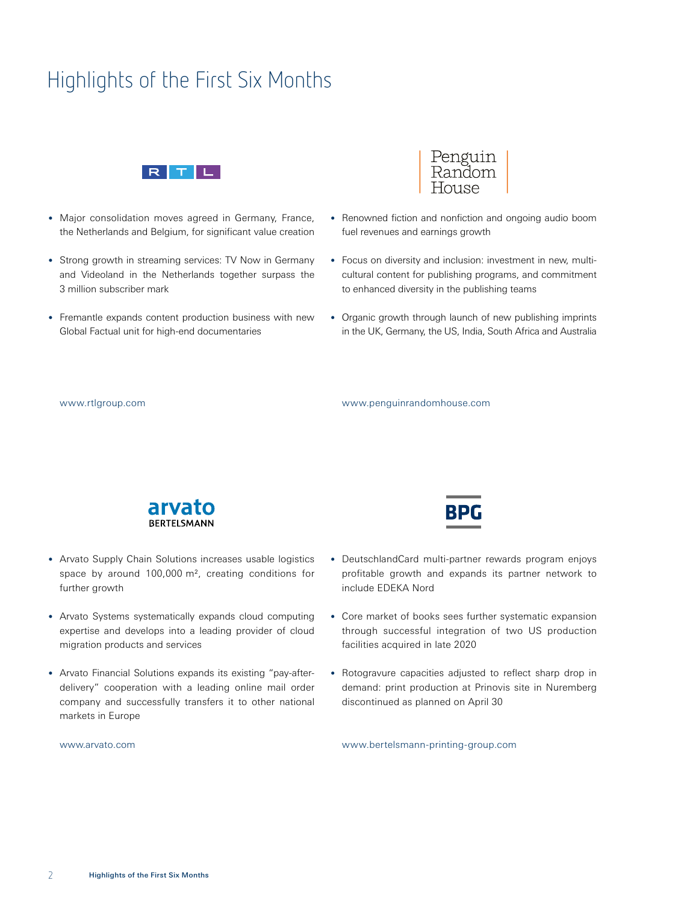# Highlights of the First Six Months

## RTL

- Major consolidation moves agreed in Germany, France, the Netherlands and Belgium, for significant value creation
- Strong growth in streaming services: TV Now in Germany and Videoland in the Netherlands together surpass the 3 million subscriber mark
- Fremantle expands content production business with new Global Factual unit for high-end documentaries

www.rtlgroup.com

## Penguin Random House

- Renowned fiction and nonfiction and ongoing audio boom fuel revenues and earnings growth
- Focus on diversity and inclusion: investment in new, multicultural content for publishing programs, and commitment to enhanced diversity in the publishing teams
- Organic growth through launch of new publishing imprints in the UK, Germany, the US, India, South Africa and Australia

www.penguinrandomhouse.com

## arvato BERTELSMANN

- Arvato Supply Chain Solutions increases usable logistics space by around 100,000 m², creating conditions for further growth
- Arvato Systems systematically expands cloud computing expertise and develops into a leading provider of cloud migration products and services
- Arvato Financial Solutions expands its existing "pay-after-delivery" cooperation with a leading online mail order company and successfully transfers it to other national markets in Europe

www.arvato.com

## BPG

- DeutschlandCard multi-partner rewards program enjoys profitable growth and expands its partner network to include EDEKA Nord
- Core market of books sees further systematic expansion through successful integration of two US production facilities acquired in late 2020
- Rotogravure capacities adjusted to reflect sharp drop in demand: print production at Prinovis site in Nuremberg discontinued as planned on April 30

www.bertelsmann-printing-group.com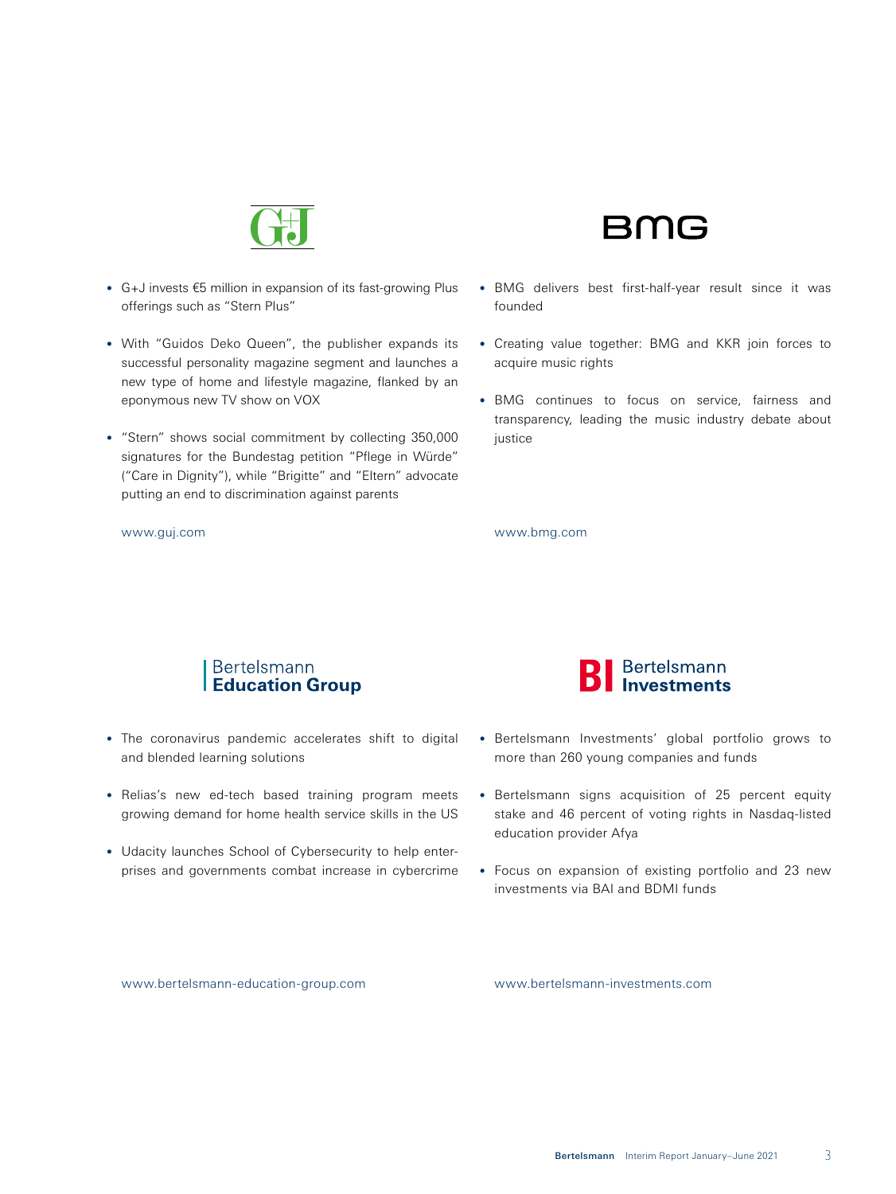## G+J

- G+J invests €5 million in expansion of its fast-growing Plus offerings such as “Stern Plus”
- With “Guidos Deko Queen”, the publisher expands its successful personality magazine segment and launches a new type of home and lifestyle magazine, flanked by an eponymous new TV show on VOX
- “Stern” shows social commitment by collecting 350,000 signatures for the Bundestag petition “Pflege in Würde” (“Care in Dignity”), while “Brigitte” and “Eltern” advocate putting an end to discrimination against parents

www.guj.com

## BMG

- BMG delivers best first-half-year result since it was founded
- Creating value together: BMG and KKR join forces to acquire music rights
- BMG continues to focus on service, fairness and transparency, leading the music industry debate about justice

www.bmg.com

## Bertelsmann Education Group

- The coronavirus pandemic accelerates shift to digital and blended learning solutions
- Relias’s new ed-tech based training program meets growing demand for home health service skills in the US
- Udacity launches School of Cybersecurity to help enterprises and governments combat increase in cybercrime

www.bertelsmann-education-group.com

## Bertelsmann Investments

- Bertelsmann Investments’ global portfolio grows to more than 260 young companies and funds
- Bertelsmann signs acquisition of 25 percent equity stake and 46 percent of voting rights in Nasdaq-listed education provider Afya
- Focus on expansion of existing portfolio and 23 new investments via BAI and BDMI funds

www.bertelsmann-investments.com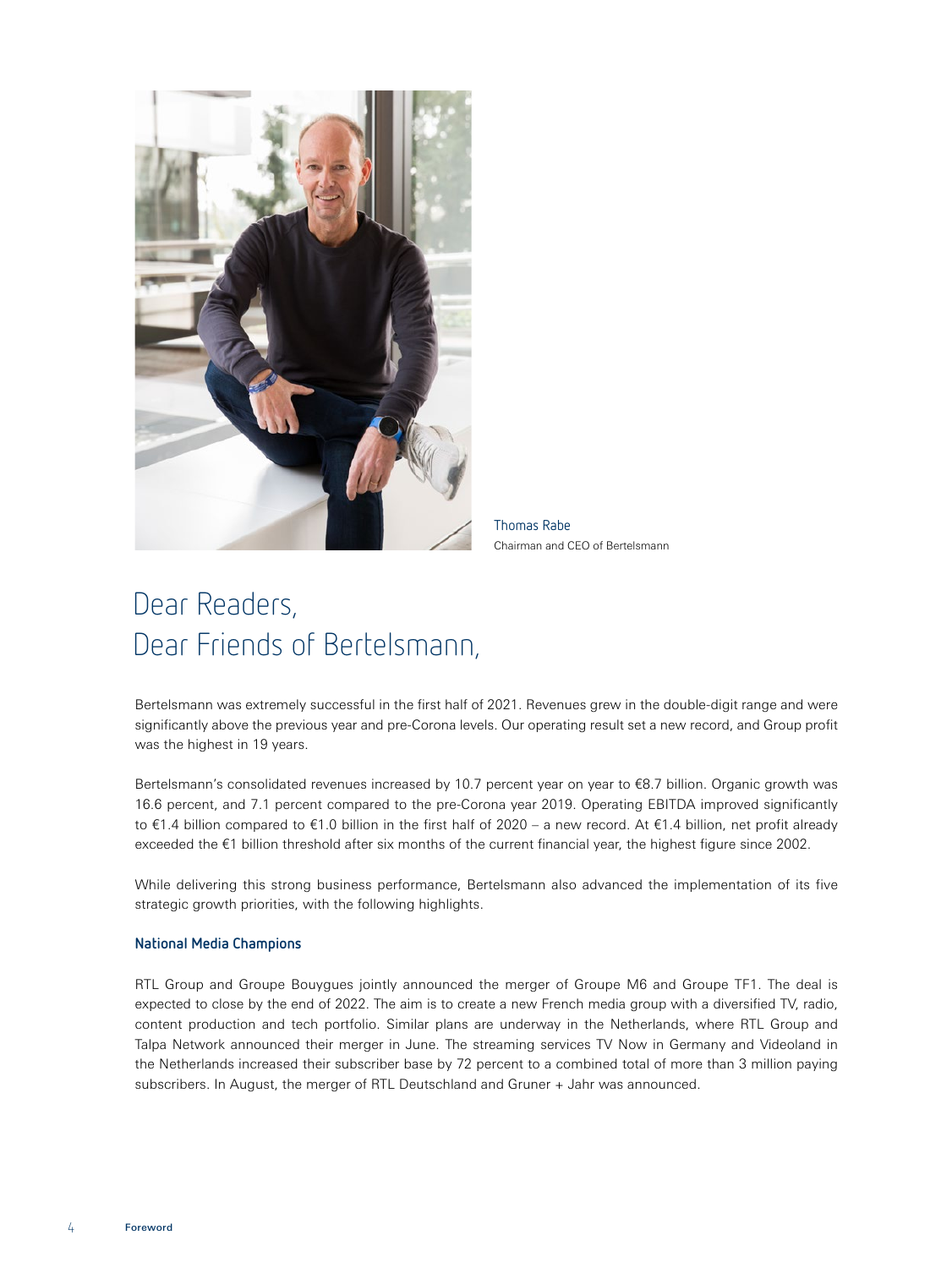Thomas Rabe
Chairman and CEO of Bertelsmann

# Dear Readers,
# Dear Friends of Bertelsmann,

Bertelsmann was extremely successful in the first half of 2021. Revenues grew in the double-digit range and were significantly above the previous year and pre-Corona levels. Our operating result set a new record, and Group profit was the highest in 19 years.

Bertelsmann's consolidated revenues increased by 10.7 percent year on year to €8.7 billion. Organic growth was 16.6 percent, and 7.1 percent compared to the pre-Corona year 2019. Operating EBITDA improved significantly to €1.4 billion compared to €1.0 billion in the first half of 2020 – a new record. At €1.4 billion, net profit already exceeded the €1 billion threshold after six months of the current financial year, the highest figure since 2002.

While delivering this strong business performance, Bertelsmann also advanced the implementation of its five strategic growth priorities, with the following highlights.

### National Media Champions

RTL Group and Groupe Bouygues jointly announced the merger of Groupe M6 and Groupe TF1. The deal is expected to close by the end of 2022. The aim is to create a new French media group with a diversified TV, radio, content production and tech portfolio. Similar plans are underway in the Netherlands, where RTL Group and Talpa Network announced their merger in June. The streaming services TV Now in Germany and Videoland in the Netherlands increased their subscriber base by 72 percent to a combined total of more than 3 million paying subscribers. In August, the merger of RTL Deutschland and Gruner + Jahr was announced.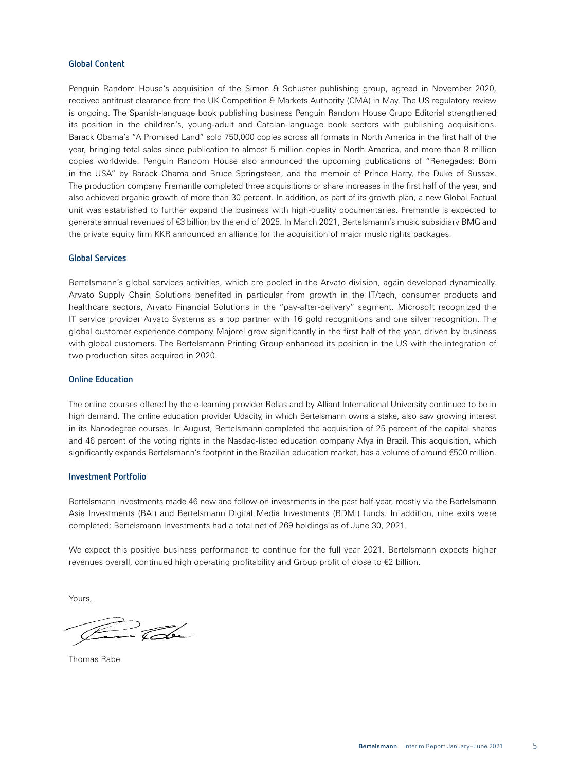### Global Content

Penguin Random House's acquisition of the Simon & Schuster publishing group, agreed in November 2020, received antitrust clearance from the UK Competition & Markets Authority (CMA) in May. The US regulatory review is ongoing. The Spanish-language book publishing business Penguin Random House Grupo Editorial strengthened its position in the children's, young-adult and Catalan-language book sectors with publishing acquisitions. Barack Obama's "A Promised Land" sold 750,000 copies across all formats in North America in the first half of the year, bringing total sales since publication to almost 5 million copies in North America, and more than 8 million copies worldwide. Penguin Random House also announced the upcoming publications of "Renegades: Born in the USA" by Barack Obama and Bruce Springsteen, and the memoir of Prince Harry, the Duke of Sussex. The production company Fremantle completed three acquisitions or share increases in the first half of the year, and also achieved organic growth of more than 30 percent. In addition, as part of its growth plan, a new Global Factual unit was established to further expand the business with high-quality documentaries. Fremantle is expected to generate annual revenues of €3 billion by the end of 2025. In March 2021, Bertelsmann's music subsidiary BMG and the private equity firm KKR announced an alliance for the acquisition of major music rights packages.

### Global Services

Bertelsmann's global services activities, which are pooled in the Arvato division, again developed dynamically. Arvato Supply Chain Solutions benefited in particular from growth in the IT/tech, consumer products and healthcare sectors, Arvato Financial Solutions in the "pay-after-delivery" segment. Microsoft recognized the IT service provider Arvato Systems as a top partner with 16 gold recognitions and one silver recognition. The global customer experience company Majorel grew significantly in the first half of the year, driven by business with global customers. The Bertelsmann Printing Group enhanced its position in the US with the integration of two production sites acquired in 2020.

### Online Education

The online courses offered by the e-learning provider Relias and by Alliant International University continued to be in high demand. The online education provider Udacity, in which Bertelsmann owns a stake, also saw growing interest in its Nanodegree courses. In August, Bertelsmann completed the acquisition of 25 percent of the capital shares and 46 percent of the voting rights in the Nasdaq-listed education company Afya in Brazil. This acquisition, which significantly expands Bertelsmann's footprint in the Brazilian education market, has a volume of around €500 million.

### Investment Portfolio

Bertelsmann Investments made 46 new and follow-on investments in the past half-year, mostly via the Bertelsmann Asia Investments (BAI) and Bertelsmann Digital Media Investments (BDMI) funds. In addition, nine exits were completed; Bertelsmann Investments had a total net of 269 holdings as of June 30, 2021.

We expect this positive business performance to continue for the full year 2021. Bertelsmann expects higher revenues overall, continued high operating profitability and Group profit of close to €2 billion.

Yours,

Thomas Rabe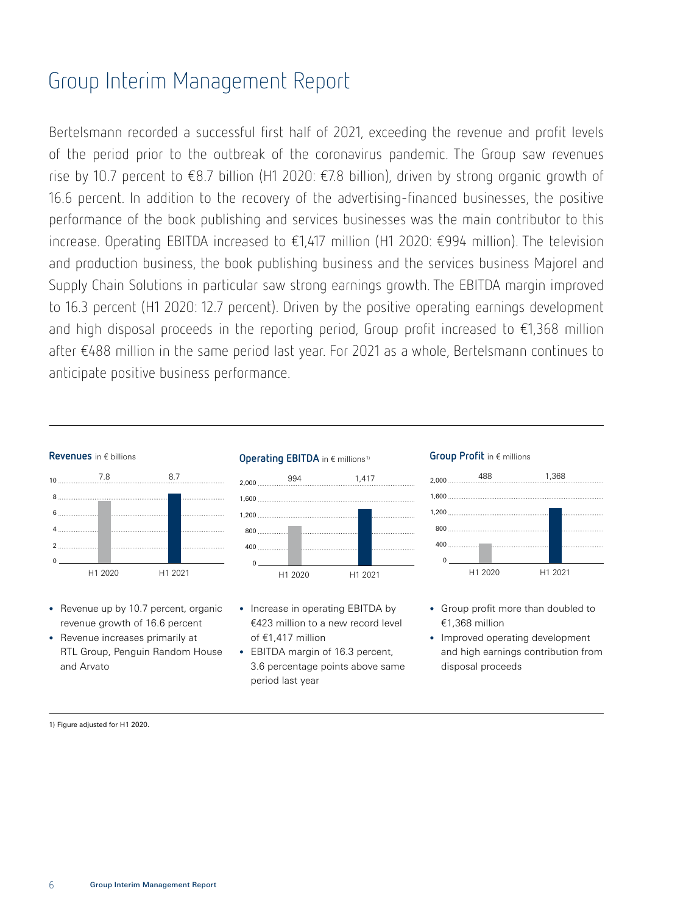# Group Interim Management Report

Bertelsmann recorded a successful first half of 2021, exceeding the revenue and profit levels of the period prior to the outbreak of the coronavirus pandemic. The Group saw revenues rise by 10.7 percent to €8.7 billion (H1 2020: €7.8 billion), driven by strong organic growth of 16.6 percent. In addition to the recovery of the advertising-financed businesses, the positive performance of the book publishing and services businesses was the main contributor to this increase. Operating EBITDA increased to €1,417 million (H1 2020: €994 million). The television and production business, the book publishing business and the services business Majorel and Supply Chain Solutions in particular saw strong earnings growth. The EBITDA margin improved to 16.3 percent (H1 2020: 12.7 percent). Driven by the positive operating earnings development and high disposal proceeds in the reporting period, Group profit increased to €1,368 million after €488 million in the same period last year. For 2021 as a whole, Bertelsmann continues to anticipate positive business performance.

**Revenues** in € billions

| | H1 2020 | H1 2021 |
|---|---|---|
| Revenues | 7.8 | 8.7 |

- Revenue up by 10.7 percent, organic revenue growth of 16.6 percent
- Revenue increases primarily at RTL Group, Penguin Random House and Arvato

**Operating EBITDA** in € millions[1]

| | H1 2020 | H1 2021 |
|---|---|---|
| Operating EBITDA | 994 | 1,417 |

- Increase in operating EBITDA by €423 million to a new record level of €1,417 million
- EBITDA margin of 16.3 percent, 3.6 percentage points above same period last year

**Group Profit** in € millions

| | H1 2020 | H1 2021 |
|---|---|---|
| Group Profit | 488 | 1,368 |

- Group profit more than doubled to €1,368 million
- Improved operating development and high earnings contribution from disposal proceeds

1) Figure adjusted for H1 2020.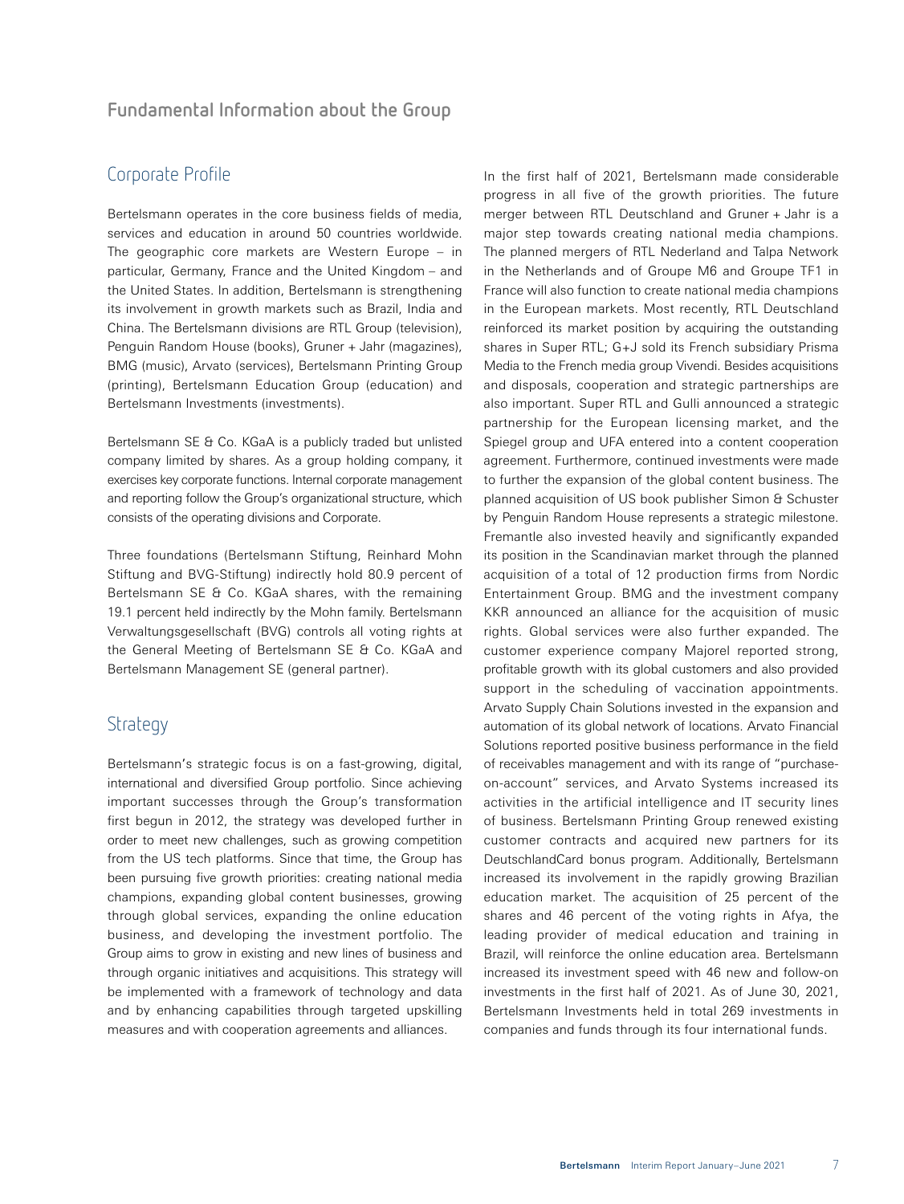# Fundamental Information about the Group

## Corporate Profile

Bertelsmann operates in the core business fields of media, services and education in around 50 countries worldwide. The geographic core markets are Western Europe – in particular, Germany, France and the United Kingdom – and the United States. In addition, Bertelsmann is strengthening its involvement in growth markets such as Brazil, India and China. The Bertelsmann divisions are RTL Group (television), Penguin Random House (books), Gruner + Jahr (magazines), BMG (music), Arvato (services), Bertelsmann Printing Group (printing), Bertelsmann Education Group (education) and Bertelsmann Investments (investments).

Bertelsmann SE & Co. KGaA is a publicly traded but unlisted company limited by shares. As a group holding company, it exercises key corporate functions. Internal corporate management and reporting follow the Group's organizational structure, which consists of the operating divisions and Corporate.

Three foundations (Bertelsmann Stiftung, Reinhard Mohn Stiftung and BVG-Stiftung) indirectly hold 80.9 percent of Bertelsmann SE & Co. KGaA shares, with the remaining 19.1 percent held indirectly by the Mohn family. Bertelsmann Verwaltungsgesellschaft (BVG) controls all voting rights at the General Meeting of Bertelsmann SE & Co. KGaA and Bertelsmann Management SE (general partner).

## Strategy

Bertelsmann's strategic focus is on a fast-growing, digital, international and diversified Group portfolio. Since achieving important successes through the Group's transformation first begun in 2012, the strategy was developed further in order to meet new challenges, such as growing competition from the US tech platforms. Since that time, the Group has been pursuing five growth priorities: creating national media champions, expanding global content businesses, growing through global services, expanding the online education business, and developing the investment portfolio. The Group aims to grow in existing and new lines of business and through organic initiatives and acquisitions. This strategy will be implemented with a framework of technology and data and by enhancing capabilities through targeted upskilling measures and with cooperation agreements and alliances.

In the first half of 2021, Bertelsmann made considerable progress in all five of the growth priorities. The future merger between RTL Deutschland and Gruner + Jahr is a major step towards creating national media champions. The planned mergers of RTL Nederland and Talpa Network in the Netherlands and of Groupe M6 and Groupe TF1 in France will also function to create national media champions in the European markets. Most recently, RTL Deutschland reinforced its market position by acquiring the outstanding shares in Super RTL; G+J sold its French subsidiary Prisma Media to the French media group Vivendi. Besides acquisitions and disposals, cooperation and strategic partnerships are also important. Super RTL and Gulli announced a strategic partnership for the European licensing market, and the Spiegel group and UFA entered into a content cooperation agreement. Furthermore, continued investments were made to further the expansion of the global content business. The planned acquisition of US book publisher Simon & Schuster by Penguin Random House represents a strategic milestone. Fremantle also invested heavily and significantly expanded its position in the Scandinavian market through the planned acquisition of a total of 12 production firms from Nordic Entertainment Group. BMG and the investment company KKR announced an alliance for the acquisition of music rights. Global services were also further expanded. The customer experience company Majorel reported strong, profitable growth with its global customers and also provided support in the scheduling of vaccination appointments. Arvato Supply Chain Solutions invested in the expansion and automation of its global network of locations. Arvato Financial Solutions reported positive business performance in the field of receivables management and with its range of "purchase-on-account" services, and Arvato Systems increased its activities in the artificial intelligence and IT security lines of business. Bertelsmann Printing Group renewed existing customer contracts and acquired new partners for its DeutschlandCard bonus program. Additionally, Bertelsmann increased its involvement in the rapidly growing Brazilian education market. The acquisition of 25 percent of the shares and 46 percent of the voting rights in Afya, the leading provider of medical education and training in Brazil, will reinforce the online education area. Bertelsmann increased its investment speed with 46 new and follow-on investments in the first half of 2021. As of June 30, 2021, Bertelsmann Investments held in total 269 investments in companies and funds through its four international funds.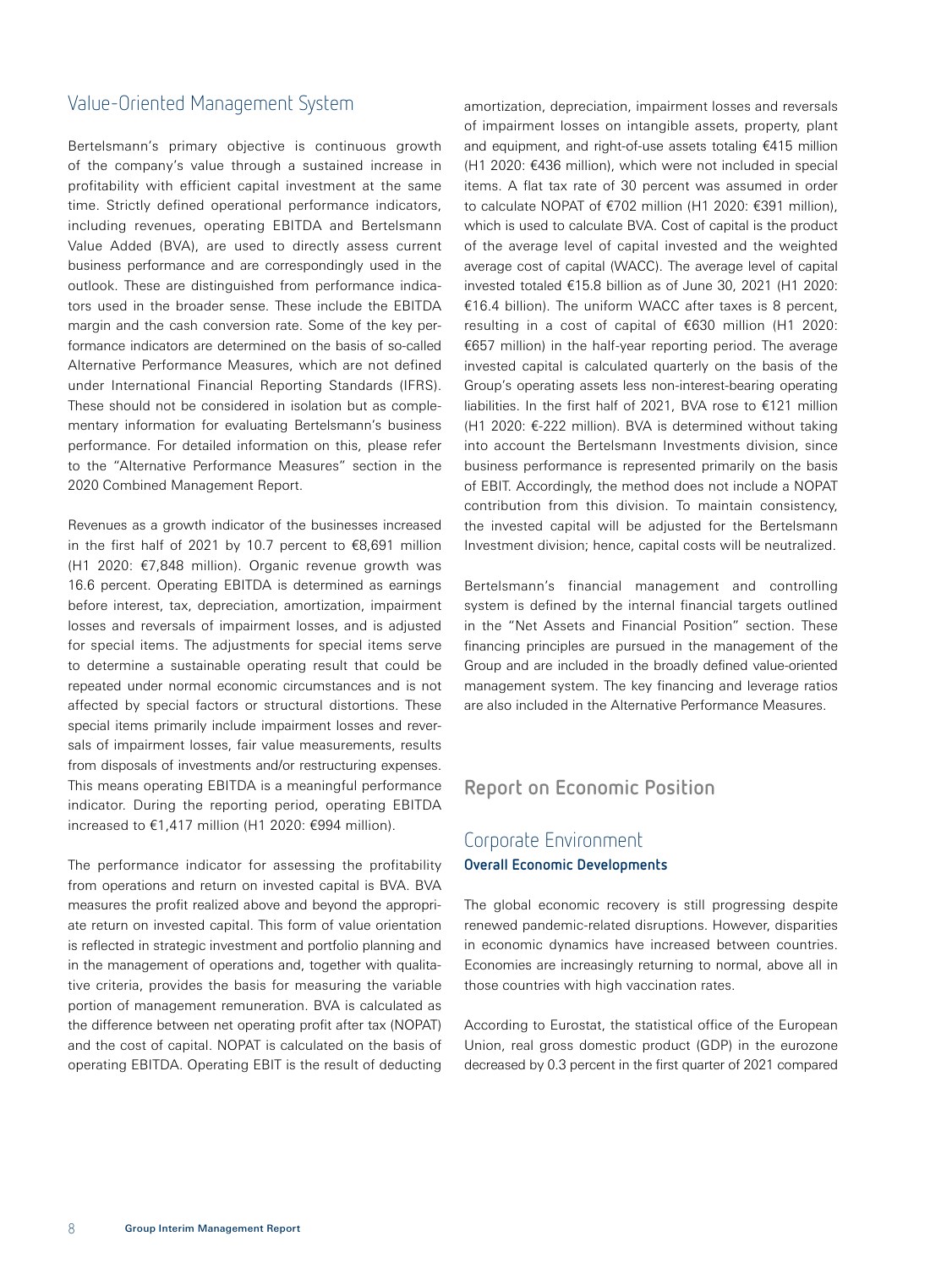## Value-Oriented Management System

Bertelsmann's primary objective is continuous growth of the company's value through a sustained increase in profitability with efficient capital investment at the same time. Strictly defined operational performance indicators, including revenues, operating EBITDA and Bertelsmann Value Added (BVA), are used to directly assess current business performance and are correspondingly used in the outlook. These are distinguished from performance indicators used in the broader sense. These include the EBITDA margin and the cash conversion rate. Some of the key performance indicators are determined on the basis of so-called Alternative Performance Measures, which are not defined under International Financial Reporting Standards (IFRS). These should not be considered in isolation but as complementary information for evaluating Bertelsmann's business performance. For detailed information on this, please refer to the "Alternative Performance Measures" section in the 2020 Combined Management Report.

Revenues as a growth indicator of the businesses increased in the first half of 2021 by 10.7 percent to €8,691 million (H1 2020: €7,848 million). Organic revenue growth was 16.6 percent. Operating EBITDA is determined as earnings before interest, tax, depreciation, amortization, impairment losses and reversals of impairment losses, and is adjusted for special items. The adjustments for special items serve to determine a sustainable operating result that could be repeated under normal economic circumstances and is not affected by special factors or structural distortions. These special items primarily include impairment losses and reversals of impairment losses, fair value measurements, results from disposals of investments and/or restructuring expenses. This means operating EBITDA is a meaningful performance indicator. During the reporting period, operating EBITDA increased to €1,417 million (H1 2020: €994 million).

The performance indicator for assessing the profitability from operations and return on invested capital is BVA. BVA measures the profit realized above and beyond the appropriate return on invested capital. This form of value orientation is reflected in strategic investment and portfolio planning and in the management of operations and, together with qualitative criteria, provides the basis for measuring the variable portion of management remuneration. BVA is calculated as the difference between net operating profit after tax (NOPAT) and the cost of capital. NOPAT is calculated on the basis of operating EBITDA. Operating EBIT is the result of deducting amortization, depreciation, impairment losses and reversals of impairment losses on intangible assets, property, plant and equipment, and right-of-use assets totaling €415 million (H1 2020: €436 million), which were not included in special items. A flat tax rate of 30 percent was assumed in order to calculate NOPAT of €702 million (H1 2020: €391 million), which is used to calculate BVA. Cost of capital is the product of the average level of capital invested and the weighted average cost of capital (WACC). The average level of capital invested totaled €15.8 billion as of June 30, 2021 (H1 2020: €16.4 billion). The uniform WACC after taxes is 8 percent, resulting in a cost of capital of €630 million (H1 2020: €657 million) in the half-year reporting period. The average invested capital is calculated quarterly on the basis of the Group's operating assets less non-interest-bearing operating liabilities. In the first half of 2021, BVA rose to €121 million (H1 2020: €-222 million). BVA is determined without taking into account the Bertelsmann Investments division, since business performance is represented primarily on the basis of EBIT. Accordingly, the method does not include a NOPAT contribution from this division. To maintain consistency, the invested capital will be adjusted for the Bertelsmann Investment division; hence, capital costs will be neutralized.

Bertelsmann's financial management and controlling system is defined by the internal financial targets outlined in the "Net Assets and Financial Position" section. These financing principles are pursued in the management of the Group and are included in the broadly defined value-oriented management system. The key financing and leverage ratios are also included in the Alternative Performance Measures.

# Report on Economic Position

## Corporate Environment

### Overall Economic Developments

The global economic recovery is still progressing despite renewed pandemic-related disruptions. However, disparities in economic dynamics have increased between countries. Economies are increasingly returning to normal, above all in those countries with high vaccination rates.

According to Eurostat, the statistical office of the European Union, real gross domestic product (GDP) in the eurozone decreased by 0.3 percent in the first quarter of 2021 compared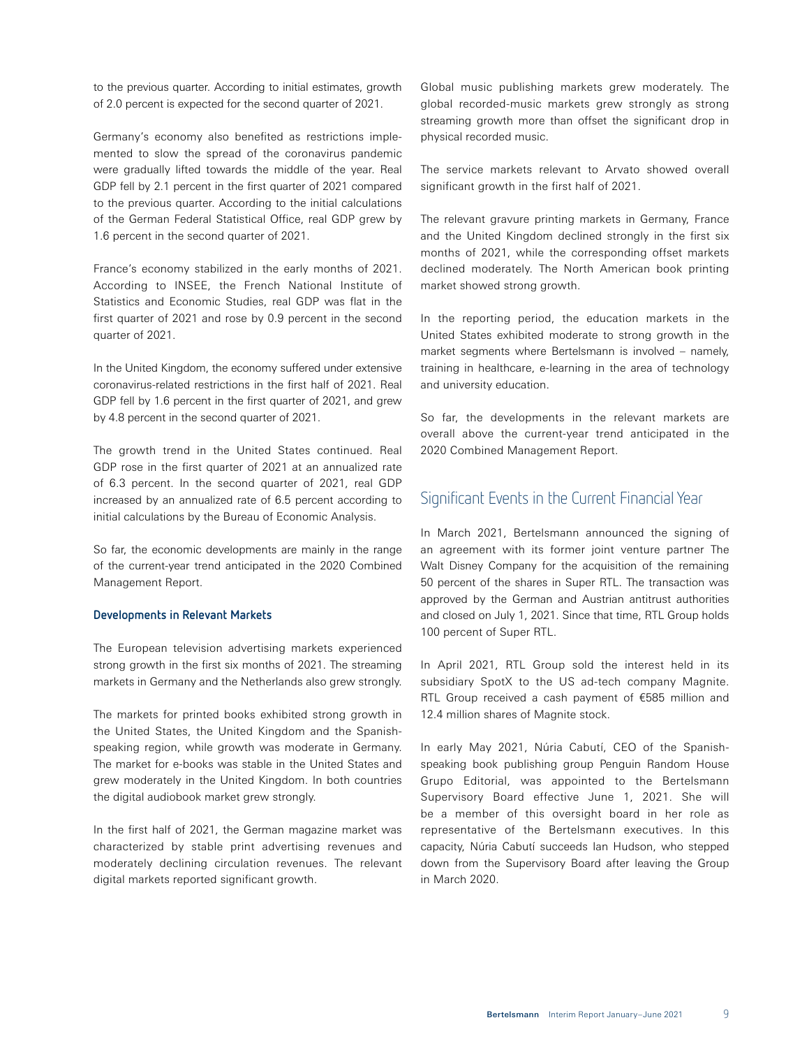to the previous quarter. According to initial estimates, growth of 2.0 percent is expected for the second quarter of 2021.

Germany's economy also benefited as restrictions implemented to slow the spread of the coronavirus pandemic were gradually lifted towards the middle of the year. Real GDP fell by 2.1 percent in the first quarter of 2021 compared to the previous quarter. According to the initial calculations of the German Federal Statistical Office, real GDP grew by 1.6 percent in the second quarter of 2021.

France's economy stabilized in the early months of 2021. According to INSEE, the French National Institute of Statistics and Economic Studies, real GDP was flat in the first quarter of 2021 and rose by 0.9 percent in the second quarter of 2021.

In the United Kingdom, the economy suffered under extensive coronavirus-related restrictions in the first half of 2021. Real GDP fell by 1.6 percent in the first quarter of 2021, and grew by 4.8 percent in the second quarter of 2021.

The growth trend in the United States continued. Real GDP rose in the first quarter of 2021 at an annualized rate of 6.3 percent. In the second quarter of 2021, real GDP increased by an annualized rate of 6.5 percent according to initial calculations by the Bureau of Economic Analysis.

So far, the economic developments are mainly in the range of the current-year trend anticipated in the 2020 Combined Management Report.

### Developments in Relevant Markets

The European television advertising markets experienced strong growth in the first six months of 2021. The streaming markets in Germany and the Netherlands also grew strongly.

The markets for printed books exhibited strong growth in the United States, the United Kingdom and the Spanish-speaking region, while growth was moderate in Germany. The market for e-books was stable in the United States and grew moderately in the United Kingdom. In both countries the digital audiobook market grew strongly.

In the first half of 2021, the German magazine market was characterized by stable print advertising revenues and moderately declining circulation revenues. The relevant digital markets reported significant growth.

Global music publishing markets grew moderately. The global recorded-music markets grew strongly as strong streaming growth more than offset the significant drop in physical recorded music.

The service markets relevant to Arvato showed overall significant growth in the first half of 2021.

The relevant gravure printing markets in Germany, France and the United Kingdom declined strongly in the first six months of 2021, while the corresponding offset markets declined moderately. The North American book printing market showed strong growth.

In the reporting period, the education markets in the United States exhibited moderate to strong growth in the market segments where Bertelsmann is involved – namely, training in healthcare, e-learning in the area of technology and university education.

So far, the developments in the relevant markets are overall above the current-year trend anticipated in the 2020 Combined Management Report.

## Significant Events in the Current Financial Year

In March 2021, Bertelsmann announced the signing of an agreement with its former joint venture partner The Walt Disney Company for the acquisition of the remaining 50 percent of the shares in Super RTL. The transaction was approved by the German and Austrian antitrust authorities and closed on July 1, 2021. Since that time, RTL Group holds 100 percent of Super RTL.

In April 2021, RTL Group sold the interest held in its subsidiary SpotX to the US ad-tech company Magnite. RTL Group received a cash payment of €585 million and 12.4 million shares of Magnite stock.

In early May 2021, Núria Cabutí, CEO of the Spanish-speaking book publishing group Penguin Random House Grupo Editorial, was appointed to the Bertelsmann Supervisory Board effective June 1, 2021. She will be a member of this oversight board in her role as representative of the Bertelsmann executives. In this capacity, Núria Cabutí succeeds Ian Hudson, who stepped down from the Supervisory Board after leaving the Group in March 2020.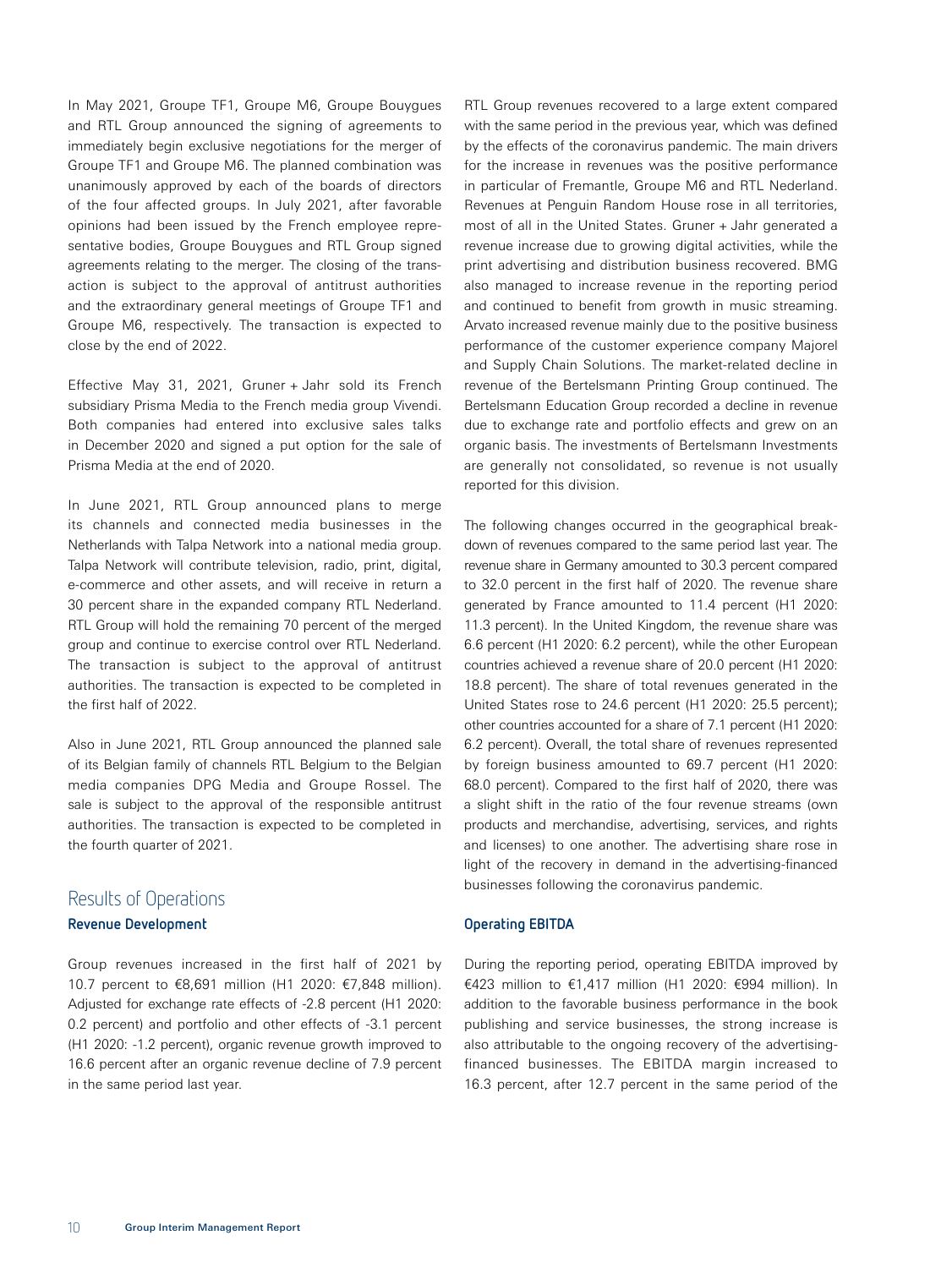In May 2021, Groupe TF1, Groupe M6, Groupe Bouygues and RTL Group announced the signing of agreements to immediately begin exclusive negotiations for the merger of Groupe TF1 and Groupe M6. The planned combination was unanimously approved by each of the boards of directors of the four affected groups. In July 2021, after favorable opinions had been issued by the French employee representative bodies, Groupe Bouygues and RTL Group signed agreements relating to the merger. The closing of the transaction is subject to the approval of antitrust authorities and the extraordinary general meetings of Groupe TF1 and Groupe M6, respectively. The transaction is expected to close by the end of 2022.

Effective May 31, 2021, Gruner + Jahr sold its French subsidiary Prisma Media to the French media group Vivendi. Both companies had entered into exclusive sales talks in December 2020 and signed a put option for the sale of Prisma Media at the end of 2020.

In June 2021, RTL Group announced plans to merge its channels and connected media businesses in the Netherlands with Talpa Network into a national media group. Talpa Network will contribute television, radio, print, digital, e-commerce and other assets, and will receive in return a 30 percent share in the expanded company RTL Nederland. RTL Group will hold the remaining 70 percent of the merged group and continue to exercise control over RTL Nederland. The transaction is subject to the approval of antitrust authorities. The transaction is expected to be completed in the first half of 2022.

Also in June 2021, RTL Group announced the planned sale of its Belgian family of channels RTL Belgium to the Belgian media companies DPG Media and Groupe Rossel. The sale is subject to the approval of the responsible antitrust authorities. The transaction is expected to be completed in the fourth quarter of 2021.

## Results of Operations

### Revenue Development

Group revenues increased in the first half of 2021 by 10.7 percent to €8,691 million (H1 2020: €7,848 million). Adjusted for exchange rate effects of -2.8 percent (H1 2020: 0.2 percent) and portfolio and other effects of -3.1 percent (H1 2020: -1.2 percent), organic revenue growth improved to 16.6 percent after an organic revenue decline of 7.9 percent in the same period last year.

RTL Group revenues recovered to a large extent compared with the same period in the previous year, which was defined by the effects of the coronavirus pandemic. The main drivers for the increase in revenues was the positive performance in particular of Fremantle, Groupe M6 and RTL Nederland. Revenues at Penguin Random House rose in all territories, most of all in the United States. Gruner + Jahr generated a revenue increase due to growing digital activities, while the print advertising and distribution business recovered. BMG also managed to increase revenue in the reporting period and continued to benefit from growth in music streaming. Arvato increased revenue mainly due to the positive business performance of the customer experience company Majorel and Supply Chain Solutions. The market-related decline in revenue of the Bertelsmann Printing Group continued. The Bertelsmann Education Group recorded a decline in revenue due to exchange rate and portfolio effects and grew on an organic basis. The investments of Bertelsmann Investments are generally not consolidated, so revenue is not usually reported for this division.

The following changes occurred in the geographical breakdown of revenues compared to the same period last year. The revenue share in Germany amounted to 30.3 percent compared to 32.0 percent in the first half of 2020. The revenue share generated by France amounted to 11.4 percent (H1 2020: 11.3 percent). In the United Kingdom, the revenue share was 6.6 percent (H1 2020: 6.2 percent), while the other European countries achieved a revenue share of 20.0 percent (H1 2020: 18.8 percent). The share of total revenues generated in the United States rose to 24.6 percent (H1 2020: 25.5 percent); other countries accounted for a share of 7.1 percent (H1 2020: 6.2 percent). Overall, the total share of revenues represented by foreign business amounted to 69.7 percent (H1 2020: 68.0 percent). Compared to the first half of 2020, there was a slight shift in the ratio of the four revenue streams (own products and merchandise, advertising, services, and rights and licenses) to one another. The advertising share rose in light of the recovery in demand in the advertising-financed businesses following the coronavirus pandemic.

### Operating EBITDA

During the reporting period, operating EBITDA improved by €423 million to €1,417 million (H1 2020: €994 million). In addition to the favorable business performance in the book publishing and service businesses, the strong increase is also attributable to the ongoing recovery of the advertising-financed businesses. The EBITDA margin increased to 16.3 percent, after 12.7 percent in the same period of the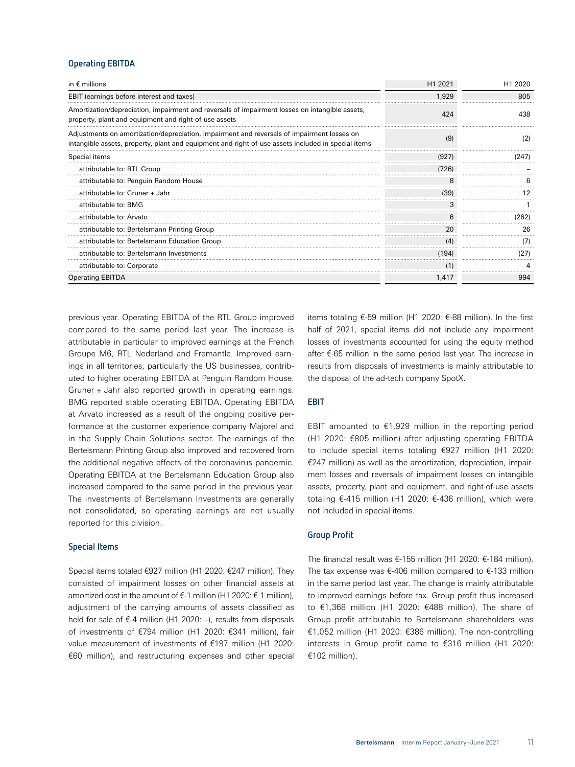### Operating EBITDA

| in € millions | H1 2021 | H1 2020 |
|---|---|---|
| EBIT (earnings before interest and taxes) | 1,929 | 805 |
| Amortization/depreciation, impairment and reversals of impairment losses on intangible assets, property, plant and equipment and right-of-use assets | 424 | 438 |
| Adjustments on amortization/depreciation, impairment and reversals of impairment losses on intangible assets, property, plant and equipment and right-of-use assets included in special items | (9) | (2) |
| Special items | (927) | (247) |
| attributable to: RTL Group | (726) | – |
| attributable to: Penguin Random House | 8 | 6 |
| attributable to: Gruner + Jahr | (39) | 12 |
| attributable to: BMG | 3 | 1 |
| attributable to: Arvato | 6 | (262) |
| attributable to: Bertelsmann Printing Group | 20 | 26 |
| attributable to: Bertelsmann Education Group | (4) | (7) |
| attributable to: Bertelsmann Investments | (194) | (27) |
| attributable to: Corporate | (1) | 4 |
| Operating EBITDA | 1,417 | 994 |

previous year. Operating EBITDA of the RTL Group improved compared to the same period last year. The increase is attributable in particular to improved earnings at the French Groupe M6, RTL Nederland and Fremantle. Improved earnings in all territories, particularly the US businesses, contributed to higher operating EBITDA at Penguin Random House. Gruner + Jahr also reported growth in operating earnings. BMG reported stable operating EBITDA. Operating EBITDA at Arvato increased as a result of the ongoing positive performance at the customer experience company Majorel and in the Supply Chain Solutions sector. The earnings of the Bertelsmann Printing Group also improved and recovered from the additional negative effects of the coronavirus pandemic. Operating EBITDA at the Bertelsmann Education Group also increased compared to the same period in the previous year. The investments of Bertelsmann Investments are generally not consolidated, so operating earnings are not usually reported for this division.

### Special Items

Special items totaled €927 million (H1 2020: €247 million). They consisted of impairment losses on other financial assets at amortized cost in the amount of €-1 million (H1 2020: €-1 million), adjustment of the carrying amounts of assets classified as held for sale of €-4 million (H1 2020: –), results from disposals of investments of €794 million (H1 2020: €341 million), fair value measurement of investments of €197 million (H1 2020: €60 million), and restructuring expenses and other special items totaling €-59 million (H1 2020: €-88 million). In the first half of 2021, special items did not include any impairment losses of investments accounted for using the equity method after €-65 million in the same period last year. The increase in results from disposals of investments is mainly attributable to the disposal of the ad-tech company SpotX.

### EBIT

EBIT amounted to €1,929 million in the reporting period (H1 2020: €805 million) after adjusting operating EBITDA to include special items totaling €927 million (H1 2020: €247 million) as well as the amortization, depreciation, impairment losses and reversals of impairment losses on intangible assets, property, plant and equipment, and right-of-use assets totaling €-415 million (H1 2020: €-436 million), which were not included in special items.

### Group Profit

The financial result was €-155 million (H1 2020: €-184 million). The tax expense was €-406 million compared to €-133 million in the same period last year. The change is mainly attributable to improved earnings before tax. Group profit thus increased to €1,368 million (H1 2020: €488 million). The share of Group profit attributable to Bertelsmann shareholders was €1,052 million (H1 2020: €386 million). The non-controlling interests in Group profit came to €316 million (H1 2020: €102 million).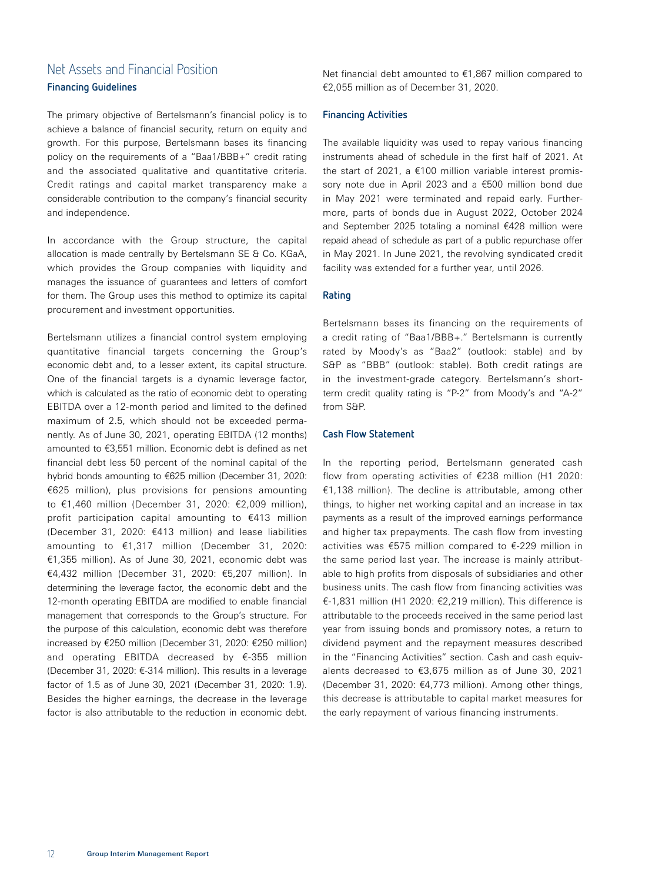## Net Assets and Financial Position

### Financing Guidelines

The primary objective of Bertelsmann's financial policy is to achieve a balance of financial security, return on equity and growth. For this purpose, Bertelsmann bases its financing policy on the requirements of a "Baa1/BBB+" credit rating and the associated qualitative and quantitative criteria. Credit ratings and capital market transparency make a considerable contribution to the company's financial security and independence.

In accordance with the Group structure, the capital allocation is made centrally by Bertelsmann SE & Co. KGaA, which provides the Group companies with liquidity and manages the issuance of guarantees and letters of comfort for them. The Group uses this method to optimize its capital procurement and investment opportunities.

Bertelsmann utilizes a financial control system employing quantitative financial targets concerning the Group's economic debt and, to a lesser extent, its capital structure. One of the financial targets is a dynamic leverage factor, which is calculated as the ratio of economic debt to operating EBITDA over a 12-month period and limited to the defined maximum of 2.5, which should not be exceeded permanently. As of June 30, 2021, operating EBITDA (12 months) amounted to €3,551 million. Economic debt is defined as net financial debt less 50 percent of the nominal capital of the hybrid bonds amounting to €625 million (December 31, 2020: €625 million), plus provisions for pensions amounting to €1,460 million (December 31, 2020: €2,009 million), profit participation capital amounting to €413 million (December 31, 2020: €413 million) and lease liabilities amounting to €1,317 million (December 31, 2020: €1,355 million). As of June 30, 2021, economic debt was €4,432 million (December 31, 2020: €5,207 million). In determining the leverage factor, the economic debt and the 12-month operating EBITDA are modified to enable financial management that corresponds to the Group's structure. For the purpose of this calculation, economic debt was therefore increased by €250 million (December 31, 2020: €250 million) and operating EBITDA decreased by €-355 million (December 31, 2020: €-314 million). This results in a leverage factor of 1.5 as of June 30, 2021 (December 31, 2020: 1.9). Besides the higher earnings, the decrease in the leverage factor is also attributable to the reduction in economic debt. Net financial debt amounted to €1,867 million compared to €2,055 million as of December 31, 2020.

### Financing Activities

The available liquidity was used to repay various financing instruments ahead of schedule in the first half of 2021. At the start of 2021, a €100 million variable interest promissory note due in April 2023 and a €500 million bond due in May 2021 were terminated and repaid early. Furthermore, parts of bonds due in August 2022, October 2024 and September 2025 totaling a nominal €428 million were repaid ahead of schedule as part of a public repurchase offer in May 2021. In June 2021, the revolving syndicated credit facility was extended for a further year, until 2026.

### Rating

Bertelsmann bases its financing on the requirements of a credit rating of "Baa1/BBB+." Bertelsmann is currently rated by Moody's as "Baa2" (outlook: stable) and by S&P as "BBB" (outlook: stable). Both credit ratings are in the investment-grade category. Bertelsmann's short-term credit quality rating is "P-2" from Moody's and "A-2" from S&P.

### Cash Flow Statement

In the reporting period, Bertelsmann generated cash flow from operating activities of €238 million (H1 2020: €1,138 million). The decline is attributable, among other things, to higher net working capital and an increase in tax payments as a result of the improved earnings performance and higher tax prepayments. The cash flow from investing activities was €575 million compared to €-229 million in the same period last year. The increase is mainly attributable to high profits from disposals of subsidiaries and other business units. The cash flow from financing activities was €-1,831 million (H1 2020: €2,219 million). This difference is attributable to the proceeds received in the same period last year from issuing bonds and promissory notes, a return to dividend payment and the repayment measures described in the "Financing Activities" section. Cash and cash equivalents decreased to €3,675 million as of June 30, 2021 (December 31, 2020: €4,773 million). Among other things, this decrease is attributable to capital market measures for the early repayment of various financing instruments.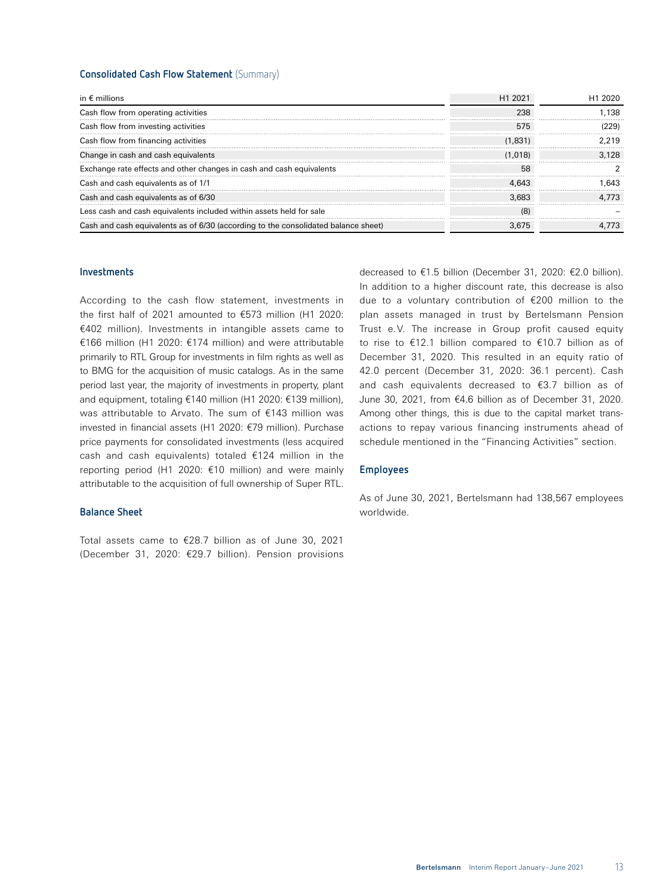**Consolidated Cash Flow Statement** (Summary)

| in € millions | H1 2021 | H1 2020 |
| --- | --- | --- |
| Cash flow from operating activities | 238 | 1,138 |
| Cash flow from investing activities | 575 | (229) |
| Cash flow from financing activities | (1,831) | 2,219 |
| Change in cash and cash equivalents | (1,018) | 3,128 |
| Exchange rate effects and other changes in cash and cash equivalents | 58 | 2 |
| Cash and cash equivalents as of 1/1 | 4,643 | 1,643 |
| Cash and cash equivalents as of 6/30 | 3,683 | 4,773 |
| Less cash and cash equivalents included within assets held for sale | (8) | – |
| Cash and cash equivalents as of 6/30 (according to the consolidated balance sheet) | 3,675 | 4,773 |

## Investments

According to the cash flow statement, investments in the first half of 2021 amounted to €573 million (H1 2020: €402 million). Investments in intangible assets came to €166 million (H1 2020: €174 million) and were attributable primarily to RTL Group for investments in film rights as well as to BMG for the acquisition of music catalogs. As in the same period last year, the majority of investments in property, plant and equipment, totaling €140 million (H1 2020: €139 million), was attributable to Arvato. The sum of €143 million was invested in financial assets (H1 2020: €79 million). Purchase price payments for consolidated investments (less acquired cash and cash equivalents) totaled €124 million in the reporting period (H1 2020: €10 million) and were mainly attributable to the acquisition of full ownership of Super RTL.

## Balance Sheet

Total assets came to €28.7 billion as of June 30, 2021 (December 31, 2020: €29.7 billion). Pension provisions decreased to €1.5 billion (December 31, 2020: €2.0 billion). In addition to a higher discount rate, this decrease is also due to a voluntary contribution of €200 million to the plan assets managed in trust by Bertelsmann Pension Trust e.V. The increase in Group profit caused equity to rise to €12.1 billion compared to €10.7 billion as of December 31, 2020. This resulted in an equity ratio of 42.0 percent (December 31, 2020: 36.1 percent). Cash and cash equivalents decreased to €3.7 billion as of June 30, 2021, from €4.6 billion as of December 31, 2020. Among other things, this is due to the capital market transactions to repay various financing instruments ahead of schedule mentioned in the "Financing Activities" section.

## Employees

As of June 30, 2021, Bertelsmann had 138,567 employees worldwide.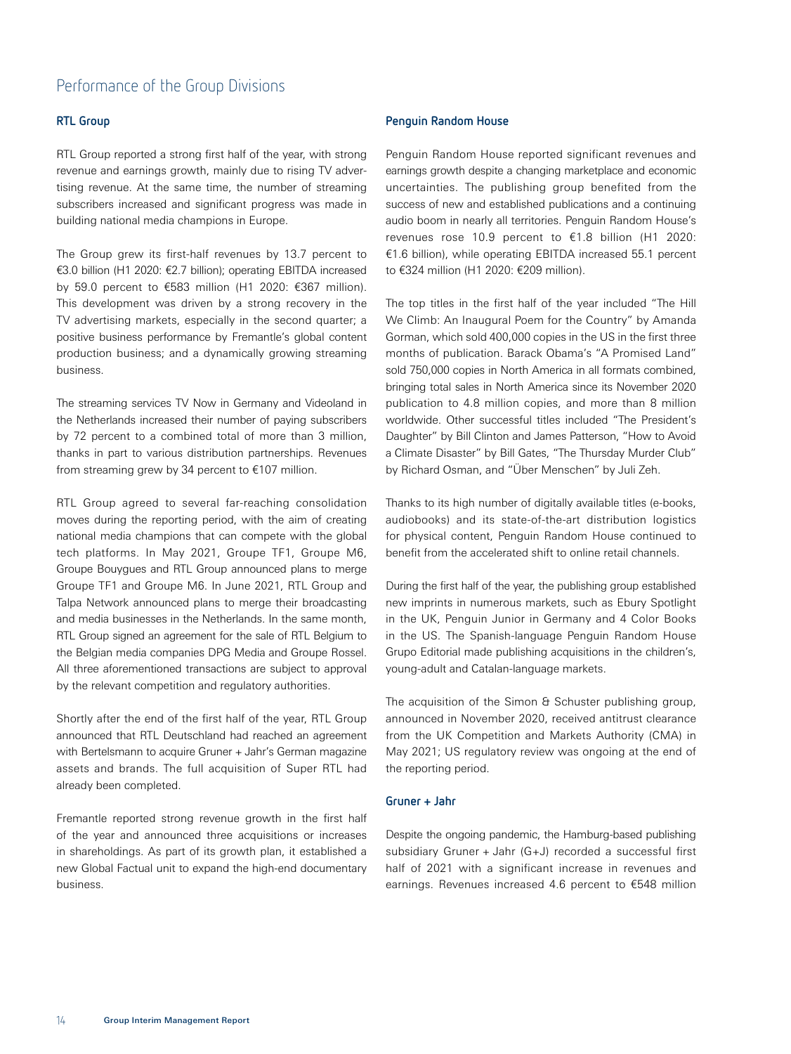# Performance of the Group Divisions

### RTL Group

RTL Group reported a strong first half of the year, with strong revenue and earnings growth, mainly due to rising TV advertising revenue. At the same time, the number of streaming subscribers increased and significant progress was made in building national media champions in Europe.

The Group grew its first-half revenues by 13.7 percent to €3.0 billion (H1 2020: €2.7 billion); operating EBITDA increased by 59.0 percent to €583 million (H1 2020: €367 million). This development was driven by a strong recovery in the TV advertising markets, especially in the second quarter; a positive business performance by Fremantle's global content production business; and a dynamically growing streaming business.

The streaming services TV Now in Germany and Videoland in the Netherlands increased their number of paying subscribers by 72 percent to a combined total of more than 3 million, thanks in part to various distribution partnerships. Revenues from streaming grew by 34 percent to €107 million.

RTL Group agreed to several far-reaching consolidation moves during the reporting period, with the aim of creating national media champions that can compete with the global tech platforms. In May 2021, Groupe TF1, Groupe M6, Groupe Bouygues and RTL Group announced plans to merge Groupe TF1 and Groupe M6. In June 2021, RTL Group and Talpa Network announced plans to merge their broadcasting and media businesses in the Netherlands. In the same month, RTL Group signed an agreement for the sale of RTL Belgium to the Belgian media companies DPG Media and Groupe Rossel. All three aforementioned transactions are subject to approval by the relevant competition and regulatory authorities.

Shortly after the end of the first half of the year, RTL Group announced that RTL Deutschland had reached an agreement with Bertelsmann to acquire Gruner + Jahr's German magazine assets and brands. The full acquisition of Super RTL had already been completed.

Fremantle reported strong revenue growth in the first half of the year and announced three acquisitions or increases in shareholdings. As part of its growth plan, it established a new Global Factual unit to expand the high-end documentary business.

### Penguin Random House

Penguin Random House reported significant revenues and earnings growth despite a changing marketplace and economic uncertainties. The publishing group benefited from the success of new and established publications and a continuing audio boom in nearly all territories. Penguin Random House's revenues rose 10.9 percent to €1.8 billion (H1 2020: €1.6 billion), while operating EBITDA increased 55.1 percent to €324 million (H1 2020: €209 million).

The top titles in the first half of the year included "The Hill We Climb: An Inaugural Poem for the Country" by Amanda Gorman, which sold 400,000 copies in the US in the first three months of publication. Barack Obama's "A Promised Land" sold 750,000 copies in North America in all formats combined, bringing total sales in North America since its November 2020 publication to 4.8 million copies, and more than 8 million worldwide. Other successful titles included "The President's Daughter" by Bill Clinton and James Patterson, "How to Avoid a Climate Disaster" by Bill Gates, "The Thursday Murder Club" by Richard Osman, and "Über Menschen" by Juli Zeh.

Thanks to its high number of digitally available titles (e-books, audiobooks) and its state-of-the-art distribution logistics for physical content, Penguin Random House continued to benefit from the accelerated shift to online retail channels.

During the first half of the year, the publishing group established new imprints in numerous markets, such as Ebury Spotlight in the UK, Penguin Junior in Germany and 4 Color Books in the US. The Spanish-language Penguin Random House Grupo Editorial made publishing acquisitions in the children's, young-adult and Catalan-language markets.

The acquisition of the Simon & Schuster publishing group, announced in November 2020, received antitrust clearance from the UK Competition and Markets Authority (CMA) in May 2021; US regulatory review was ongoing at the end of the reporting period.

### Gruner + Jahr

Despite the ongoing pandemic, the Hamburg-based publishing subsidiary Gruner + Jahr (G+J) recorded a successful first half of 2021 with a significant increase in revenues and earnings. Revenues increased 4.6 percent to €548 million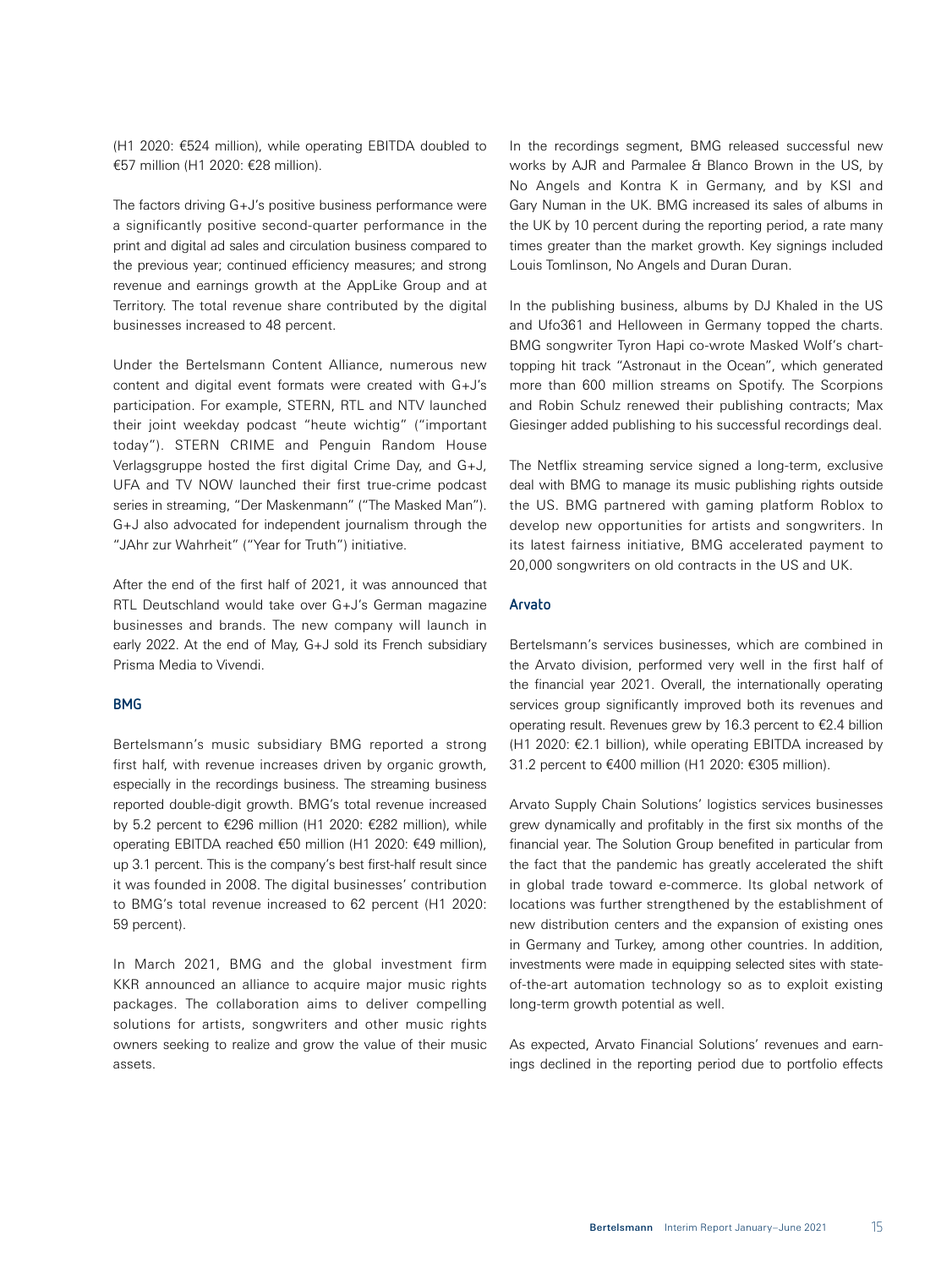(H1 2020: €524 million), while operating EBITDA doubled to €57 million (H1 2020: €28 million).

The factors driving G+J's positive business performance were a significantly positive second-quarter performance in the print and digital ad sales and circulation business compared to the previous year; continued efficiency measures; and strong revenue and earnings growth at the AppLike Group and at Territory. The total revenue share contributed by the digital businesses increased to 48 percent.

Under the Bertelsmann Content Alliance, numerous new content and digital event formats were created with G+J's participation. For example, STERN, RTL and NTV launched their joint weekday podcast "heute wichtig" ("important today"). STERN CRIME and Penguin Random House Verlagsgruppe hosted the first digital Crime Day, and G+J, UFA and TV NOW launched their first true-crime podcast series in streaming, "Der Maskenmann" ("The Masked Man"). G+J also advocated for independent journalism through the "JAhr zur Wahrheit" ("Year for Truth") initiative.

After the end of the first half of 2021, it was announced that RTL Deutschland would take over G+J's German magazine businesses and brands. The new company will launch in early 2022. At the end of May, G+J sold its French subsidiary Prisma Media to Vivendi.

### BMG

Bertelsmann's music subsidiary BMG reported a strong first half, with revenue increases driven by organic growth, especially in the recordings business. The streaming business reported double-digit growth. BMG's total revenue increased by 5.2 percent to €296 million (H1 2020: €282 million), while operating EBITDA reached €50 million (H1 2020: €49 million), up 3.1 percent. This is the company's best first-half result since it was founded in 2008. The digital businesses' contribution to BMG's total revenue increased to 62 percent (H1 2020: 59 percent).

In March 2021, BMG and the global investment firm KKR announced an alliance to acquire major music rights packages. The collaboration aims to deliver compelling solutions for artists, songwriters and other music rights owners seeking to realize and grow the value of their music assets.

In the recordings segment, BMG released successful new works by AJR and Parmalee & Blanco Brown in the US, by No Angels and Kontra K in Germany, and by KSI and Gary Numan in the UK. BMG increased its sales of albums in the UK by 10 percent during the reporting period, a rate many times greater than the market growth. Key signings included Louis Tomlinson, No Angels and Duran Duran.

In the publishing business, albums by DJ Khaled in the US and Ufo361 and Helloween in Germany topped the charts. BMG songwriter Tyron Hapi co-wrote Masked Wolf's chart-topping hit track "Astronaut in the Ocean", which generated more than 600 million streams on Spotify. The Scorpions and Robin Schulz renewed their publishing contracts; Max Giesinger added publishing to his successful recordings deal.

The Netflix streaming service signed a long-term, exclusive deal with BMG to manage its music publishing rights outside the US. BMG partnered with gaming platform Roblox to develop new opportunities for artists and songwriters. In its latest fairness initiative, BMG accelerated payment to 20,000 songwriters on old contracts in the US and UK.

### Arvato

Bertelsmann's services businesses, which are combined in the Arvato division, performed very well in the first half of the financial year 2021. Overall, the internationally operating services group significantly improved both its revenues and operating result. Revenues grew by 16.3 percent to €2.4 billion (H1 2020: €2.1 billion), while operating EBITDA increased by 31.2 percent to €400 million (H1 2020: €305 million).

Arvato Supply Chain Solutions' logistics services businesses grew dynamically and profitably in the first six months of the financial year. The Solution Group benefited in particular from the fact that the pandemic has greatly accelerated the shift in global trade toward e-commerce. Its global network of locations was further strengthened by the establishment of new distribution centers and the expansion of existing ones in Germany and Turkey, among other countries. In addition, investments were made in equipping selected sites with state-of-the-art automation technology so as to exploit existing long-term growth potential as well.

As expected, Arvato Financial Solutions' revenues and earnings declined in the reporting period due to portfolio effects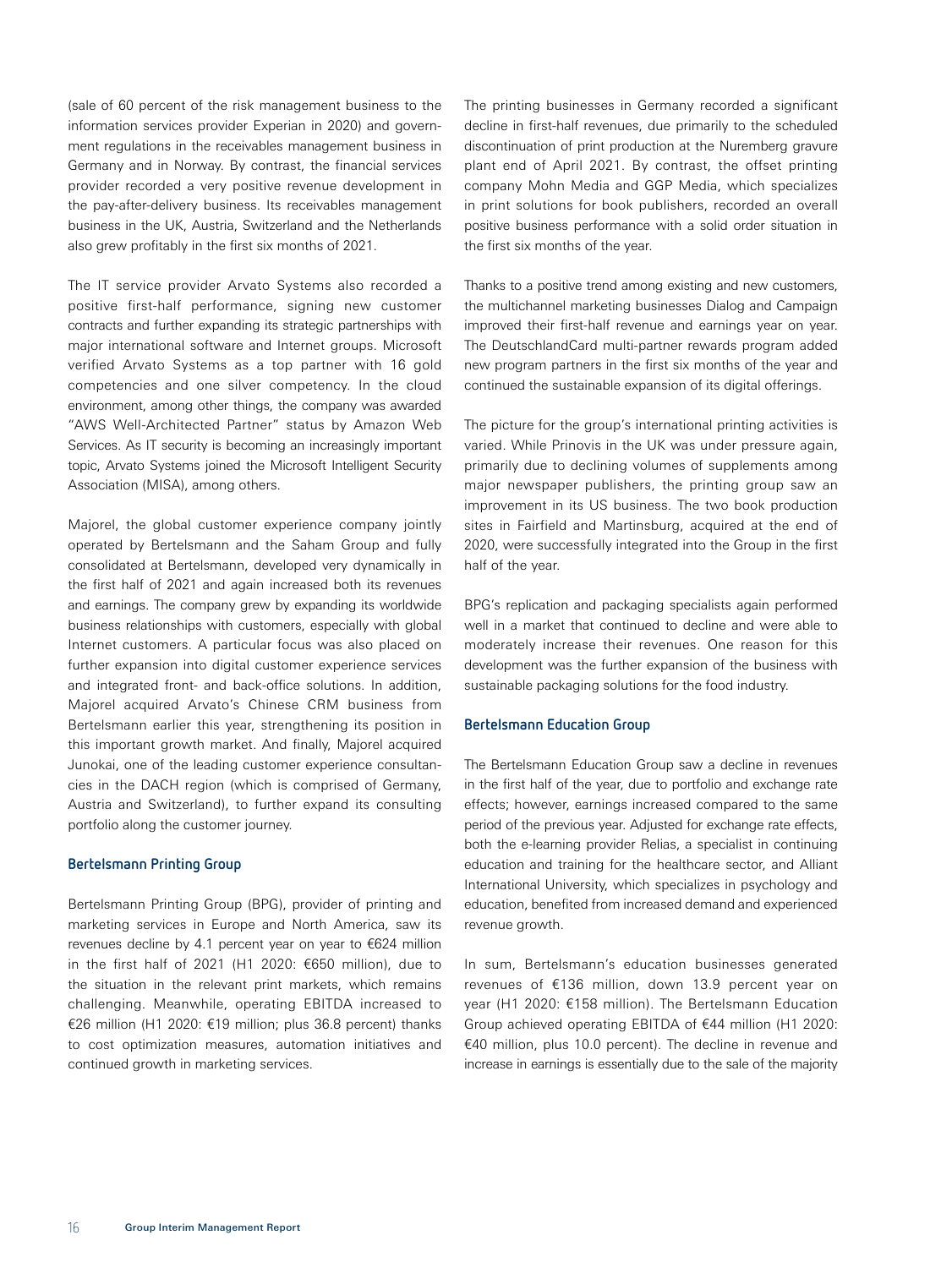(sale of 60 percent of the risk management business to the information services provider Experian in 2020) and government regulations in the receivables management business in Germany and in Norway. By contrast, the financial services provider recorded a very positive revenue development in the pay-after-delivery business. Its receivables management business in the UK, Austria, Switzerland and the Netherlands also grew profitably in the first six months of 2021.

The IT service provider Arvato Systems also recorded a positive first-half performance, signing new customer contracts and further expanding its strategic partnerships with major international software and Internet groups. Microsoft verified Arvato Systems as a top partner with 16 gold competencies and one silver competency. In the cloud environment, among other things, the company was awarded "AWS Well-Architected Partner" status by Amazon Web Services. As IT security is becoming an increasingly important topic, Arvato Systems joined the Microsoft Intelligent Security Association (MISA), among others.

Majorel, the global customer experience company jointly operated by Bertelsmann and the Saham Group and fully consolidated at Bertelsmann, developed very dynamically in the first half of 2021 and again increased both its revenues and earnings. The company grew by expanding its worldwide business relationships with customers, especially with global Internet customers. A particular focus was also placed on further expansion into digital customer experience services and integrated front- and back-office solutions. In addition, Majorel acquired Arvato's Chinese CRM business from Bertelsmann earlier this year, strengthening its position in this important growth market. And finally, Majorel acquired Junokai, one of the leading customer experience consultancies in the DACH region (which is comprised of Germany, Austria and Switzerland), to further expand its consulting portfolio along the customer journey.

### Bertelsmann Printing Group

Bertelsmann Printing Group (BPG), provider of printing and marketing services in Europe and North America, saw its revenues decline by 4.1 percent year on year to €624 million in the first half of 2021 (H1 2020: €650 million), due to the situation in the relevant print markets, which remains challenging. Meanwhile, operating EBITDA increased to €26 million (H1 2020: €19 million; plus 36.8 percent) thanks to cost optimization measures, automation initiatives and continued growth in marketing services.

The printing businesses in Germany recorded a significant decline in first-half revenues, due primarily to the scheduled discontinuation of print production at the Nuremberg gravure plant end of April 2021. By contrast, the offset printing company Mohn Media and GGP Media, which specializes in print solutions for book publishers, recorded an overall positive business performance with a solid order situation in the first six months of the year.

Thanks to a positive trend among existing and new customers, the multichannel marketing businesses Dialog and Campaign improved their first-half revenue and earnings year on year. The DeutschlandCard multi-partner rewards program added new program partners in the first six months of the year and continued the sustainable expansion of its digital offerings.

The picture for the group's international printing activities is varied. While Prinovis in the UK was under pressure again, primarily due to declining volumes of supplements among major newspaper publishers, the printing group saw an improvement in its US business. The two book production sites in Fairfield and Martinsburg, acquired at the end of 2020, were successfully integrated into the Group in the first half of the year.

BPG's replication and packaging specialists again performed well in a market that continued to decline and were able to moderately increase their revenues. One reason for this development was the further expansion of the business with sustainable packaging solutions for the food industry.

### Bertelsmann Education Group

The Bertelsmann Education Group saw a decline in revenues in the first half of the year, due to portfolio and exchange rate effects; however, earnings increased compared to the same period of the previous year. Adjusted for exchange rate effects, both the e-learning provider Relias, a specialist in continuing education and training for the healthcare sector, and Alliant International University, which specializes in psychology and education, benefited from increased demand and experienced revenue growth.

In sum, Bertelsmann's education businesses generated revenues of €136 million, down 13.9 percent year on year (H1 2020: €158 million). The Bertelsmann Education Group achieved operating EBITDA of €44 million (H1 2020: €40 million, plus 10.0 percent). The decline in revenue and increase in earnings is essentially due to the sale of the majority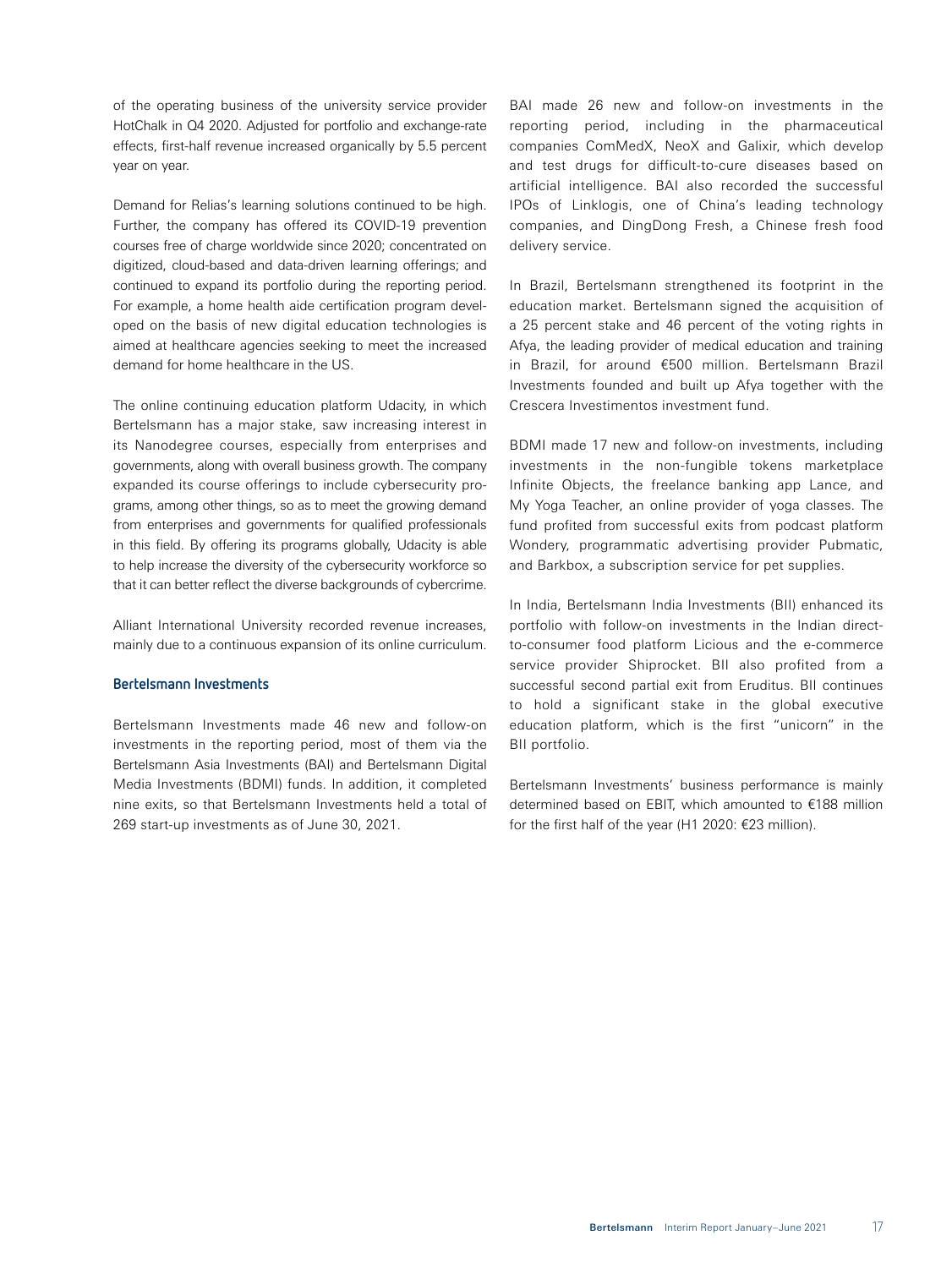of the operating business of the university service provider HotChalk in Q4 2020. Adjusted for portfolio and exchange-rate effects, first-half revenue increased organically by 5.5 percent year on year.

Demand for Relias's learning solutions continued to be high. Further, the company has offered its COVID-19 prevention courses free of charge worldwide since 2020; concentrated on digitized, cloud-based and data-driven learning offerings; and continued to expand its portfolio during the reporting period. For example, a home health aide certification program developed on the basis of new digital education technologies is aimed at healthcare agencies seeking to meet the increased demand for home healthcare in the US.

The online continuing education platform Udacity, in which Bertelsmann has a major stake, saw increasing interest in its Nanodegree courses, especially from enterprises and governments, along with overall business growth. The company expanded its course offerings to include cybersecurity programs, among other things, so as to meet the growing demand from enterprises and governments for qualified professionals in this field. By offering its programs globally, Udacity is able to help increase the diversity of the cybersecurity workforce so that it can better reflect the diverse backgrounds of cybercrime.

Alliant International University recorded revenue increases, mainly due to a continuous expansion of its online curriculum.

### Bertelsmann Investments

Bertelsmann Investments made 46 new and follow-on investments in the reporting period, most of them via the Bertelsmann Asia Investments (BAI) and Bertelsmann Digital Media Investments (BDMI) funds. In addition, it completed nine exits, so that Bertelsmann Investments held a total of 269 start-up investments as of June 30, 2021.

BAI made 26 new and follow-on investments in the reporting period, including in the pharmaceutical companies ComMedX, NeoX and Galixir, which develop and test drugs for difficult-to-cure diseases based on artificial intelligence. BAI also recorded the successful IPOs of Linklogis, one of China's leading technology companies, and DingDong Fresh, a Chinese fresh food delivery service.

In Brazil, Bertelsmann strengthened its footprint in the education market. Bertelsmann signed the acquisition of a 25 percent stake and 46 percent of the voting rights in Afya, the leading provider of medical education and training in Brazil, for around €500 million. Bertelsmann Brazil Investments founded and built up Afya together with the Crescera Investimentos investment fund.

BDMI made 17 new and follow-on investments, including investments in the non-fungible tokens marketplace Infinite Objects, the freelance banking app Lance, and My Yoga Teacher, an online provider of yoga classes. The fund profited from successful exits from podcast platform Wondery, programmatic advertising provider Pubmatic, and Barkbox, a subscription service for pet supplies.

In India, Bertelsmann India Investments (BII) enhanced its portfolio with follow-on investments in the Indian direct-to-consumer food platform Licious and the e-commerce service provider Shiprocket. BII also profited from a successful second partial exit from Eruditus. BII continues to hold a significant stake in the global executive education platform, which is the first "unicorn" in the BII portfolio.

Bertelsmann Investments' business performance is mainly determined based on EBIT, which amounted to €188 million for the first half of the year (H1 2020: €23 million).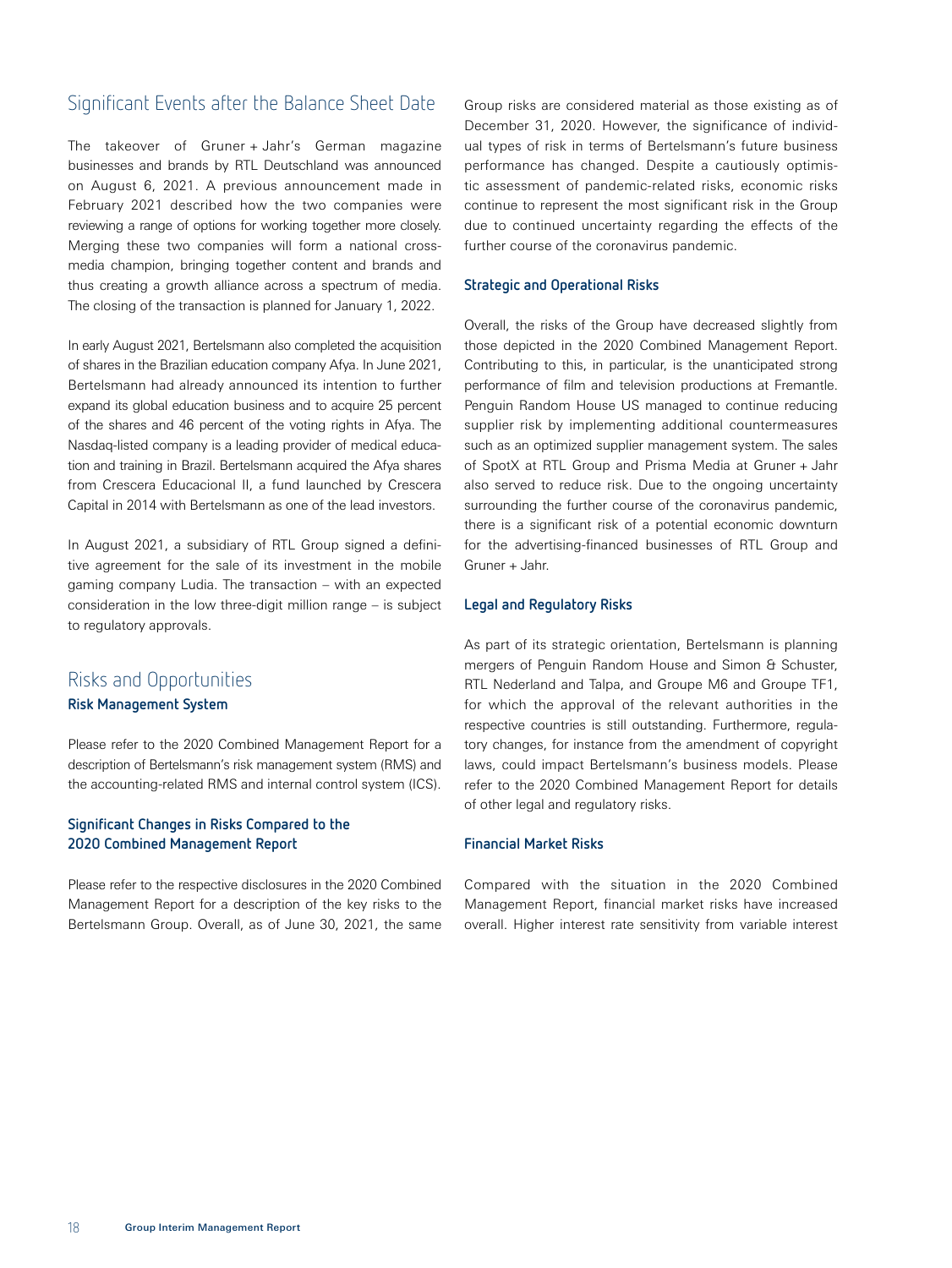## Significant Events after the Balance Sheet Date

The takeover of Gruner + Jahr's German magazine businesses and brands by RTL Deutschland was announced on August 6, 2021. A previous announcement made in February 2021 described how the two companies were reviewing a range of options for working together more closely. Merging these two companies will form a national cross-media champion, bringing together content and brands and thus creating a growth alliance across a spectrum of media. The closing of the transaction is planned for January 1, 2022.

In early August 2021, Bertelsmann also completed the acquisition of shares in the Brazilian education company Afya. In June 2021, Bertelsmann had already announced its intention to further expand its global education business and to acquire 25 percent of the shares and 46 percent of the voting rights in Afya. The Nasdaq-listed company is a leading provider of medical education and training in Brazil. Bertelsmann acquired the Afya shares from Crescera Educacional II, a fund launched by Crescera Capital in 2014 with Bertelsmann as one of the lead investors.

In August 2021, a subsidiary of RTL Group signed a definitive agreement for the sale of its investment in the mobile gaming company Ludia. The transaction – with an expected consideration in the low three-digit million range – is subject to regulatory approvals.

## Risks and Opportunities

### Risk Management System

Please refer to the 2020 Combined Management Report for a description of Bertelsmann's risk management system (RMS) and the accounting-related RMS and internal control system (ICS).

### Significant Changes in Risks Compared to the 2020 Combined Management Report

Please refer to the respective disclosures in the 2020 Combined Management Report for a description of the key risks to the Bertelsmann Group. Overall, as of June 30, 2021, the same Group risks are considered material as those existing as of December 31, 2020. However, the significance of individual types of risk in terms of Bertelsmann's future business performance has changed. Despite a cautiously optimistic assessment of pandemic-related risks, economic risks continue to represent the most significant risk in the Group due to continued uncertainty regarding the effects of the further course of the coronavirus pandemic.

### Strategic and Operational Risks

Overall, the risks of the Group have decreased slightly from those depicted in the 2020 Combined Management Report. Contributing to this, in particular, is the unanticipated strong performance of film and television productions at Fremantle. Penguin Random House US managed to continue reducing supplier risk by implementing additional countermeasures such as an optimized supplier management system. The sales of SpotX at RTL Group and Prisma Media at Gruner + Jahr also served to reduce risk. Due to the ongoing uncertainty surrounding the further course of the coronavirus pandemic, there is a significant risk of a potential economic downturn for the advertising-financed businesses of RTL Group and Gruner + Jahr.

### Legal and Regulatory Risks

As part of its strategic orientation, Bertelsmann is planning mergers of Penguin Random House and Simon & Schuster, RTL Nederland and Talpa, and Groupe M6 and Groupe TF1, for which the approval of the relevant authorities in the respective countries is still outstanding. Furthermore, regulatory changes, for instance from the amendment of copyright laws, could impact Bertelsmann's business models. Please refer to the 2020 Combined Management Report for details of other legal and regulatory risks.

### Financial Market Risks

Compared with the situation in the 2020 Combined Management Report, financial market risks have increased overall. Higher interest rate sensitivity from variable interest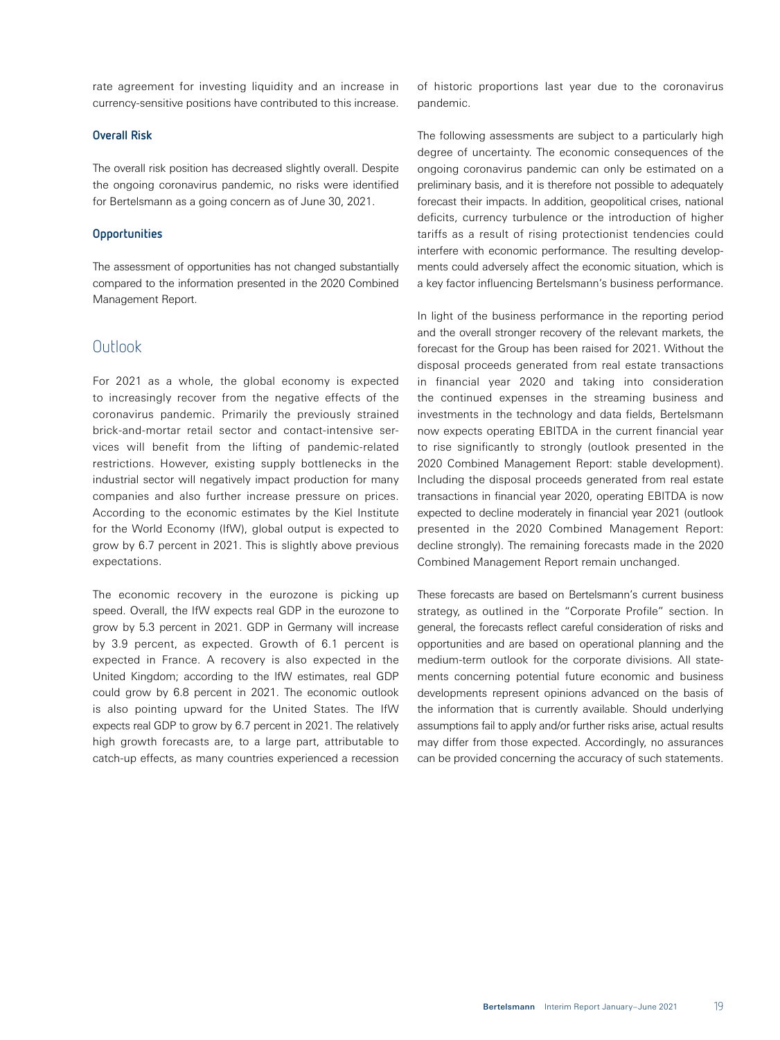rate agreement for investing liquidity and an increase in currency-sensitive positions have contributed to this increase.

### Overall Risk

The overall risk position has decreased slightly overall. Despite the ongoing coronavirus pandemic, no risks were identified for Bertelsmann as a going concern as of June 30, 2021.

### Opportunities

The assessment of opportunities has not changed substantially compared to the information presented in the 2020 Combined Management Report.

## Outlook

For 2021 as a whole, the global economy is expected to increasingly recover from the negative effects of the coronavirus pandemic. Primarily the previously strained brick-and-mortar retail sector and contact-intensive services will benefit from the lifting of pandemic-related restrictions. However, existing supply bottlenecks in the industrial sector will negatively impact production for many companies and also further increase pressure on prices. According to the economic estimates by the Kiel Institute for the World Economy (IfW), global output is expected to grow by 6.7 percent in 2021. This is slightly above previous expectations.

The economic recovery in the eurozone is picking up speed. Overall, the IfW expects real GDP in the eurozone to grow by 5.3 percent in 2021. GDP in Germany will increase by 3.9 percent, as expected. Growth of 6.1 percent is expected in France. A recovery is also expected in the United Kingdom; according to the IfW estimates, real GDP could grow by 6.8 percent in 2021. The economic outlook is also pointing upward for the United States. The IfW expects real GDP to grow by 6.7 percent in 2021. The relatively high growth forecasts are, to a large part, attributable to catch-up effects, as many countries experienced a recession of historic proportions last year due to the coronavirus pandemic.

The following assessments are subject to a particularly high degree of uncertainty. The economic consequences of the ongoing coronavirus pandemic can only be estimated on a preliminary basis, and it is therefore not possible to adequately forecast their impacts. In addition, geopolitical crises, national deficits, currency turbulence or the introduction of higher tariffs as a result of rising protectionist tendencies could interfere with economic performance. The resulting developments could adversely affect the economic situation, which is a key factor influencing Bertelsmann's business performance.

In light of the business performance in the reporting period and the overall stronger recovery of the relevant markets, the forecast for the Group has been raised for 2021. Without the disposal proceeds generated from real estate transactions in financial year 2020 and taking into consideration the continued expenses in the streaming business and investments in the technology and data fields, Bertelsmann now expects operating EBITDA in the current financial year to rise significantly to strongly (outlook presented in the 2020 Combined Management Report: stable development). Including the disposal proceeds generated from real estate transactions in financial year 2020, operating EBITDA is now expected to decline moderately in financial year 2021 (outlook presented in the 2020 Combined Management Report: decline strongly). The remaining forecasts made in the 2020 Combined Management Report remain unchanged.

These forecasts are based on Bertelsmann's current business strategy, as outlined in the "Corporate Profile" section. In general, the forecasts reflect careful consideration of risks and opportunities and are based on operational planning and the medium-term outlook for the corporate divisions. All statements concerning potential future economic and business developments represent opinions advanced on the basis of the information that is currently available. Should underlying assumptions fail to apply and/or further risks arise, actual results may differ from those expected. Accordingly, no assurances can be provided concerning the accuracy of such statements.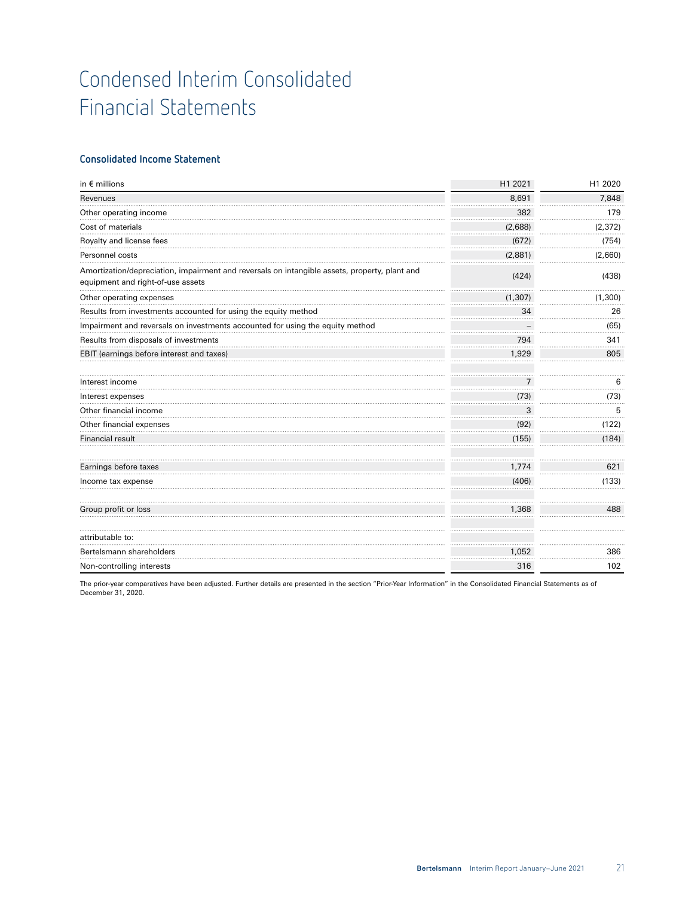# Condensed Interim Consolidated Financial Statements

### Consolidated Income Statement

| in € millions | H1 2021 | H1 2020 |
|---|---|---|
| Revenues | 8,691 | 7,848 |
| Other operating income | 382 | 179 |
| Cost of materials | (2,688) | (2,372) |
| Royalty and license fees | (672) | (754) |
| Personnel costs | (2,881) | (2,660) |
| Amortization/depreciation, impairment and reversals on intangible assets, property, plant and equipment and right-of-use assets | (424) | (438) |
| Other operating expenses | (1,307) | (1,300) |
| Results from investments accounted for using the equity method | 34 | 26 |
| Impairment and reversals on investments accounted for using the equity method | – | (65) |
| Results from disposals of investments | 794 | 341 |
| EBIT (earnings before interest and taxes) | 1,929 | 805 |
| | | |
| Interest income | 7 | 6 |
| Interest expenses | (73) | (73) |
| Other financial income | 3 | 5 |
| Other financial expenses | (92) | (122) |
| Financial result | (155) | (184) |
| | | |
| Earnings before taxes | 1,774 | 621 |
| Income tax expense | (406) | (133) |
| | | |
| Group profit or loss | 1,368 | 488 |
| | | |
| attributable to: | | |
| Bertelsmann shareholders | 1,052 | 386 |
| Non-controlling interests | 316 | 102 |

The prior-year comparatives have been adjusted. Further details are presented in the section "Prior-Year Information" in the Consolidated Financial Statements as of December 31, 2020.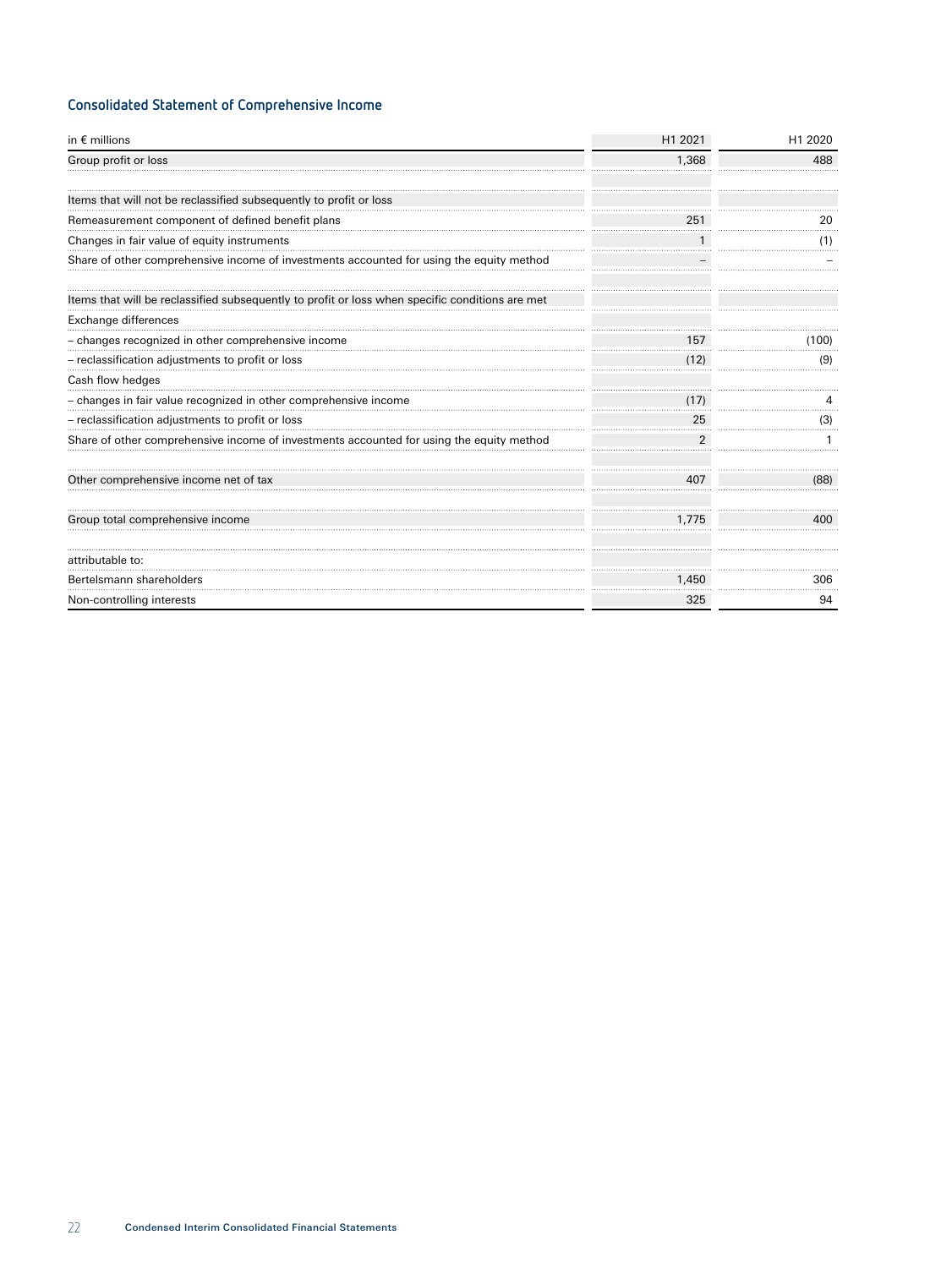## Consolidated Statement of Comprehensive Income

| in € millions | H1 2021 | H1 2020 |
|---|---|---|
| Group profit or loss | 1,368 | 488 |
| | | |
| Items that will not be reclassified subsequently to profit or loss | | |
| Remeasurement component of defined benefit plans | 251 | 20 |
| Changes in fair value of equity instruments | 1 | (1) |
| Share of other comprehensive income of investments accounted for using the equity method | – | – |
| | | |
| Items that will be reclassified subsequently to profit or loss when specific conditions are met | | |
| Exchange differences | | |
| – changes recognized in other comprehensive income | 157 | (100) |
| – reclassification adjustments to profit or loss | (12) | (9) |
| Cash flow hedges | | |
| – changes in fair value recognized in other comprehensive income | (17) | 4 |
| – reclassification adjustments to profit or loss | 25 | (3) |
| Share of other comprehensive income of investments accounted for using the equity method | 2 | 1 |
| | | |
| Other comprehensive income net of tax | 407 | (88) |
| | | |
| Group total comprehensive income | 1,775 | 400 |
| | | |
| attributable to: | | |
| Bertelsmann shareholders | 1,450 | 306 |
| Non-controlling interests | 325 | 94 |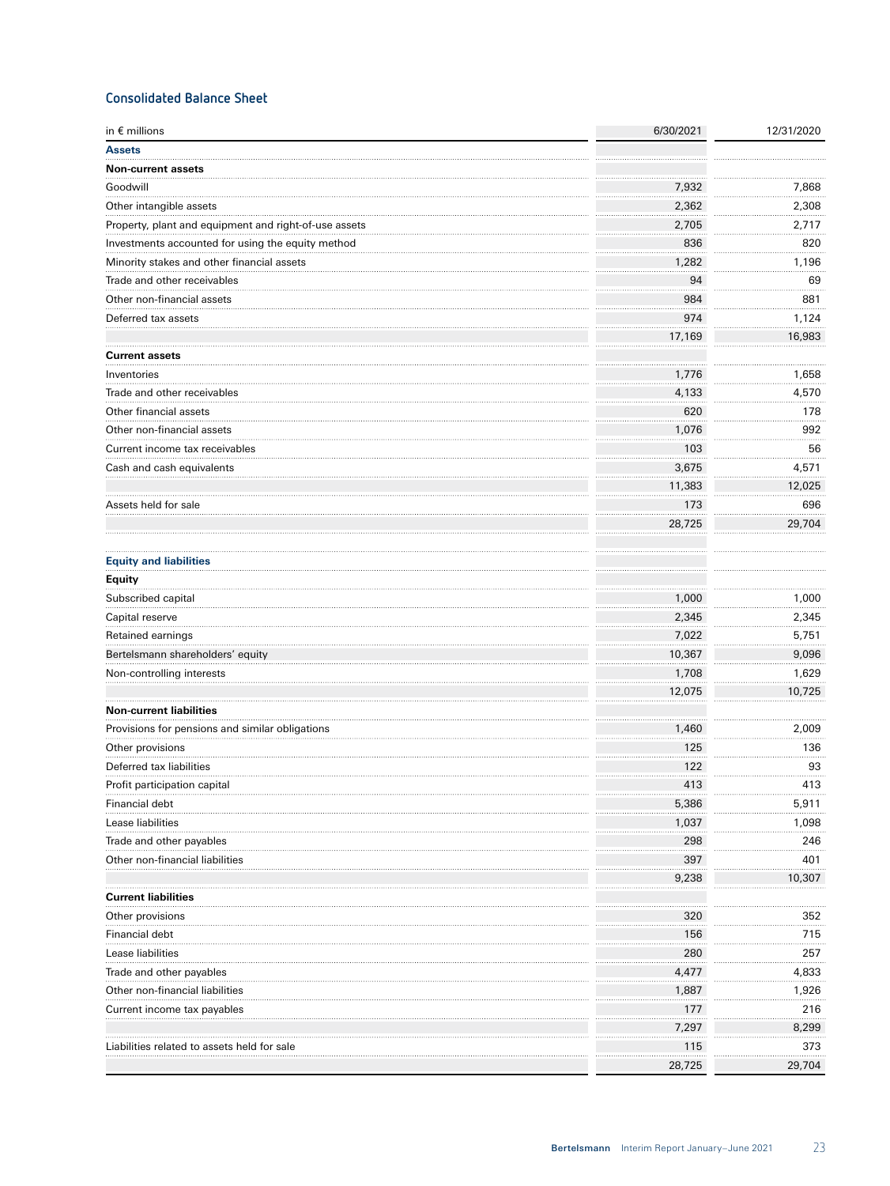## Consolidated Balance Sheet

| in € millions | 6/30/2021 | 12/31/2020 |
|---|---|---|
| **Assets** | | |
| **Non-current assets** | | |
| Goodwill | 7,932 | 7,868 |
| Other intangible assets | 2,362 | 2,308 |
| Property, plant and equipment and right-of-use assets | 2,705 | 2,717 |
| Investments accounted for using the equity method | 836 | 820 |
| Minority stakes and other financial assets | 1,282 | 1,196 |
| Trade and other receivables | 94 | 69 |
| Other non-financial assets | 984 | 881 |
| Deferred tax assets | 974 | 1,124 |
| | 17,169 | 16,983 |
| **Current assets** | | |
| Inventories | 1,776 | 1,658 |
| Trade and other receivables | 4,133 | 4,570 |
| Other financial assets | 620 | 178 |
| Other non-financial assets | 1,076 | 992 |
| Current income tax receivables | 103 | 56 |
| Cash and cash equivalents | 3,675 | 4,571 |
| | 11,383 | 12,025 |
| Assets held for sale | 173 | 696 |
| | 28,725 | 29,704 |
| | | |
| **Equity and liabilities** | | |
| **Equity** | | |
| Subscribed capital | 1,000 | 1,000 |
| Capital reserve | 2,345 | 2,345 |
| Retained earnings | 7,022 | 5,751 |
| Bertelsmann shareholders' equity | 10,367 | 9,096 |
| Non-controlling interests | 1,708 | 1,629 |
| | 12,075 | 10,725 |
| **Non-current liabilities** | | |
| Provisions for pensions and similar obligations | 1,460 | 2,009 |
| Other provisions | 125 | 136 |
| Deferred tax liabilities | 122 | 93 |
| Profit participation capital | 413 | 413 |
| Financial debt | 5,386 | 5,911 |
| Lease liabilities | 1,037 | 1,098 |
| Trade and other payables | 298 | 246 |
| Other non-financial liabilities | 397 | 401 |
| | 9,238 | 10,307 |
| **Current liabilities** | | |
| Other provisions | 320 | 352 |
| Financial debt | 156 | 715 |
| Lease liabilities | 280 | 257 |
| Trade and other payables | 4,477 | 4,833 |
| Other non-financial liabilities | 1,887 | 1,926 |
| Current income tax payables | 177 | 216 |
| | 7,297 | 8,299 |
| Liabilities related to assets held for sale | 115 | 373 |
| | 28,725 | 29,704 |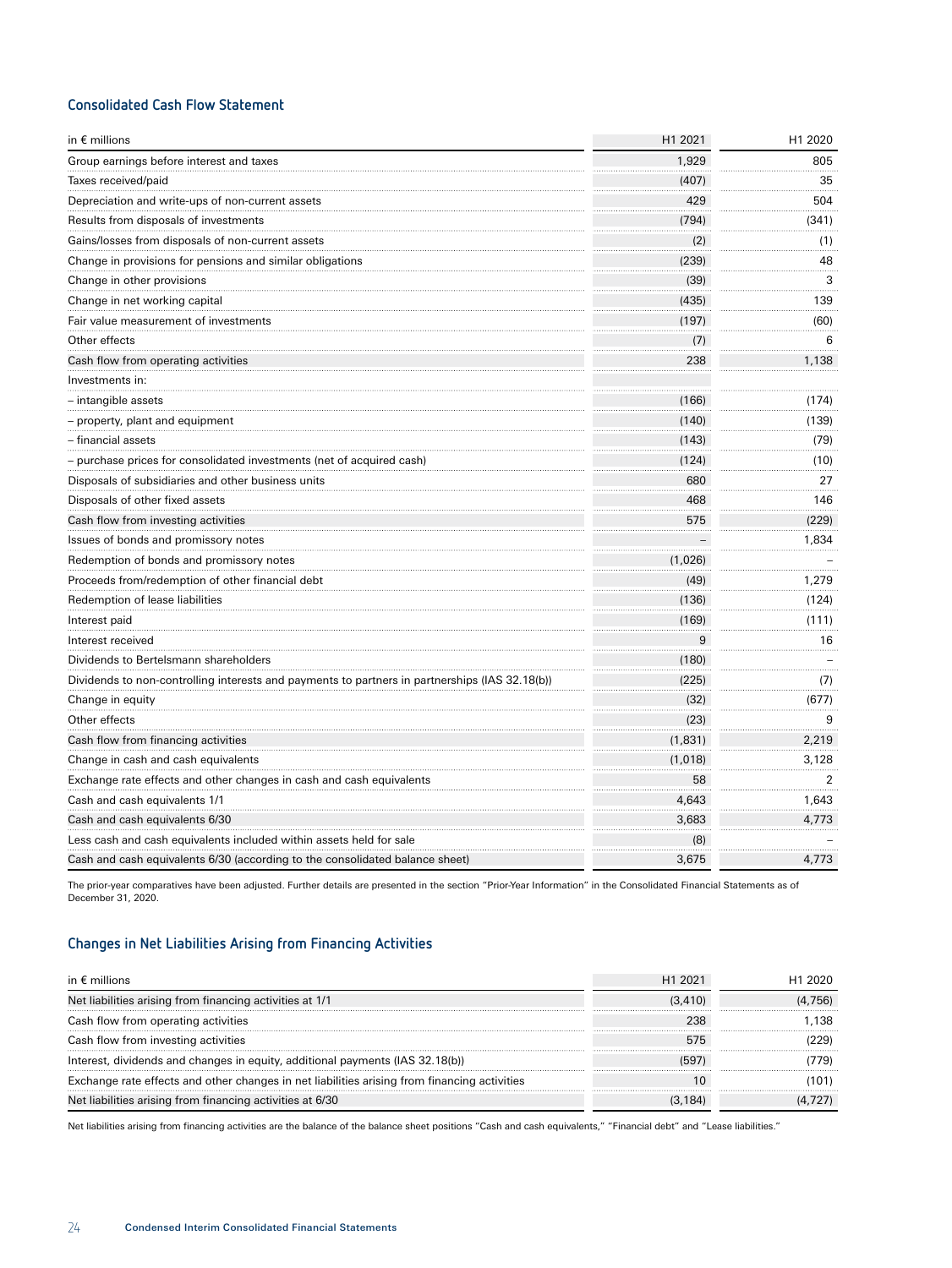## Consolidated Cash Flow Statement

| in € millions | H1 2021 | H1 2020 |
|---|---|---|
| Group earnings before interest and taxes | 1,929 | 805 |
| Taxes received/paid | (407) | 35 |
| Depreciation and write-ups of non-current assets | 429 | 504 |
| Results from disposals of investments | (794) | (341) |
| Gains/losses from disposals of non-current assets | (2) | (1) |
| Change in provisions for pensions and similar obligations | (239) | 48 |
| Change in other provisions | (39) | 3 |
| Change in net working capital | (435) | 139 |
| Fair value measurement of investments | (197) | (60) |
| Other effects | (7) | 6 |
| Cash flow from operating activities | 238 | 1,138 |
| Investments in: | | |
| – intangible assets | (166) | (174) |
| – property, plant and equipment | (140) | (139) |
| – financial assets | (143) | (79) |
| – purchase prices for consolidated investments (net of acquired cash) | (124) | (10) |
| Disposals of subsidiaries and other business units | 680 | 27 |
| Disposals of other fixed assets | 468 | 146 |
| Cash flow from investing activities | 575 | (229) |
| Issues of bonds and promissory notes | – | 1,834 |
| Redemption of bonds and promissory notes | (1,026) | – |
| Proceeds from/redemption of other financial debt | (49) | 1,279 |
| Redemption of lease liabilities | (136) | (124) |
| Interest paid | (169) | (111) |
| Interest received | 9 | 16 |
| Dividends to Bertelsmann shareholders | (180) | – |
| Dividends to non-controlling interests and payments to partners in partnerships (IAS 32.18(b)) | (225) | (7) |
| Change in equity | (32) | (677) |
| Other effects | (23) | 9 |
| Cash flow from financing activities | (1,831) | 2,219 |
| Change in cash and cash equivalents | (1,018) | 3,128 |
| Exchange rate effects and other changes in cash and cash equivalents | 58 | 2 |
| Cash and cash equivalents 1/1 | 4,643 | 1,643 |
| Cash and cash equivalents 6/30 | 3,683 | 4,773 |
| Less cash and cash equivalents included within assets held for sale | (8) | – |
| Cash and cash equivalents 6/30 (according to the consolidated balance sheet) | 3,675 | 4,773 |

The prior-year comparatives have been adjusted. Further details are presented in the section "Prior-Year Information" in the Consolidated Financial Statements as of December 31, 2020.

## Changes in Net Liabilities Arising from Financing Activities

| in € millions | H1 2021 | H1 2020 |
|---|---|---|
| Net liabilities arising from financing activities at 1/1 | (3,410) | (4,756) |
| Cash flow from operating activities | 238 | 1,138 |
| Cash flow from investing activities | 575 | (229) |
| Interest, dividends and changes in equity, additional payments (IAS 32.18(b)) | (597) | (779) |
| Exchange rate effects and other changes in net liabilities arising from financing activities | 10 | (101) |
| Net liabilities arising from financing activities at 6/30 | (3,184) | (4,727) |

Net liabilities arising from financing activities are the balance of the balance sheet positions "Cash and cash equivalents," "Financial debt" and "Lease liabilities."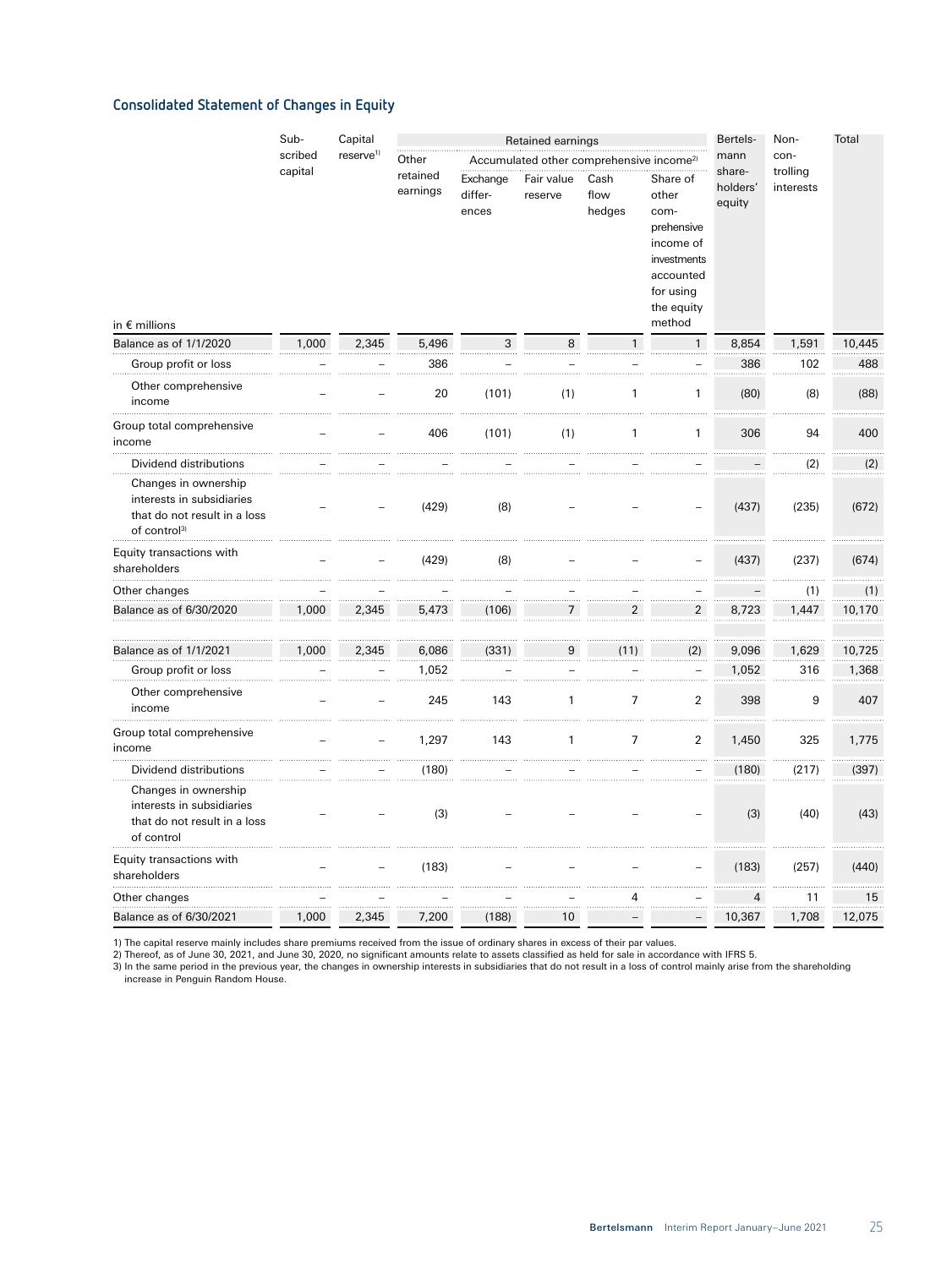## Consolidated Statement of Changes in Equity

| in € millions | Subscribed capital | Capital reserve[1] | Retained earnings | | | | | Bertelsmann shareholders' equity | Non-controlling interests | Total |
|---|---|---|---|---|---|---|---|---|---|---|
| | | | Other retained earnings | Accumulated other comprehensive income[2] | | | | | | |
| | | | | Exchange differences | Fair value reserve | Cash flow hedges | Share of other comprehensive income of investments accounted for using the equity method | | | |
| Balance as of 1/1/2020 | 1,000 | 2,345 | 5,496 | 3 | 8 | 1 | 1 | 8,854 | 1,591 | 10,445 |
| Group profit or loss | – | – | 386 | – | – | – | – | 386 | 102 | 488 |
| Other comprehensive income | – | – | 20 | (101) | (1) | 1 | 1 | (80) | (8) | (88) |
| Group total comprehensive income | – | – | 406 | (101) | (1) | 1 | 1 | 306 | 94 | 400 |
| Dividend distributions | – | – | – | – | – | – | – | – | (2) | (2) |
| Changes in ownership interests in subsidiaries that do not result in a loss of control[3] | – | – | (429) | (8) | – | – | – | (437) | (235) | (672) |
| Equity transactions with shareholders | – | – | (429) | (8) | – | – | – | (437) | (237) | (674) |
| Other changes | – | – | – | – | – | – | – | – | (1) | (1) |
| Balance as of 6/30/2020 | 1,000 | 2,345 | 5,473 | (106) | 7 | 2 | 2 | 8,723 | 1,447 | 10,170 |
| | | | | | | | | | | |
| Balance as of 1/1/2021 | 1,000 | 2,345 | 6,086 | (331) | 9 | (11) | (2) | 9,096 | 1,629 | 10,725 |
| Group profit or loss | – | – | 1,052 | – | – | – | – | 1,052 | 316 | 1,368 |
| Other comprehensive income | – | – | 245 | 143 | 1 | 7 | 2 | 398 | 9 | 407 |
| Group total comprehensive income | – | – | 1,297 | 143 | 1 | 7 | 2 | 1,450 | 325 | 1,775 |
| Dividend distributions | – | – | (180) | – | – | – | – | (180) | (217) | (397) |
| Changes in ownership interests in subsidiaries that do not result in a loss of control | – | – | (3) | – | – | – | – | (3) | (40) | (43) |
| Equity transactions with shareholders | – | – | (183) | – | – | – | – | (183) | (257) | (440) |
| Other changes | – | – | – | – | – | 4 | – | 4 | 11 | 15 |
| Balance as of 6/30/2021 | 1,000 | 2,345 | 7,200 | (188) | 10 | – | – | 10,367 | 1,708 | 12,075 |

1) The capital reserve mainly includes share premiums received from the issue of ordinary shares in excess of their par values.
2) Thereof, as of June 30, 2021, and June 30, 2020, no significant amounts relate to assets classified as held for sale in accordance with IFRS 5.
3) In the same period in the previous year, the changes in ownership interests in subsidiaries that do not result in a loss of control mainly arise from the shareholding increase in Penguin Random House.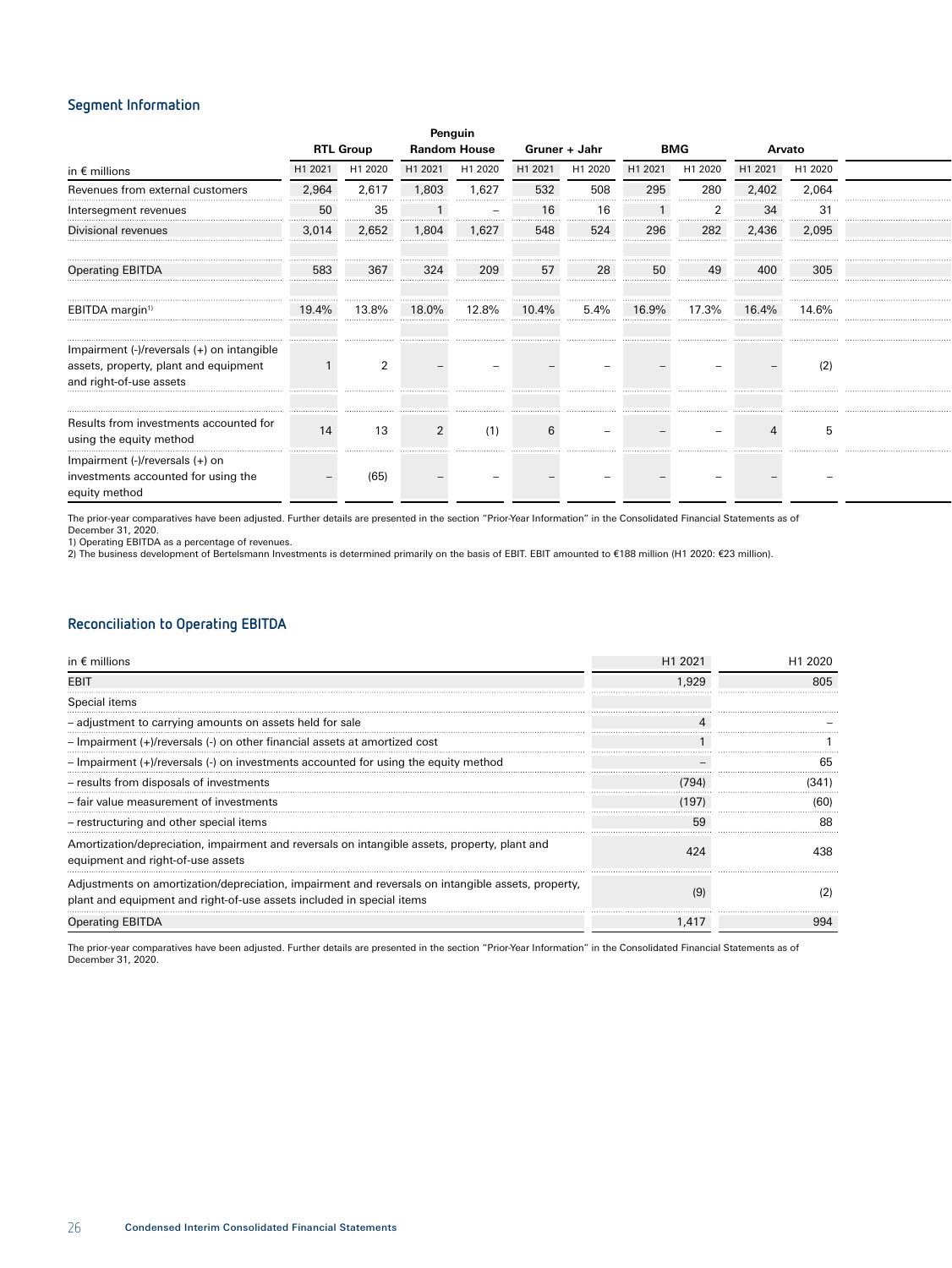## Segment Information

| in € millions | RTL Group | | Penguin Random House | | Gruner + Jahr | | BMG | | Arvato | |
|---|---|---|---|---|---|---|---|---|---|---|
| | H1 2021 | H1 2020 | H1 2021 | H1 2020 | H1 2021 | H1 2020 | H1 2021 | H1 2020 | H1 2021 | H1 2020 |
| Revenues from external customers | 2,964 | 2,617 | 1,803 | 1,627 | 532 | 508 | 295 | 280 | 2,402 | 2,064 |
| Intersegment revenues | 50 | 35 | 1 | – | 16 | 16 | 1 | 2 | 34 | 31 |
| Divisional revenues | 3,014 | 2,652 | 1,804 | 1,627 | 548 | 524 | 296 | 282 | 2,436 | 2,095 |
| Operating EBITDA | 583 | 367 | 324 | 209 | 57 | 28 | 50 | 49 | 400 | 305 |
| EBITDA margin[1] | 19.4% | 13.8% | 18.0% | 12.8% | 10.4% | 5.4% | 16.9% | 17.3% | 16.4% | 14.6% |
| Impairment (-)/reversals (+) on intangible assets, property, plant and equipment and right-of-use assets | 1 | 2 | – | – | – | – | – | – | – | (2) |
| Results from investments accounted for using the equity method | 14 | 13 | 2 | (1) | 6 | – | – | – | 4 | 5 |
| Impairment (-)/reversals (+) on investments accounted for using the equity method | – | (65) | – | – | – | – | – | – | – | – |

The prior-year comparatives have been adjusted. Further details are presented in the section "Prior-Year Information" in the Consolidated Financial Statements as of December 31, 2020.
1) Operating EBITDA as a percentage of revenues.
2) The business development of Bertelsmann Investments is determined primarily on the basis of EBIT. EBIT amounted to €188 million (H1 2020: €23 million).

## Reconciliation to Operating EBITDA

| in € millions | H1 2021 | H1 2020 |
|---|---|---|
| EBIT | 1,929 | 805 |
| Special items | | |
| – adjustment to carrying amounts on assets held for sale | 4 | – |
| – Impairment (+)/reversals (-) on other financial assets at amortized cost | 1 | 1 |
| – Impairment (+)/reversals (-) on investments accounted for using the equity method | – | 65 |
| – results from disposals of investments | (794) | (341) |
| – fair value measurement of investments | (197) | (60) |
| – restructuring and other special items | 59 | 88 |
| Amortization/depreciation, impairment and reversals on intangible assets, property, plant and equipment and right-of-use assets | 424 | 438 |
| Adjustments on amortization/depreciation, impairment and reversals on intangible assets, property, plant and equipment and right-of-use assets included in special items | (9) | (2) |
| Operating EBITDA | 1,417 | 994 |

The prior-year comparatives have been adjusted. Further details are presented in the section "Prior-Year Information" in the Consolidated Financial Statements as of December 31, 2020.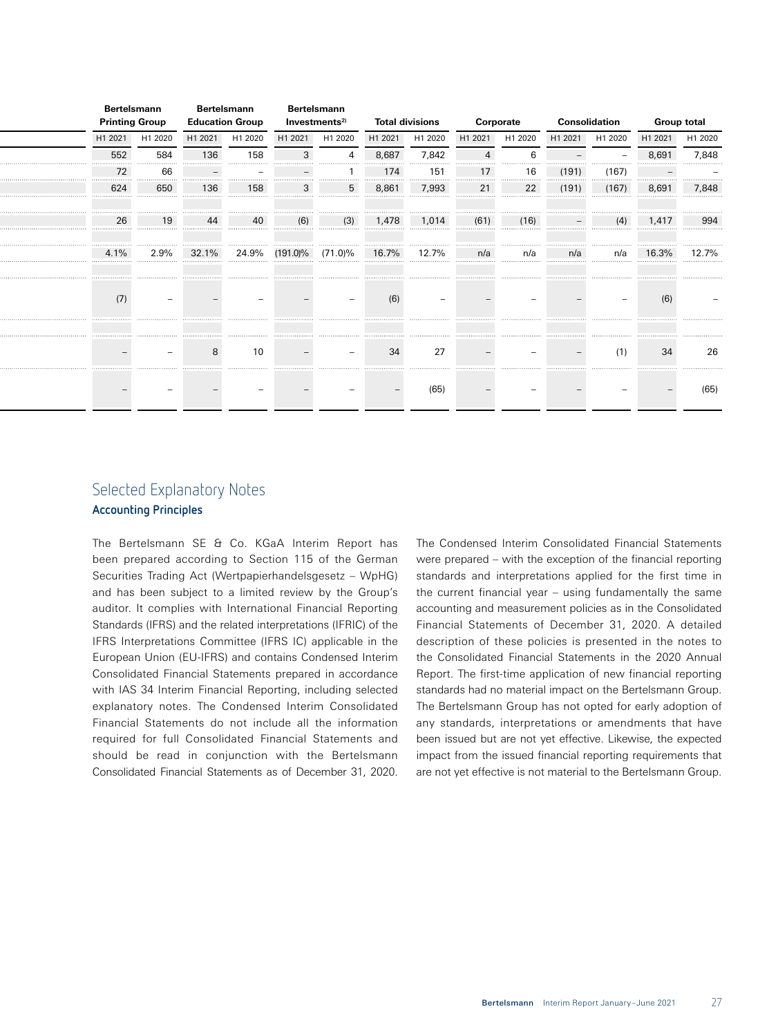| | Bertelsmann Printing Group | | Bertelsmann Education Group | | Bertelsmann Investments[2] | | Total divisions | | Corporate | | Consolidation | | Group total | |
|---|---|---|---|---|---|---|---|---|---|---|---|---|---|---|
| | H1 2021 | H1 2020 | H1 2021 | H1 2020 | H1 2021 | H1 2020 | H1 2021 | H1 2020 | H1 2021 | H1 2020 | H1 2021 | H1 2020 | H1 2021 | H1 2020 |
| | 552 | 584 | 136 | 158 | 3 | 4 | 8,687 | 7,842 | 4 | 6 | – | – | 8,691 | 7,848 |
| | 72 | 66 | – | – | – | 1 | 174 | 151 | 17 | 16 | (191) | (167) | – | – |
| | 624 | 650 | 136 | 158 | 3 | 5 | 8,861 | 7,993 | 21 | 22 | (191) | (167) | 8,691 | 7,848 |
| | | | | | | | | | | | | | | |
| | 26 | 19 | 44 | 40 | (6) | (3) | 1,478 | 1,014 | (61) | (16) | – | (4) | 1,417 | 994 |
| | | | | | | | | | | | | | | |
| | 4.1% | 2.9% | 32.1% | 24.9% | (191.0)% | (71.0)% | 16.7% | 12.7% | n/a | n/a | n/a | n/a | 16.3% | 12.7% |
| | | | | | | | | | | | | | | |
| | (7) | – | – | – | – | – | (6) | – | – | – | – | – | (6) | – |
| | | | | | | | | | | | | | | |
| | – | – | 8 | 10 | – | – | 34 | 27 | – | – | – | (1) | 34 | 26 |
| | – | – | – | – | – | – | – | (65) | – | – | – | – | – | (65) |

## Selected Explanatory Notes

### Accounting Principles

The Bertelsmann SE & Co. KGaA Interim Report has been prepared according to Section 115 of the German Securities Trading Act (Wertpapierhandelsgesetz – WpHG) and has been subject to a limited review by the Group's auditor. It complies with International Financial Reporting Standards (IFRS) and the related interpretations (IFRIC) of the IFRS Interpretations Committee (IFRS IC) applicable in the European Union (EU-IFRS) and contains Condensed Interim Consolidated Financial Statements prepared in accordance with IAS 34 Interim Financial Reporting, including selected explanatory notes. The Condensed Interim Consolidated Financial Statements do not include all the information required for full Consolidated Financial Statements and should be read in conjunction with the Bertelsmann Consolidated Financial Statements as of December 31, 2020.

The Condensed Interim Consolidated Financial Statements were prepared – with the exception of the financial reporting standards and interpretations applied for the first time in the current financial year – using fundamentally the same accounting and measurement policies as in the Consolidated Financial Statements of December 31, 2020. A detailed description of these policies is presented in the notes to the Consolidated Financial Statements in the 2020 Annual Report. The first-time application of new financial reporting standards had no material impact on the Bertelsmann Group. The Bertelsmann Group has not opted for early adoption of any standards, interpretations or amendments that have been issued but are not yet effective. Likewise, the expected impact from the issued financial reporting requirements that are not yet effective is not material to the Bertelsmann Group.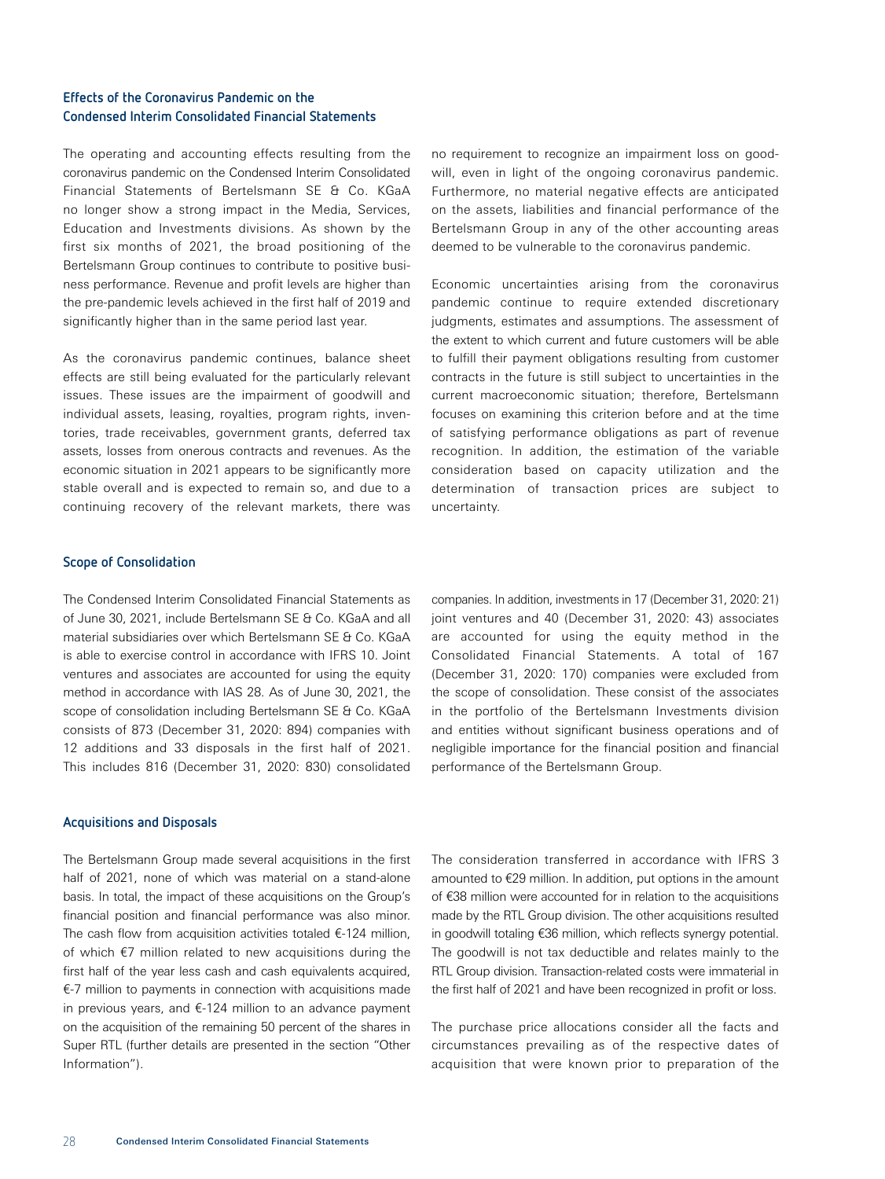### Effects of the Coronavirus Pandemic on the Condensed Interim Consolidated Financial Statements

The operating and accounting effects resulting from the coronavirus pandemic on the Condensed Interim Consolidated Financial Statements of Bertelsmann SE & Co. KGaA no longer show a strong impact in the Media, Services, Education and Investments divisions. As shown by the first six months of 2021, the broad positioning of the Bertelsmann Group continues to contribute to positive business performance. Revenue and profit levels are higher than the pre-pandemic levels achieved in the first half of 2019 and significantly higher than in the same period last year.

As the coronavirus pandemic continues, balance sheet effects are still being evaluated for the particularly relevant issues. These issues are the impairment of goodwill and individual assets, leasing, royalties, program rights, inventories, trade receivables, government grants, deferred tax assets, losses from onerous contracts and revenues. As the economic situation in 2021 appears to be significantly more stable overall and is expected to remain so, and due to a continuing recovery of the relevant markets, there was no requirement to recognize an impairment loss on goodwill, even in light of the ongoing coronavirus pandemic. Furthermore, no material negative effects are anticipated on the assets, liabilities and financial performance of the Bertelsmann Group in any of the other accounting areas deemed to be vulnerable to the coronavirus pandemic.

Economic uncertainties arising from the coronavirus pandemic continue to require extended discretionary judgments, estimates and assumptions. The assessment of the extent to which current and future customers will be able to fulfill their payment obligations resulting from customer contracts in the future is still subject to uncertainties in the current macroeconomic situation; therefore, Bertelsmann focuses on examining this criterion before and at the time of satisfying performance obligations as part of revenue recognition. In addition, the estimation of the variable consideration based on capacity utilization and the determination of transaction prices are subject to uncertainty.

### Scope of Consolidation

The Condensed Interim Consolidated Financial Statements as of June 30, 2021, include Bertelsmann SE & Co. KGaA and all material subsidiaries over which Bertelsmann SE & Co. KGaA is able to exercise control in accordance with IFRS 10. Joint ventures and associates are accounted for using the equity method in accordance with IAS 28. As of June 30, 2021, the scope of consolidation including Bertelsmann SE & Co. KGaA consists of 873 (December 31, 2020: 894) companies with 12 additions and 33 disposals in the first half of 2021. This includes 816 (December 31, 2020: 830) consolidated companies. In addition, investments in 17 (December 31, 2020: 21) joint ventures and 40 (December 31, 2020: 43) associates are accounted for using the equity method in the Consolidated Financial Statements. A total of 167 (December 31, 2020: 170) companies were excluded from the scope of consolidation. These consist of the associates in the portfolio of the Bertelsmann Investments division and entities without significant business operations and of negligible importance for the financial position and financial performance of the Bertelsmann Group.

### Acquisitions and Disposals

The Bertelsmann Group made several acquisitions in the first half of 2021, none of which was material on a stand-alone basis. In total, the impact of these acquisitions on the Group's financial position and financial performance was also minor. The cash flow from acquisition activities totaled €-124 million, of which €7 million related to new acquisitions during the first half of the year less cash and cash equivalents acquired, €-7 million to payments in connection with acquisitions made in previous years, and €-124 million to an advance payment on the acquisition of the remaining 50 percent of the shares in Super RTL (further details are presented in the section "Other Information").

The consideration transferred in accordance with IFRS 3 amounted to €29 million. In addition, put options in the amount of €38 million were accounted for in relation to the acquisitions made by the RTL Group division. The other acquisitions resulted in goodwill totaling €36 million, which reflects synergy potential. The goodwill is not tax deductible and relates mainly to the RTL Group division. Transaction-related costs were immaterial in the first half of 2021 and have been recognized in profit or loss.

The purchase price allocations consider all the facts and circumstances prevailing as of the respective dates of acquisition that were known prior to preparation of the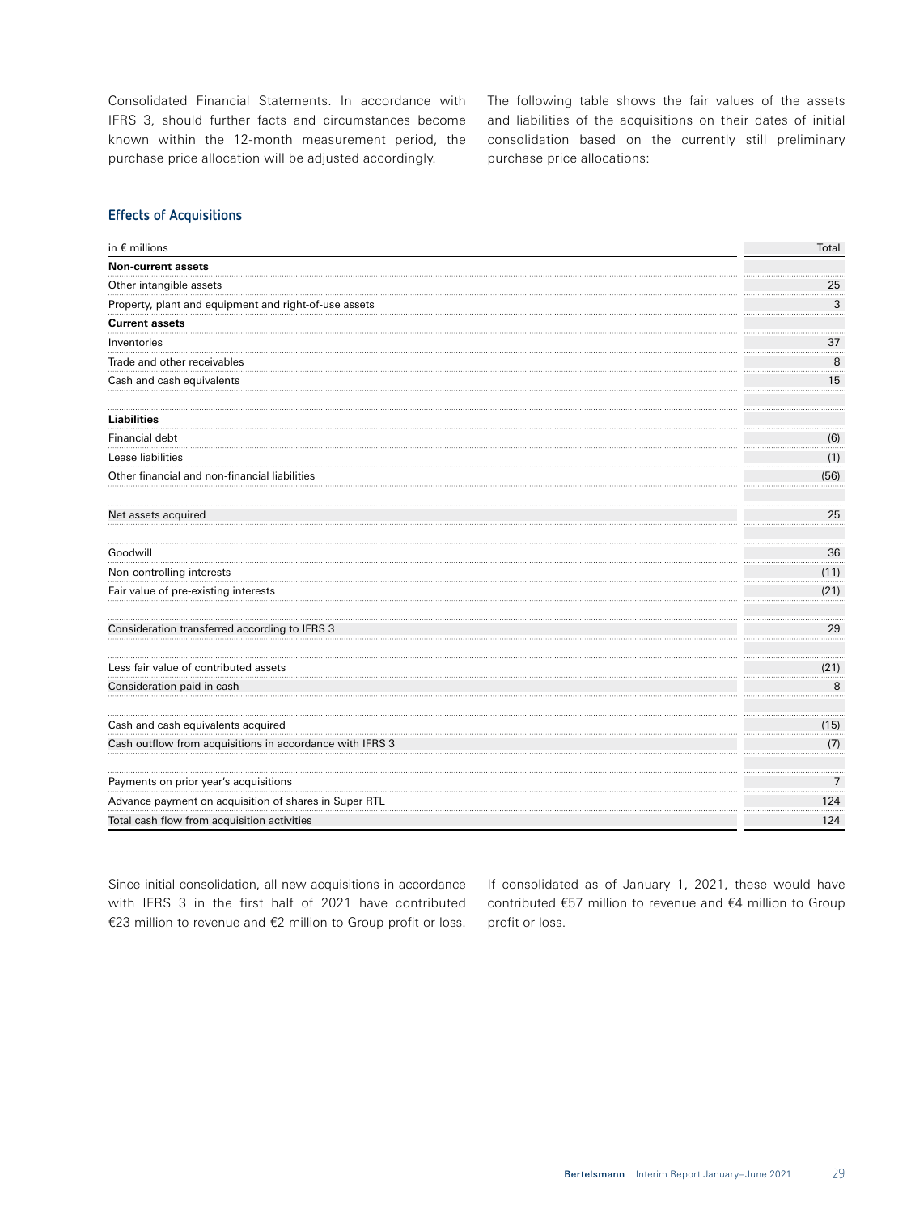Consolidated Financial Statements. In accordance with IFRS 3, should further facts and circumstances become known within the 12-month measurement period, the purchase price allocation will be adjusted accordingly.

The following table shows the fair values of the assets and liabilities of the acquisitions on their dates of initial consolidation based on the currently still preliminary purchase price allocations:

## Effects of Acquisitions

| in € millions | Total |
|---|---|
| **Non-current assets** | |
| Other intangible assets | 25 |
| Property, plant and equipment and right-of-use assets | 3 |
| **Current assets** | |
| Inventories | 37 |
| Trade and other receivables | 8 |
| Cash and cash equivalents | 15 |
| | |
| **Liabilities** | |
| Financial debt | (6) |
| Lease liabilities | (1) |
| Other financial and non-financial liabilities | (56) |
| | |
| Net assets acquired | 25 |
| | |
| Goodwill | 36 |
| Non-controlling interests | (11) |
| Fair value of pre-existing interests | (21) |
| | |
| Consideration transferred according to IFRS 3 | 29 |
| | |
| Less fair value of contributed assets | (21) |
| Consideration paid in cash | 8 |
| | |
| Cash and cash equivalents acquired | (15) |
| Cash outflow from acquisitions in accordance with IFRS 3 | (7) |
| | |
| Payments on prior year's acquisitions | 7 |
| Advance payment on acquisition of shares in Super RTL | 124 |
| Total cash flow from acquisition activities | 124 |

Since initial consolidation, all new acquisitions in accordance with IFRS 3 in the first half of 2021 have contributed €23 million to revenue and €2 million to Group profit or loss. If consolidated as of January 1, 2021, these would have contributed €57 million to revenue and €4 million to Group profit or loss.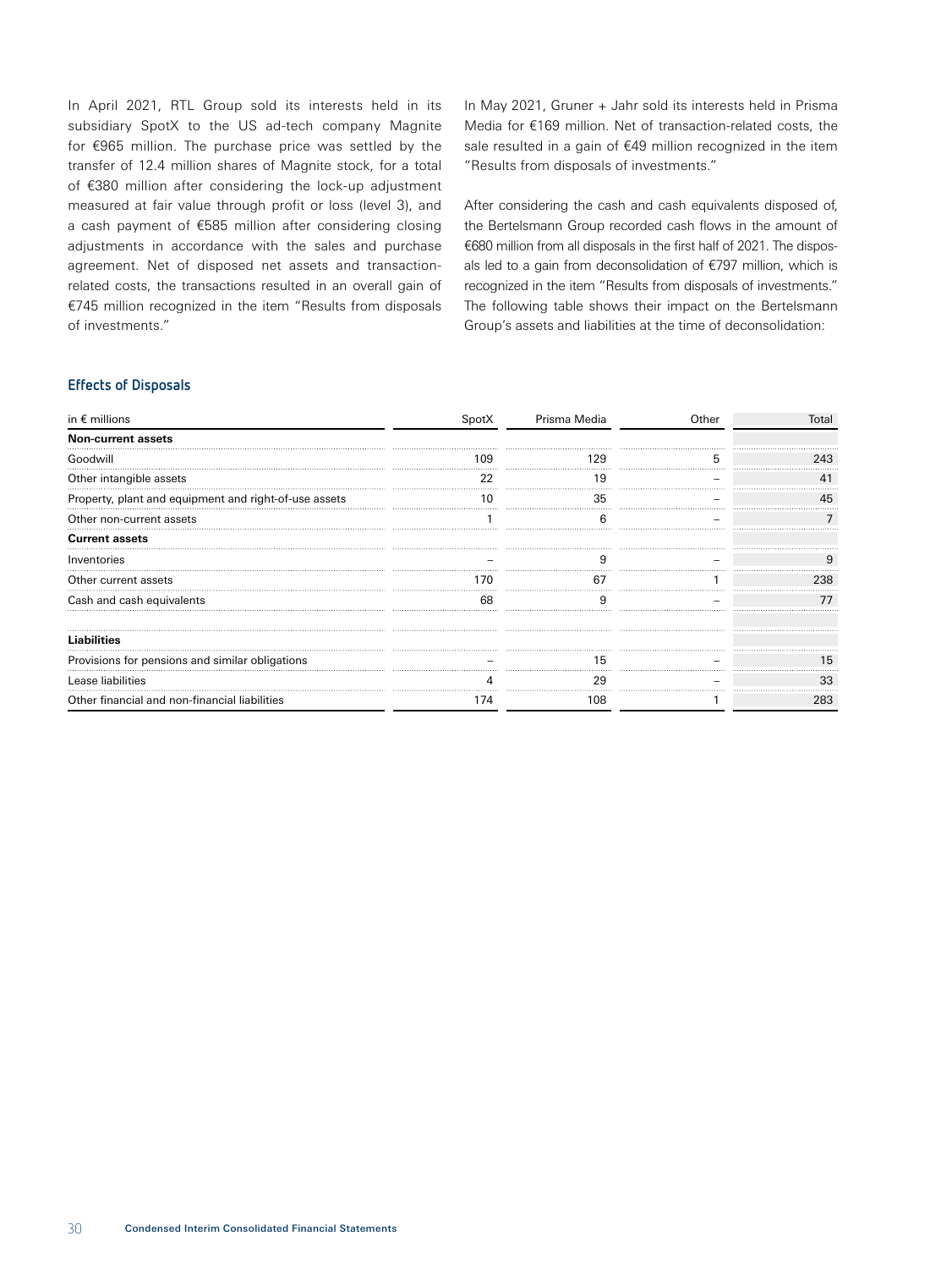In April 2021, RTL Group sold its interests held in its subsidiary SpotX to the US ad-tech company Magnite for €965 million. The purchase price was settled by the transfer of 12.4 million shares of Magnite stock, for a total of €380 million after considering the lock-up adjustment measured at fair value through profit or loss (level 3), and a cash payment of €585 million after considering closing adjustments in accordance with the sales and purchase agreement. Net of disposed net assets and transaction-related costs, the transactions resulted in an overall gain of €745 million recognized in the item "Results from disposals of investments."

In May 2021, Gruner + Jahr sold its interests held in Prisma Media for €169 million. Net of transaction-related costs, the sale resulted in a gain of €49 million recognized in the item "Results from disposals of investments."

After considering the cash and cash equivalents disposed of, the Bertelsmann Group recorded cash flows in the amount of €680 million from all disposals in the first half of 2021. The disposals led to a gain from deconsolidation of €797 million, which is recognized in the item "Results from disposals of investments." The following table shows their impact on the Bertelsmann Group's assets and liabilities at the time of deconsolidation:

### Effects of Disposals

| in € millions | SpotX | Prisma Media | Other | Total |
|---|---|---|---|---|
| **Non-current assets** | | | | |
| Goodwill | 109 | 129 | 5 | 243 |
| Other intangible assets | 22 | 19 | – | 41 |
| Property, plant and equipment and right-of-use assets | 10 | 35 | – | 45 |
| Other non-current assets | 1 | 6 | – | 7 |
| **Current assets** | | | | |
| Inventories | – | 9 | – | 9 |
| Other current assets | 170 | 67 | 1 | 238 |
| Cash and cash equivalents | 68 | 9 | – | 77 |
| | | | | |
| **Liabilities** | | | | |
| Provisions for pensions and similar obligations | – | 15 | – | 15 |
| Lease liabilities | 4 | 29 | – | 33 |
| Other financial and non-financial liabilities | 174 | 108 | 1 | 283 |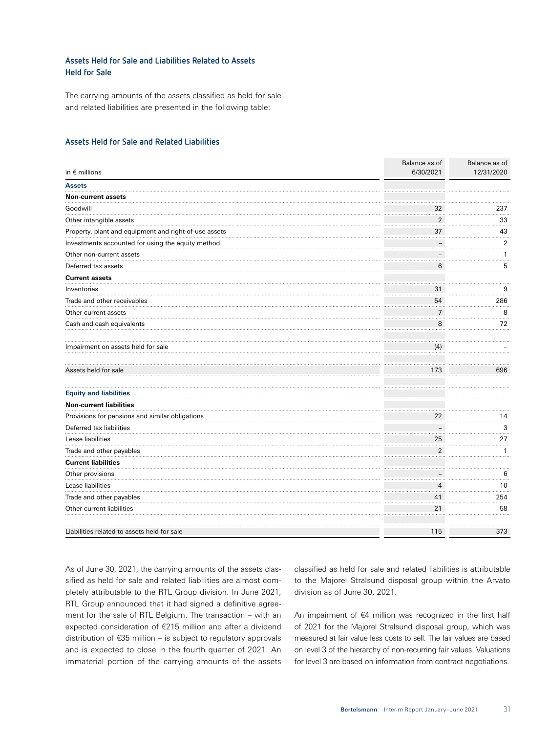## Assets Held for Sale and Liabilities Related to Assets Held for Sale

The carrying amounts of the assets classified as held for sale and related liabilities are presented in the following table:

### Assets Held for Sale and Related Liabilities

| in € millions | Balance as of 6/30/2021 | Balance as of 12/31/2020 |
|---|---|---|
| **Assets** | | |
| **Non-current assets** | | |
| Goodwill | 32 | 237 |
| Other intangible assets | 2 | 33 |
| Property, plant and equipment and right-of-use assets | 37 | 43 |
| Investments accounted for using the equity method | – | 2 |
| Other non-current assets | – | 1 |
| Deferred tax assets | 6 | 5 |
| **Current assets** | | |
| Inventories | 31 | 9 |
| Trade and other receivables | 54 | 286 |
| Other current assets | 7 | 8 |
| Cash and cash equivalents | 8 | 72 |
| Impairment on assets held for sale | (4) | – |
| Assets held for sale | 173 | 696 |
| **Equity and liabilities** | | |
| **Non-current liabilities** | | |
| Provisions for pensions and similar obligations | 22 | 14 |
| Deferred tax liabilities | – | 3 |
| Lease liabilities | 25 | 27 |
| Trade and other payables | 2 | 1 |
| **Current liabilities** | | |
| Other provisions | – | 6 |
| Lease liabilities | 4 | 10 |
| Trade and other payables | 41 | 254 |
| Other current liabilities | 21 | 58 |
| Liabilities related to assets held for sale | 115 | 373 |

As of June 30, 2021, the carrying amounts of the assets classified as held for sale and related liabilities are almost completely attributable to the RTL Group division. In June 2021, RTL Group announced that it had signed a definitive agreement for the sale of RTL Belgium. The transaction – with an expected consideration of €215 million and after a dividend distribution of €35 million – is subject to regulatory approvals and is expected to close in the fourth quarter of 2021. An immaterial portion of the carrying amounts of the assets classified as held for sale and related liabilities is attributable to the Majorel Stralsund disposal group within the Arvato division as of June 30, 2021.

An impairment of €4 million was recognized in the first half of 2021 for the Majorel Stralsund disposal group, which was measured at fair value less costs to sell. The fair values are based on level 3 of the hierarchy of non-recurring fair values. Valuations for level 3 are based on information from contract negotiations.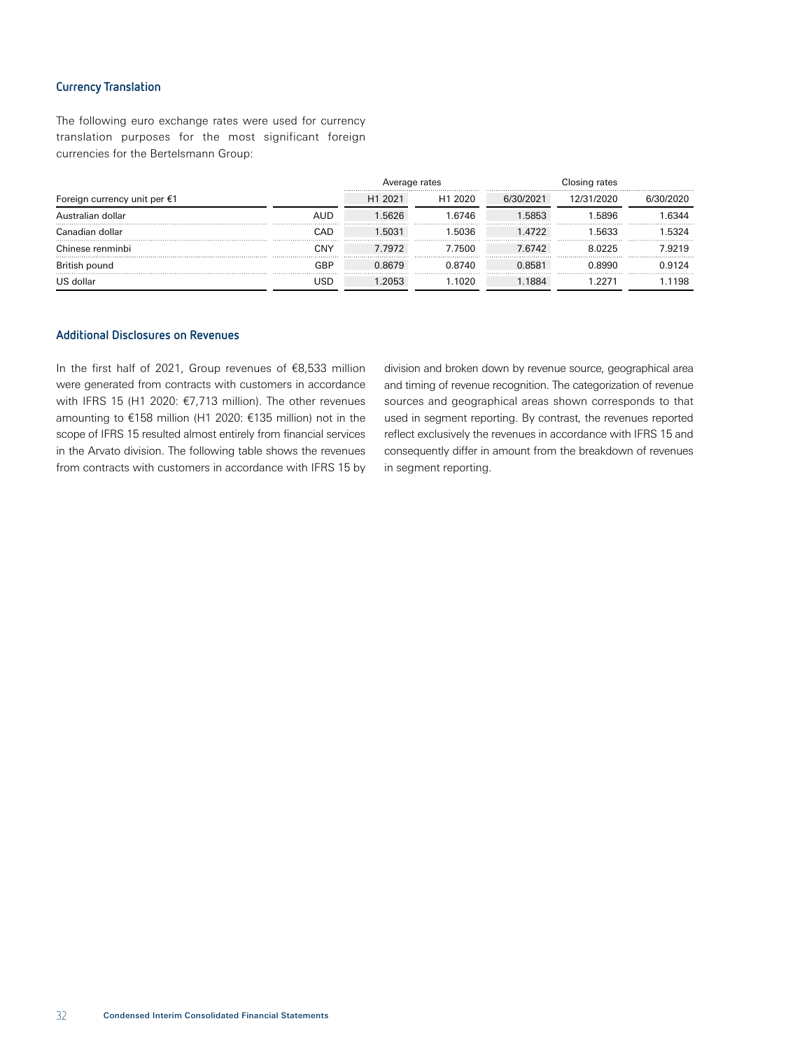### Currency Translation

The following euro exchange rates were used for currency translation purposes for the most significant foreign currencies for the Bertelsmann Group:

| Foreign currency unit per €1 | | Average rates | | Closing rates | | |
|---|---|---|---|---|---|---|
| | | H1 2021 | H1 2020 | 6/30/2021 | 12/31/2020 | 6/30/2020 |
| Australian dollar | AUD | 1.5626 | 1.6746 | 1.5853 | 1.5896 | 1.6344 |
| Canadian dollar | CAD | 1.5031 | 1.5036 | 1.4722 | 1.5633 | 1.5324 |
| Chinese renminbi | CNY | 7.7972 | 7.7500 | 7.6742 | 8.0225 | 7.9219 |
| British pound | GBP | 0.8679 | 0.8740 | 0.8581 | 0.8990 | 0.9124 |
| US dollar | USD | 1.2053 | 1.1020 | 1.1884 | 1.2271 | 1.1198 |

### Additional Disclosures on Revenues

In the first half of 2021, Group revenues of €8,533 million were generated from contracts with customers in accordance with IFRS 15 (H1 2020: €7,713 million). The other revenues amounting to €158 million (H1 2020: €135 million) not in the scope of IFRS 15 resulted almost entirely from financial services in the Arvato division. The following table shows the revenues from contracts with customers in accordance with IFRS 15 by division and broken down by revenue source, geographical area and timing of revenue recognition. The categorization of revenue sources and geographical areas shown corresponds to that used in segment reporting. By contrast, the revenues reported reflect exclusively the revenues in accordance with IFRS 15 and consequently differ in amount from the breakdown of revenues in segment reporting.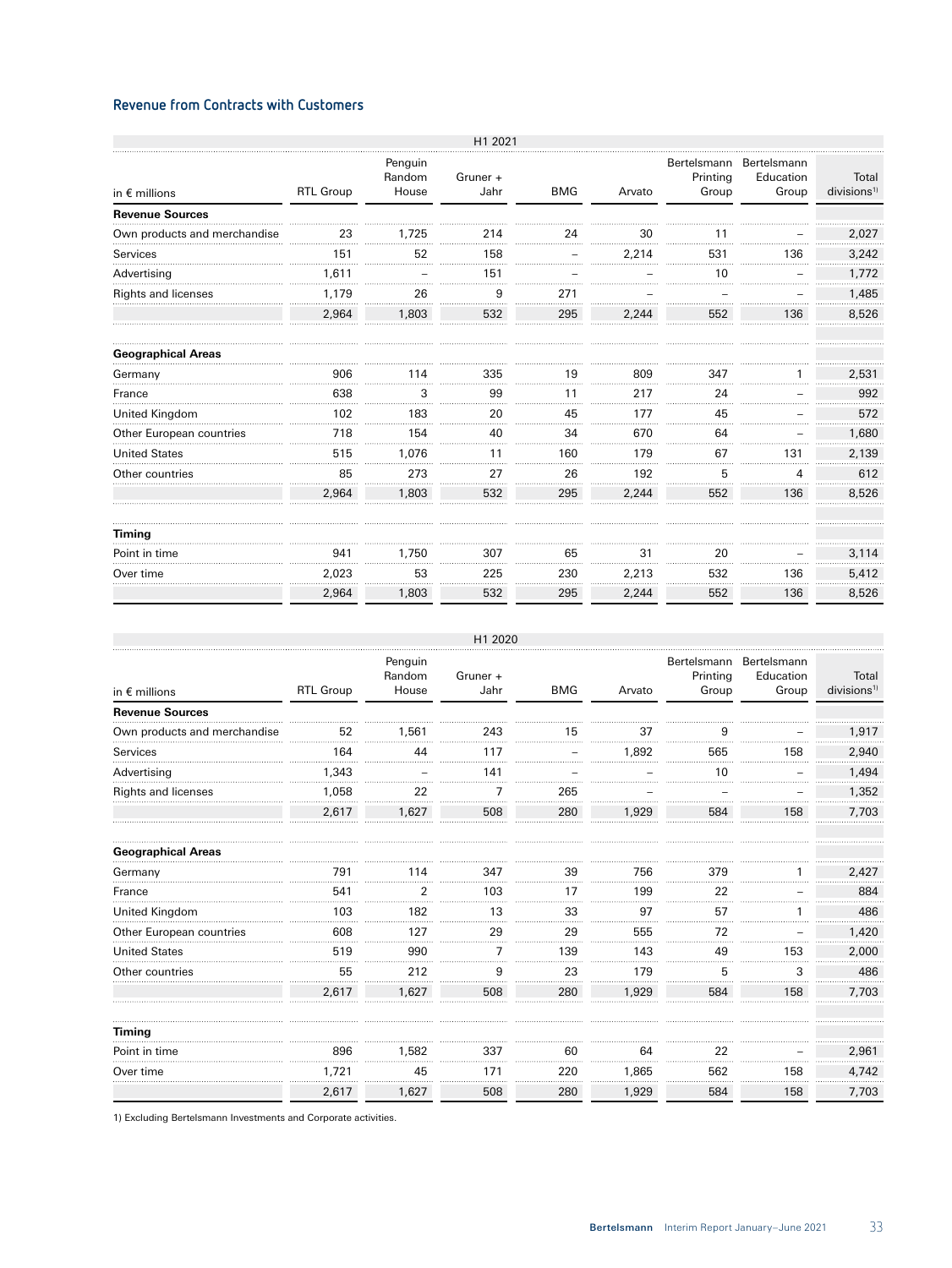## Revenue from Contracts with Customers

| in € millions | H1 2021 | | | | | | | |
|---|---|---|---|---|---|---|---|---|
| | RTL Group | Penguin Random House | Gruner + Jahr | BMG | Arvato | Bertelsmann Printing Group | Bertelsmann Education Group | Total divisions[1] |
| **Revenue Sources** | | | | | | | | |
| Own products and merchandise | 23 | 1,725 | 214 | 24 | 30 | 11 | – | 2,027 |
| Services | 151 | 52 | 158 | – | 2,214 | 531 | 136 | 3,242 |
| Advertising | 1,611 | – | 151 | – | – | 10 | – | 1,772 |
| Rights and licenses | 1,179 | 26 | 9 | 271 | – | – | – | 1,485 |
| | 2,964 | 1,803 | 532 | 295 | 2,244 | 552 | 136 | 8,526 |
| **Geographical Areas** | | | | | | | | |
| Germany | 906 | 114 | 335 | 19 | 809 | 347 | 1 | 2,531 |
| France | 638 | 3 | 99 | 11 | 217 | 24 | – | 992 |
| United Kingdom | 102 | 183 | 20 | 45 | 177 | 45 | – | 572 |
| Other European countries | 718 | 154 | 40 | 34 | 670 | 64 | – | 1,680 |
| United States | 515 | 1,076 | 11 | 160 | 179 | 67 | 131 | 2,139 |
| Other countries | 85 | 273 | 27 | 26 | 192 | 5 | 4 | 612 |
| | 2,964 | 1,803 | 532 | 295 | 2,244 | 552 | 136 | 8,526 |
| **Timing** | | | | | | | | |
| Point in time | 941 | 1,750 | 307 | 65 | 31 | 20 | – | 3,114 |
| Over time | 2,023 | 53 | 225 | 230 | 2,213 | 532 | 136 | 5,412 |
| | 2,964 | 1,803 | 532 | 295 | 2,244 | 552 | 136 | 8,526 |

| in € millions | H1 2020 | | | | | | | |
|---|---|---|---|---|---|---|---|---|
| | RTL Group | Penguin Random House | Gruner + Jahr | BMG | Arvato | Bertelsmann Printing Group | Bertelsmann Education Group | Total divisions[1] |
| **Revenue Sources** | | | | | | | | |
| Own products and merchandise | 52 | 1,561 | 243 | 15 | 37 | 9 | – | 1,917 |
| Services | 164 | 44 | 117 | – | 1,892 | 565 | 158 | 2,940 |
| Advertising | 1,343 | – | 141 | – | – | 10 | – | 1,494 |
| Rights and licenses | 1,058 | 22 | 7 | 265 | – | – | – | 1,352 |
| | 2,617 | 1,627 | 508 | 280 | 1,929 | 584 | 158 | 7,703 |
| **Geographical Areas** | | | | | | | | |
| Germany | 791 | 114 | 347 | 39 | 756 | 379 | 1 | 2,427 |
| France | 541 | 2 | 103 | 17 | 199 | 22 | – | 884 |
| United Kingdom | 103 | 182 | 13 | 33 | 97 | 57 | 1 | 486 |
| Other European countries | 608 | 127 | 29 | 29 | 555 | 72 | – | 1,420 |
| United States | 519 | 990 | 7 | 139 | 143 | 49 | 153 | 2,000 |
| Other countries | 55 | 212 | 9 | 23 | 179 | 5 | 3 | 486 |
| | 2,617 | 1,627 | 508 | 280 | 1,929 | 584 | 158 | 7,703 |
| **Timing** | | | | | | | | |
| Point in time | 896 | 1,582 | 337 | 60 | 64 | 22 | – | 2,961 |
| Over time | 1,721 | 45 | 171 | 220 | 1,865 | 562 | 158 | 4,742 |
| | 2,617 | 1,627 | 508 | 280 | 1,929 | 584 | 158 | 7,703 |

1) Excluding Bertelsmann Investments and Corporate activities.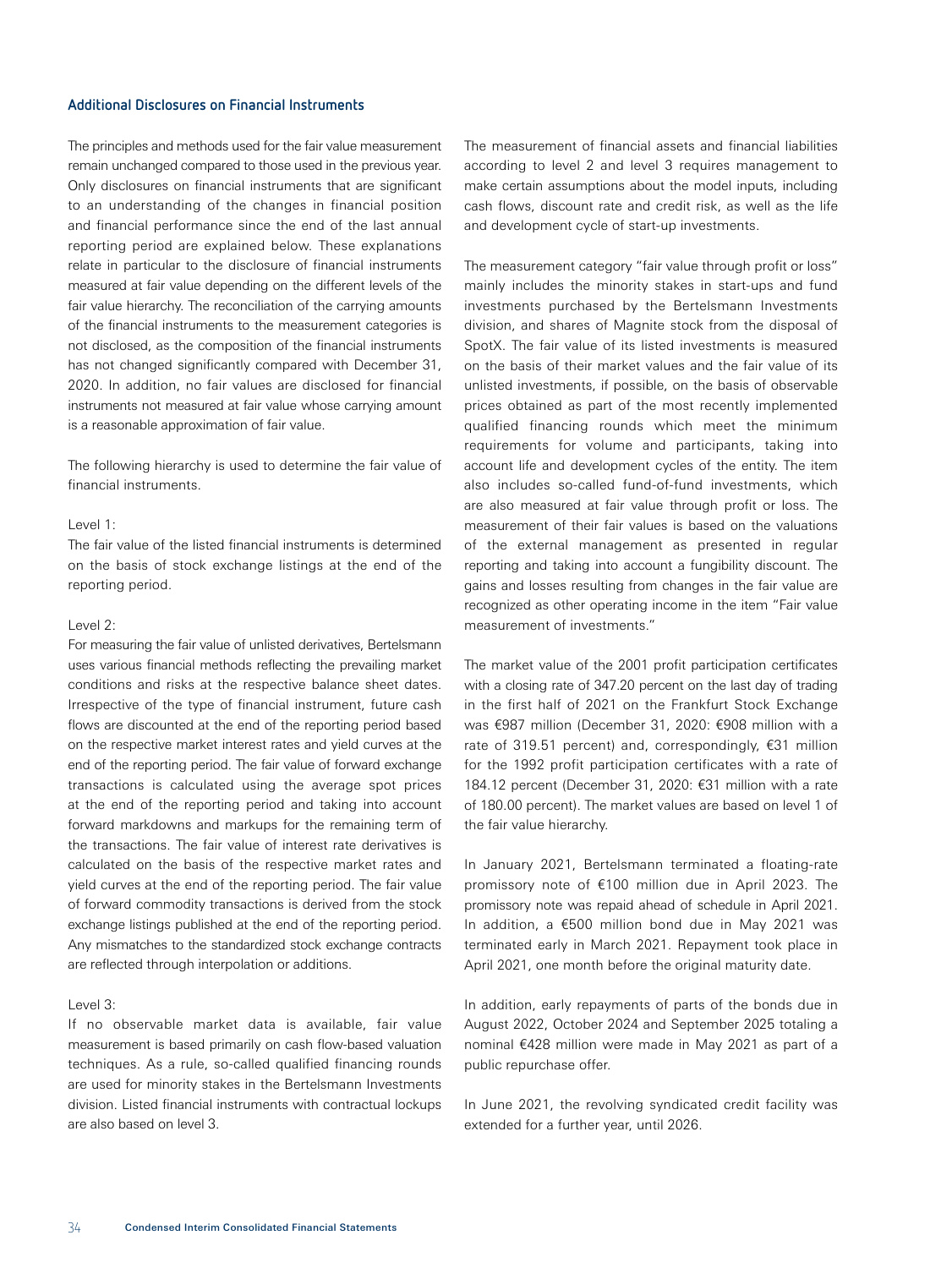### Additional Disclosures on Financial Instruments

The principles and methods used for the fair value measurement remain unchanged compared to those used in the previous year. Only disclosures on financial instruments that are significant to an understanding of the changes in financial position and financial performance since the end of the last annual reporting period are explained below. These explanations relate in particular to the disclosure of financial instruments measured at fair value depending on the different levels of the fair value hierarchy. The reconciliation of the carrying amounts of the financial instruments to the measurement categories is not disclosed, as the composition of the financial instruments has not changed significantly compared with December 31, 2020. In addition, no fair values are disclosed for financial instruments not measured at fair value whose carrying amount is a reasonable approximation of fair value.

The following hierarchy is used to determine the fair value of financial instruments.

Level 1:
The fair value of the listed financial instruments is determined on the basis of stock exchange listings at the end of the reporting period.

Level 2:
For measuring the fair value of unlisted derivatives, Bertelsmann uses various financial methods reflecting the prevailing market conditions and risks at the respective balance sheet dates. Irrespective of the type of financial instrument, future cash flows are discounted at the end of the reporting period based on the respective market interest rates and yield curves at the end of the reporting period. The fair value of forward exchange transactions is calculated using the average spot prices at the end of the reporting period and taking into account forward markdowns and markups for the remaining term of the transactions. The fair value of interest rate derivatives is calculated on the basis of the respective market rates and yield curves at the end of the reporting period. The fair value of forward commodity transactions is derived from the stock exchange listings published at the end of the reporting period. Any mismatches to the standardized stock exchange contracts are reflected through interpolation or additions.

Level 3:
If no observable market data is available, fair value measurement is based primarily on cash flow-based valuation techniques. As a rule, so-called qualified financing rounds are used for minority stakes in the Bertelsmann Investments division. Listed financial instruments with contractual lockups are also based on level 3.

The measurement of financial assets and financial liabilities according to level 2 and level 3 requires management to make certain assumptions about the model inputs, including cash flows, discount rate and credit risk, as well as the life and development cycle of start-up investments.

The measurement category "fair value through profit or loss" mainly includes the minority stakes in start-ups and fund investments purchased by the Bertelsmann Investments division, and shares of Magnite stock from the disposal of SpotX. The fair value of its listed investments is measured on the basis of their market values and the fair value of its unlisted investments, if possible, on the basis of observable prices obtained as part of the most recently implemented qualified financing rounds which meet the minimum requirements for volume and participants, taking into account life and development cycles of the entity. The item also includes so-called fund-of-fund investments, which are also measured at fair value through profit or loss. The measurement of their fair values is based on the valuations of the external management as presented in regular reporting and taking into account a fungibility discount. The gains and losses resulting from changes in the fair value are recognized as other operating income in the item "Fair value measurement of investments."

The market value of the 2001 profit participation certificates with a closing rate of 347.20 percent on the last day of trading in the first half of 2021 on the Frankfurt Stock Exchange was €987 million (December 31, 2020: €908 million with a rate of 319.51 percent) and, correspondingly, €31 million for the 1992 profit participation certificates with a rate of 184.12 percent (December 31, 2020: €31 million with a rate of 180.00 percent). The market values are based on level 1 of the fair value hierarchy.

In January 2021, Bertelsmann terminated a floating-rate promissory note of €100 million due in April 2023. The promissory note was repaid ahead of schedule in April 2021. In addition, a €500 million bond due in May 2021 was terminated early in March 2021. Repayment took place in April 2021, one month before the original maturity date.

In addition, early repayments of parts of the bonds due in August 2022, October 2024 and September 2025 totaling a nominal €428 million were made in May 2021 as part of a public repurchase offer.

In June 2021, the revolving syndicated credit facility was extended for a further year, until 2026.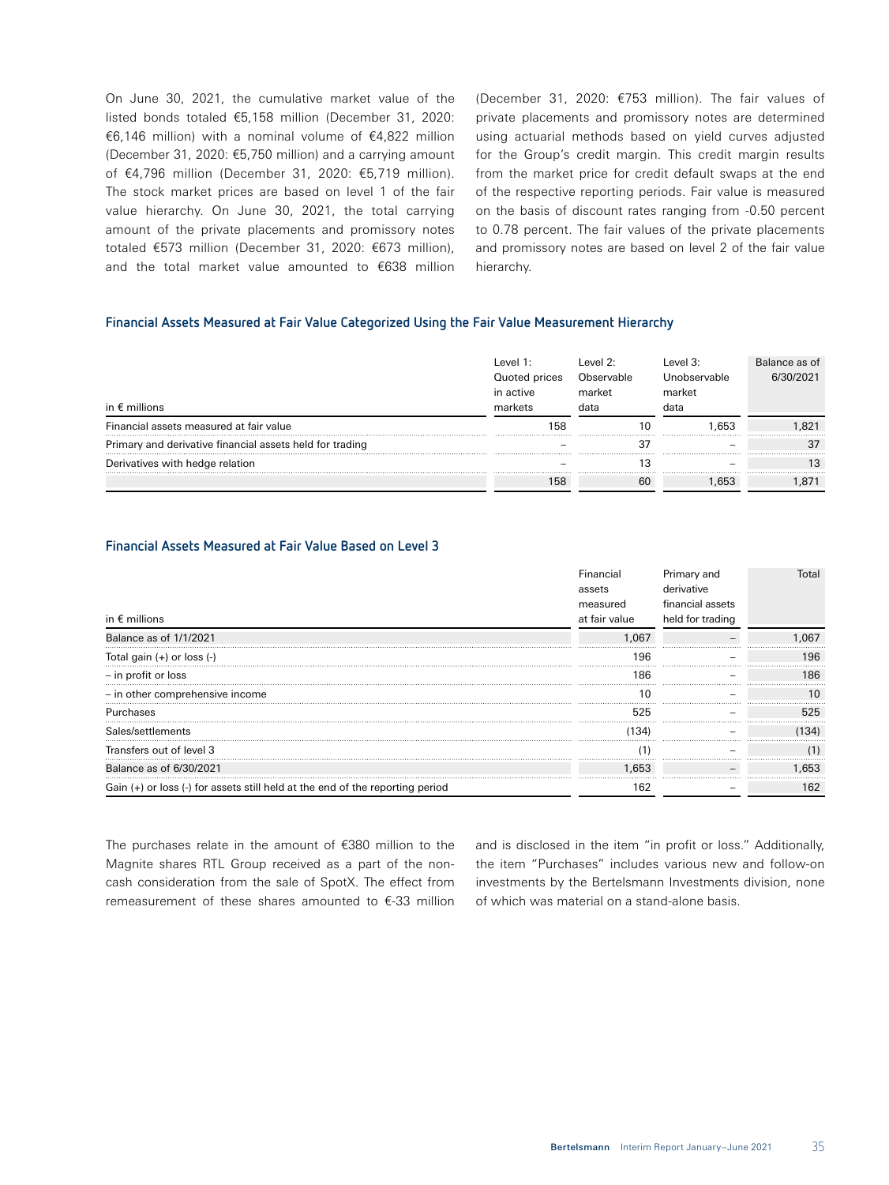On June 30, 2021, the cumulative market value of the listed bonds totaled €5,158 million (December 31, 2020: €6,146 million) with a nominal volume of €4,822 million (December 31, 2020: €5,750 million) and a carrying amount of €4,796 million (December 31, 2020: €5,719 million). The stock market prices are based on level 1 of the fair value hierarchy. On June 30, 2021, the total carrying amount of the private placements and promissory notes totaled €573 million (December 31, 2020: €673 million), and the total market value amounted to €638 million (December 31, 2020: €753 million). The fair values of private placements and promissory notes are determined using actuarial methods based on yield curves adjusted for the Group's credit margin. This credit margin results from the market price for credit default swaps at the end of the respective reporting periods. Fair value is measured on the basis of discount rates ranging from -0.50 percent to 0.78 percent. The fair values of the private placements and promissory notes are based on level 2 of the fair value hierarchy.

### Financial Assets Measured at Fair Value Categorized Using the Fair Value Measurement Hierarchy

| in € millions | Level 1: Quoted prices in active markets | Level 2: Observable market data | Level 3: Unobservable market data | Balance as of 6/30/2021 |
|---|---|---|---|---|
| Financial assets measured at fair value | 158 | 10 | 1,653 | 1,821 |
| Primary and derivative financial assets held for trading | – | 37 | – | 37 |
| Derivatives with hedge relation | – | 13 | – | 13 |
| | 158 | 60 | 1,653 | 1,871 |

### Financial Assets Measured at Fair Value Based on Level 3

| in € millions | Financial assets measured at fair value | Primary and derivative financial assets held for trading | Total |
|---|---|---|---|
| Balance as of 1/1/2021 | 1,067 | – | 1,067 |
| Total gain (+) or loss (-) | 196 | – | 196 |
| – in profit or loss | 186 | – | 186 |
| – in other comprehensive income | 10 | – | 10 |
| Purchases | 525 | – | 525 |
| Sales/settlements | (134) | – | (134) |
| Transfers out of level 3 | (1) | – | (1) |
| Balance as of 6/30/2021 | 1,653 | – | 1,653 |
| Gain (+) or loss (-) for assets still held at the end of the reporting period | 162 | – | 162 |

The purchases relate in the amount of €380 million to the Magnite shares RTL Group received as a part of the non-cash consideration from the sale of SpotX. The effect from remeasurement of these shares amounted to €-33 million and is disclosed in the item "in profit or loss." Additionally, the item "Purchases" includes various new and follow-on investments by the Bertelsmann Investments division, none of which was material on a stand-alone basis.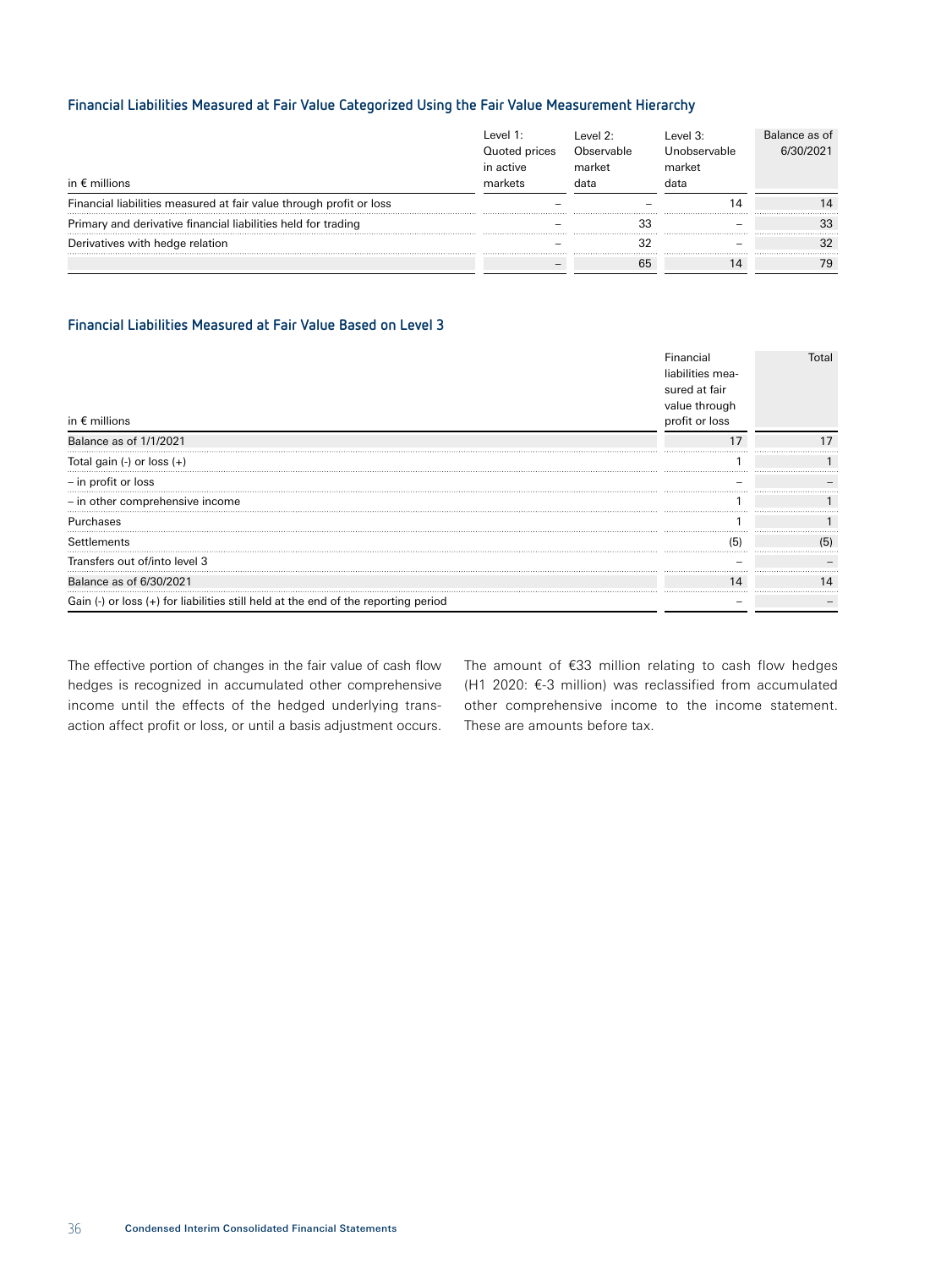### Financial Liabilities Measured at Fair Value Categorized Using the Fair Value Measurement Hierarchy

| in € millions | Level 1: Quoted prices in active markets | Level 2: Observable market data | Level 3: Unobservable market data | Balance as of 6/30/2021 |
|---|---|---|---|---|
| Financial liabilities measured at fair value through profit or loss | – | – | 14 | 14 |
| Primary and derivative financial liabilities held for trading | – | 33 | – | 33 |
| Derivatives with hedge relation | – | 32 | – | 32 |
| | – | 65 | 14 | 79 |

### Financial Liabilities Measured at Fair Value Based on Level 3

| in € millions | Financial liabilities measured at fair value through profit or loss | Total |
|---|---|---|
| Balance as of 1/1/2021 | 17 | 17 |
| Total gain (-) or loss (+) | 1 | 1 |
| – in profit or loss | – | – |
| – in other comprehensive income | 1 | 1 |
| Purchases | 1 | 1 |
| Settlements | (5) | (5) |
| Transfers out of/into level 3 | – | – |
| Balance as of 6/30/2021 | 14 | 14 |
| Gain (-) or loss (+) for liabilities still held at the end of the reporting period | – | – |

The effective portion of changes in the fair value of cash flow hedges is recognized in accumulated other comprehensive income until the effects of the hedged underlying transaction affect profit or loss, or until a basis adjustment occurs.

The amount of €33 million relating to cash flow hedges (H1 2020: €-3 million) was reclassified from accumulated other comprehensive income to the income statement. These are amounts before tax.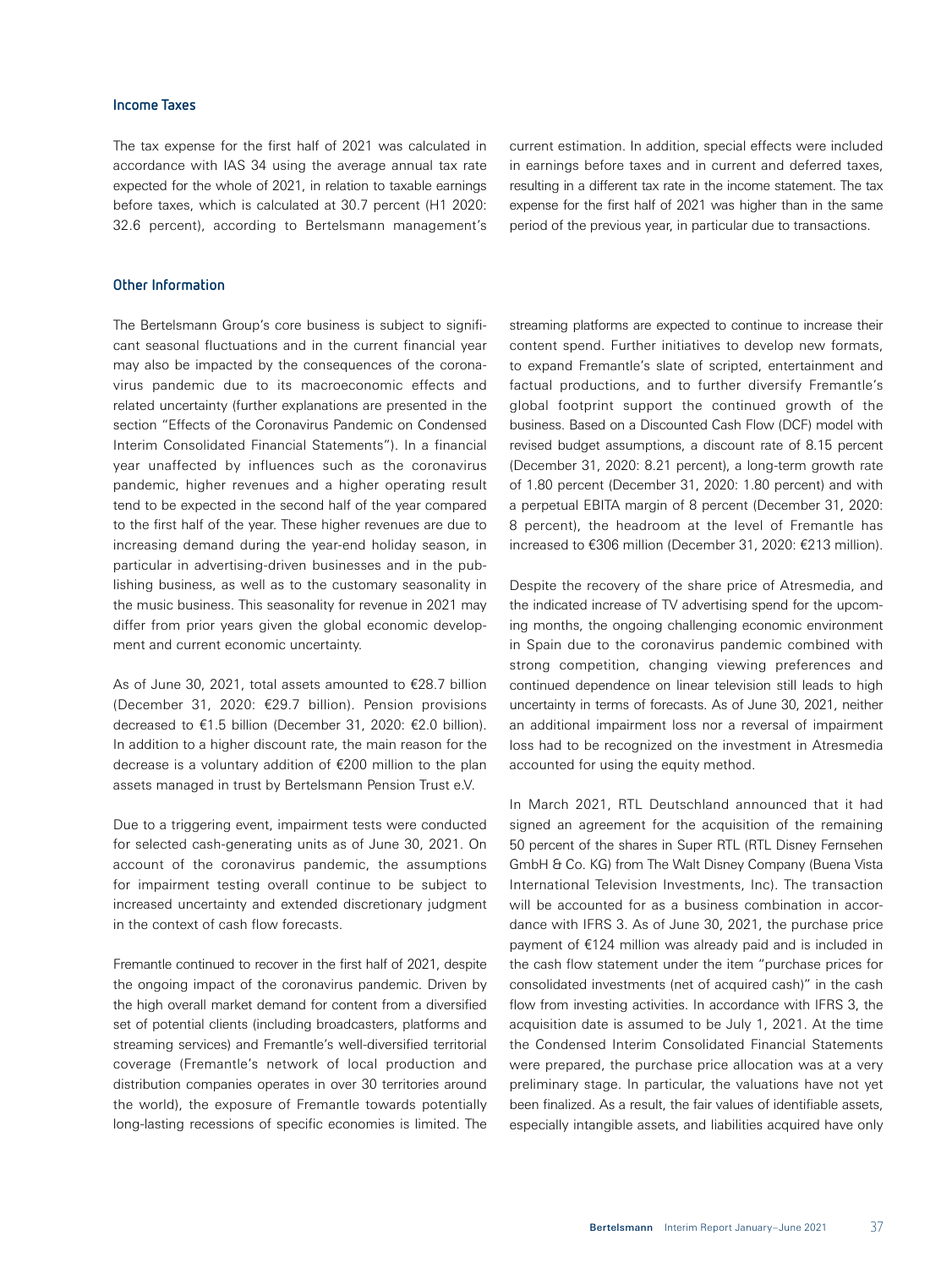## Income Taxes

The tax expense for the first half of 2021 was calculated in accordance with IAS 34 using the average annual tax rate expected for the whole of 2021, in relation to taxable earnings before taxes, which is calculated at 30.7 percent (H1 2020: 32.6 percent), according to Bertelsmann management's current estimation. In addition, special effects were included in earnings before taxes and in current and deferred taxes, resulting in a different tax rate in the income statement. The tax expense for the first half of 2021 was higher than in the same period of the previous year, in particular due to transactions.

## Other Information

The Bertelsmann Group's core business is subject to significant seasonal fluctuations and in the current financial year may also be impacted by the consequences of the coronavirus pandemic due to its macroeconomic effects and related uncertainty (further explanations are presented in the section "Effects of the Coronavirus Pandemic on Condensed Interim Consolidated Financial Statements"). In a financial year unaffected by influences such as the coronavirus pandemic, higher revenues and a higher operating result tend to be expected in the second half of the year compared to the first half of the year. These higher revenues are due to increasing demand during the year-end holiday season, in particular in advertising-driven businesses and in the publishing business, as well as to the customary seasonality in the music business. This seasonality for revenue in 2021 may differ from prior years given the global economic development and current economic uncertainty.

As of June 30, 2021, total assets amounted to €28.7 billion (December 31, 2020: €29.7 billion). Pension provisions decreased to €1.5 billion (December 31, 2020: €2.0 billion). In addition to a higher discount rate, the main reason for the decrease is a voluntary addition of €200 million to the plan assets managed in trust by Bertelsmann Pension Trust e.V.

Due to a triggering event, impairment tests were conducted for selected cash-generating units as of June 30, 2021. On account of the coronavirus pandemic, the assumptions for impairment testing overall continue to be subject to increased uncertainty and extended discretionary judgment in the context of cash flow forecasts.

Fremantle continued to recover in the first half of 2021, despite the ongoing impact of the coronavirus pandemic. Driven by the high overall market demand for content from a diversified set of potential clients (including broadcasters, platforms and streaming services) and Fremantle's well-diversified territorial coverage (Fremantle's network of local production and distribution companies operates in over 30 territories around the world), the exposure of Fremantle towards potentially long-lasting recessions of specific economies is limited. The streaming platforms are expected to continue to increase their content spend. Further initiatives to develop new formats, to expand Fremantle's slate of scripted, entertainment and factual productions, and to further diversify Fremantle's global footprint support the continued growth of the business. Based on a Discounted Cash Flow (DCF) model with revised budget assumptions, a discount rate of 8.15 percent (December 31, 2020: 8.21 percent), a long-term growth rate of 1.80 percent (December 31, 2020: 1.80 percent) and with a perpetual EBITA margin of 8 percent (December 31, 2020: 8 percent), the headroom at the level of Fremantle has increased to €306 million (December 31, 2020: €213 million).

Despite the recovery of the share price of Atresmedia, and the indicated increase of TV advertising spend for the upcoming months, the ongoing challenging economic environment in Spain due to the coronavirus pandemic combined with strong competition, changing viewing preferences and continued dependence on linear television still leads to high uncertainty in terms of forecasts. As of June 30, 2021, neither an additional impairment loss nor a reversal of impairment loss had to be recognized on the investment in Atresmedia accounted for using the equity method.

In March 2021, RTL Deutschland announced that it had signed an agreement for the acquisition of the remaining 50 percent of the shares in Super RTL (RTL Disney Fernsehen GmbH & Co. KG) from The Walt Disney Company (Buena Vista International Television Investments, Inc). The transaction will be accounted for as a business combination in accordance with IFRS 3. As of June 30, 2021, the purchase price payment of €124 million was already paid and is included in the cash flow statement under the item "purchase prices for consolidated investments (net of acquired cash)" in the cash flow from investing activities. In accordance with IFRS 3, the acquisition date is assumed to be July 1, 2021. At the time the Condensed Interim Consolidated Financial Statements were prepared, the purchase price allocation was at a very preliminary stage. In particular, the valuations have not yet been finalized. As a result, the fair values of identifiable assets, especially intangible assets, and liabilities acquired have only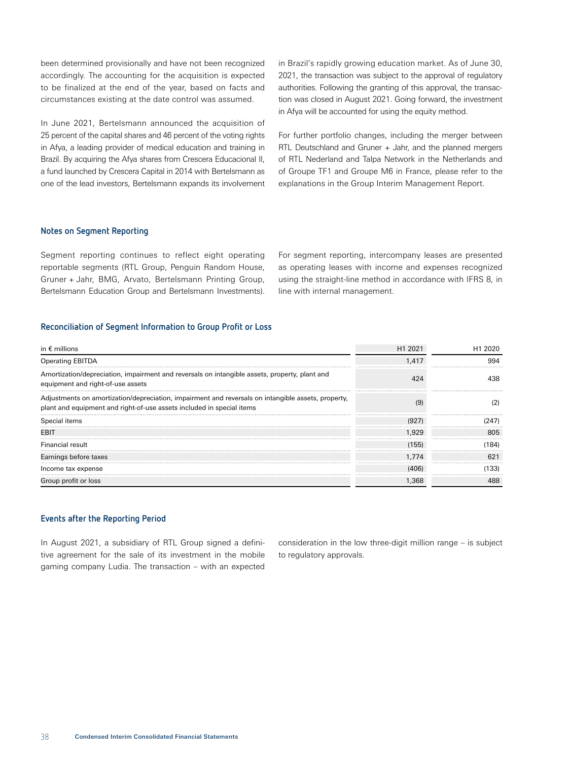been determined provisionally and have not been recognized accordingly. The accounting for the acquisition is expected to be finalized at the end of the year, based on facts and circumstances existing at the date control was assumed.

In June 2021, Bertelsmann announced the acquisition of 25 percent of the capital shares and 46 percent of the voting rights in Afya, a leading provider of medical education and training in Brazil. By acquiring the Afya shares from Crescera Educacional II, a fund launched by Crescera Capital in 2014 with Bertelsmann as one of the lead investors, Bertelsmann expands its involvement in Brazil's rapidly growing education market. As of June 30, 2021, the transaction was subject to the approval of regulatory authorities. Following the granting of this approval, the transaction was closed in August 2021. Going forward, the investment in Afya will be accounted for using the equity method.

For further portfolio changes, including the merger between RTL Deutschland and Gruner + Jahr, and the planned mergers of RTL Nederland and Talpa Network in the Netherlands and of Groupe TF1 and Groupe M6 in France, please refer to the explanations in the Group Interim Management Report.

### Notes on Segment Reporting

Segment reporting continues to reflect eight operating reportable segments (RTL Group, Penguin Random House, Gruner + Jahr, BMG, Arvato, Bertelsmann Printing Group, Bertelsmann Education Group and Bertelsmann Investments). For segment reporting, intercompany leases are presented as operating leases with income and expenses recognized using the straight-line method in accordance with IFRS 8, in line with internal management.

### Reconciliation of Segment Information to Group Profit or Loss

| in € millions | H1 2021 | H1 2020 |
|---|---|---|
| Operating EBITDA | 1,417 | 994 |
| Amortization/depreciation, impairment and reversals on intangible assets, property, plant and equipment and right-of-use assets | 424 | 438 |
| Adjustments on amortization/depreciation, impairment and reversals on intangible assets, property, plant and equipment and right-of-use assets included in special items | (9) | (2) |
| Special items | (927) | (247) |
| EBIT | 1,929 | 805 |
| Financial result | (155) | (184) |
| Earnings before taxes | 1,774 | 621 |
| Income tax expense | (406) | (133) |
| Group profit or loss | 1,368 | 488 |

### Events after the Reporting Period

In August 2021, a subsidiary of RTL Group signed a definitive agreement for the sale of its investment in the mobile gaming company Ludia. The transaction – with an expected consideration in the low three-digit million range – is subject to regulatory approvals.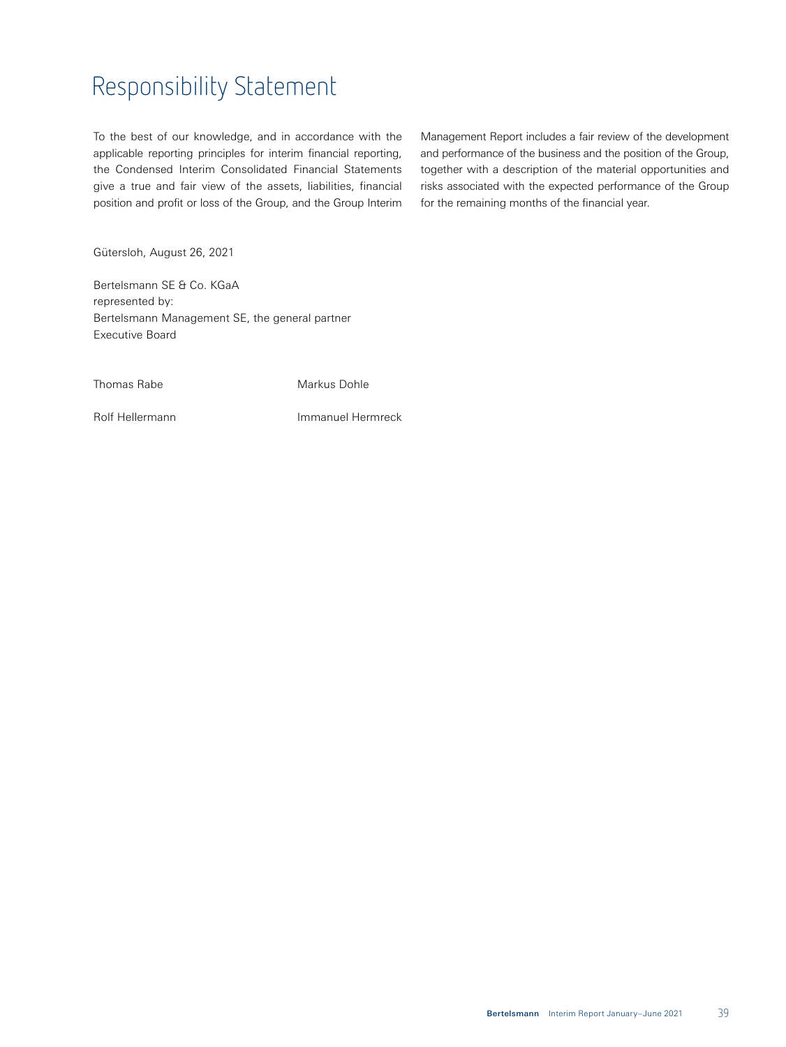# Responsibility Statement

To the best of our knowledge, and in accordance with the applicable reporting principles for interim financial reporting, the Condensed Interim Consolidated Financial Statements give a true and fair view of the assets, liabilities, financial position and profit or loss of the Group, and the Group Interim Management Report includes a fair review of the development and performance of the business and the position of the Group, together with a description of the material opportunities and risks associated with the expected performance of the Group for the remaining months of the financial year.

Gütersloh, August 26, 2021

Bertelsmann SE & Co. KGaA
represented by:
Bertelsmann Management SE, the general partner
Executive Board

Thomas Rabe　　　　Markus Dohle

Rolf Hellermann　　　　Immanuel Hermreck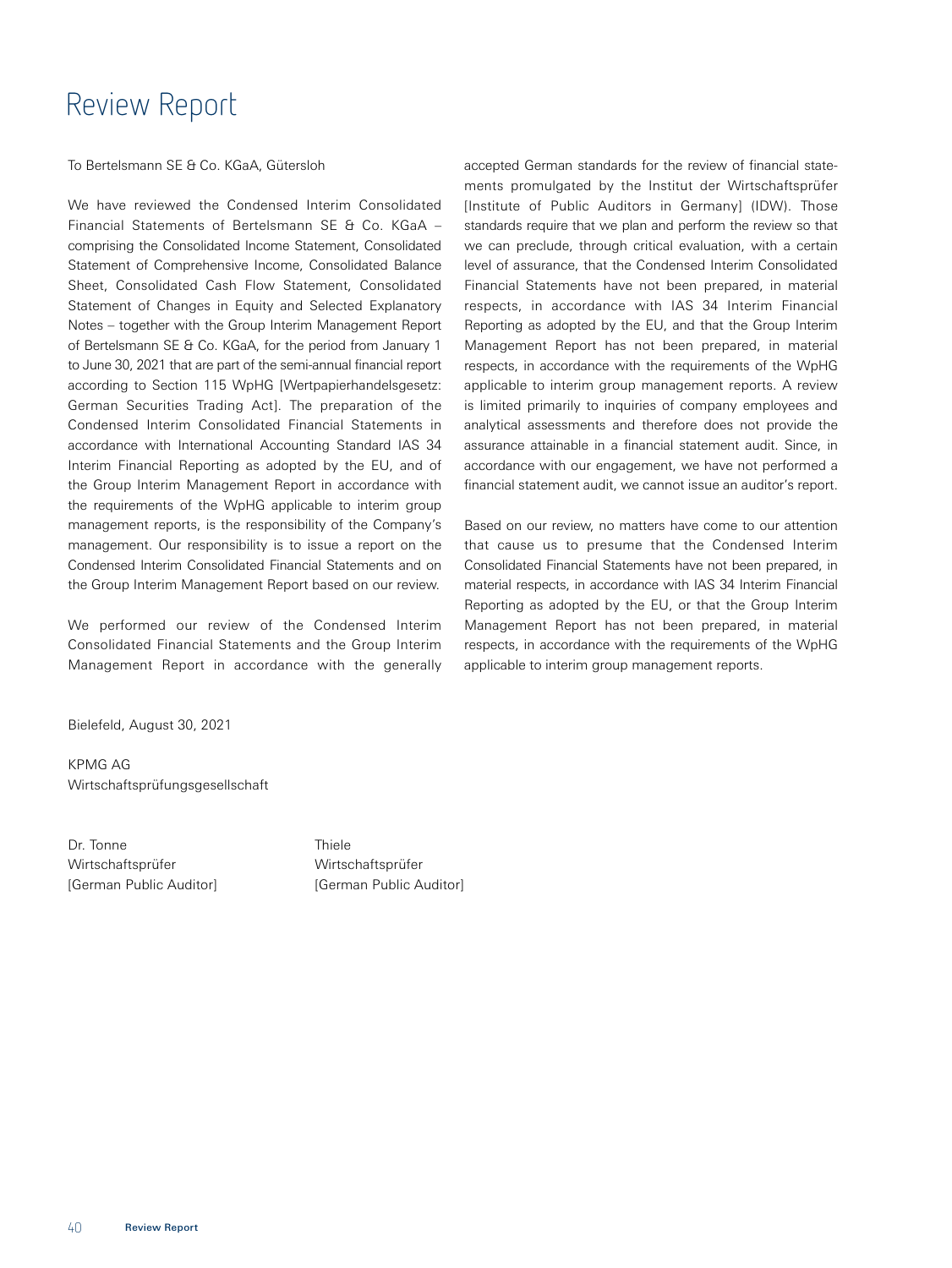# Review Report

To Bertelsmann SE & Co. KGaA, Gütersloh

We have reviewed the Condensed Interim Consolidated Financial Statements of Bertelsmann SE & Co. KGaA – comprising the Consolidated Income Statement, Consolidated Statement of Comprehensive Income, Consolidated Balance Sheet, Consolidated Cash Flow Statement, Consolidated Statement of Changes in Equity and Selected Explanatory Notes – together with the Group Interim Management Report of Bertelsmann SE & Co. KGaA, for the period from January 1 to June 30, 2021 that are part of the semi-annual financial report according to Section 115 WpHG [Wertpapierhandelsgesetz: German Securities Trading Act]. The preparation of the Condensed Interim Consolidated Financial Statements in accordance with International Accounting Standard IAS 34 Interim Financial Reporting as adopted by the EU, and of the Group Interim Management Report in accordance with the requirements of the WpHG applicable to interim group management reports, is the responsibility of the Company's management. Our responsibility is to issue a report on the Condensed Interim Consolidated Financial Statements and on the Group Interim Management Report based on our review.

We performed our review of the Condensed Interim Consolidated Financial Statements and the Group Interim Management Report in accordance with the generally accepted German standards for the review of financial statements promulgated by the Institut der Wirtschaftsprüfer [Institute of Public Auditors in Germany] (IDW). Those standards require that we plan and perform the review so that we can preclude, through critical evaluation, with a certain level of assurance, that the Condensed Interim Consolidated Financial Statements have not been prepared, in material respects, in accordance with IAS 34 Interim Financial Reporting as adopted by the EU, and that the Group Interim Management Report has not been prepared, in material respects, in accordance with the requirements of the WpHG applicable to interim group management reports. A review is limited primarily to inquiries of company employees and analytical assessments and therefore does not provide the assurance attainable in a financial statement audit. Since, in accordance with our engagement, we have not performed a financial statement audit, we cannot issue an auditor's report.

Based on our review, no matters have come to our attention that cause us to presume that the Condensed Interim Consolidated Financial Statements have not been prepared, in material respects, in accordance with IAS 34 Interim Financial Reporting as adopted by the EU, or that the Group Interim Management Report has not been prepared, in material respects, in accordance with the requirements of the WpHG applicable to interim group management reports.

Bielefeld, August 30, 2021

KPMG AG
Wirtschaftsprüfungsgesellschaft

| Dr. Tonne | Thiele |
|---|---|
| Wirtschaftsprüfer | Wirtschaftsprüfer |
| [German Public Auditor] | [German Public Auditor] |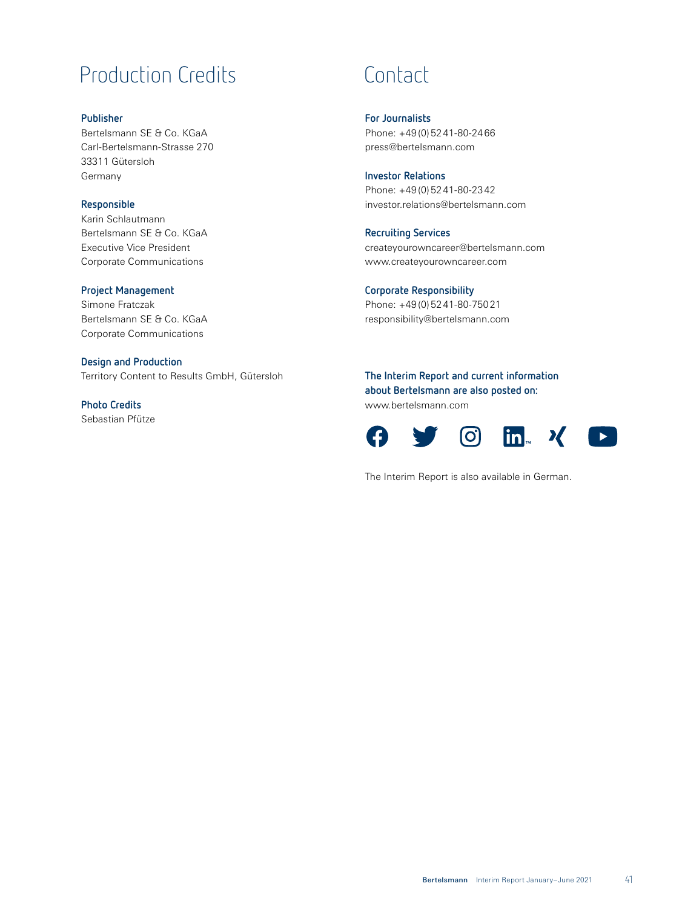## Production Credits

**Publisher**
Bertelsmann SE & Co. KGaA
Carl-Bertelsmann-Strasse 270
33311 Gütersloh
Germany

**Responsible**
Karin Schlautmann
Bertelsmann SE & Co. KGaA
Executive Vice President
Corporate Communications

**Project Management**
Simone Fratczak
Bertelsmann SE & Co. KGaA
Corporate Communications

**Design and Production**
Territory Content to Results GmbH, Gütersloh

**Photo Credits**
Sebastian Pfütze

## Contact

**For Journalists**
Phone: +49 (0) 52 41-80-24 66
press@bertelsmann.com

**Investor Relations**
Phone: +49 (0) 52 41-80-23 42
investor.relations@bertelsmann.com

**Recruiting Services**
createyourowncareer@bertelsmann.com
www.createyourowncareer.com

**Corporate Responsibility**
Phone: +49 (0) 52 41-80-750 21
responsibility@bertelsmann.com

**The Interim Report and current information about Bertelsmann are also posted on:**
www.bertelsmann.com

The Interim Report is also available in German.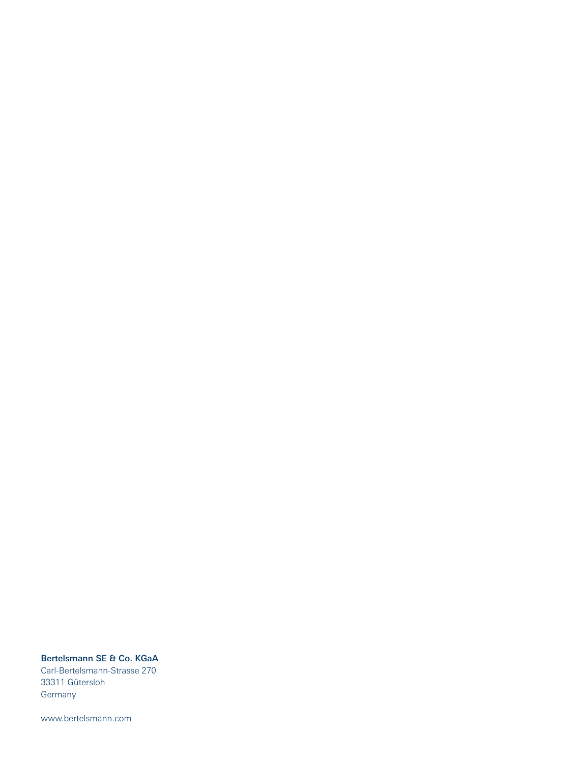**Bertelsmann SE & Co. KGaA**
Carl-Bertelsmann-Strasse 270
33311 Gütersloh
Germany

www.bertelsmann.com